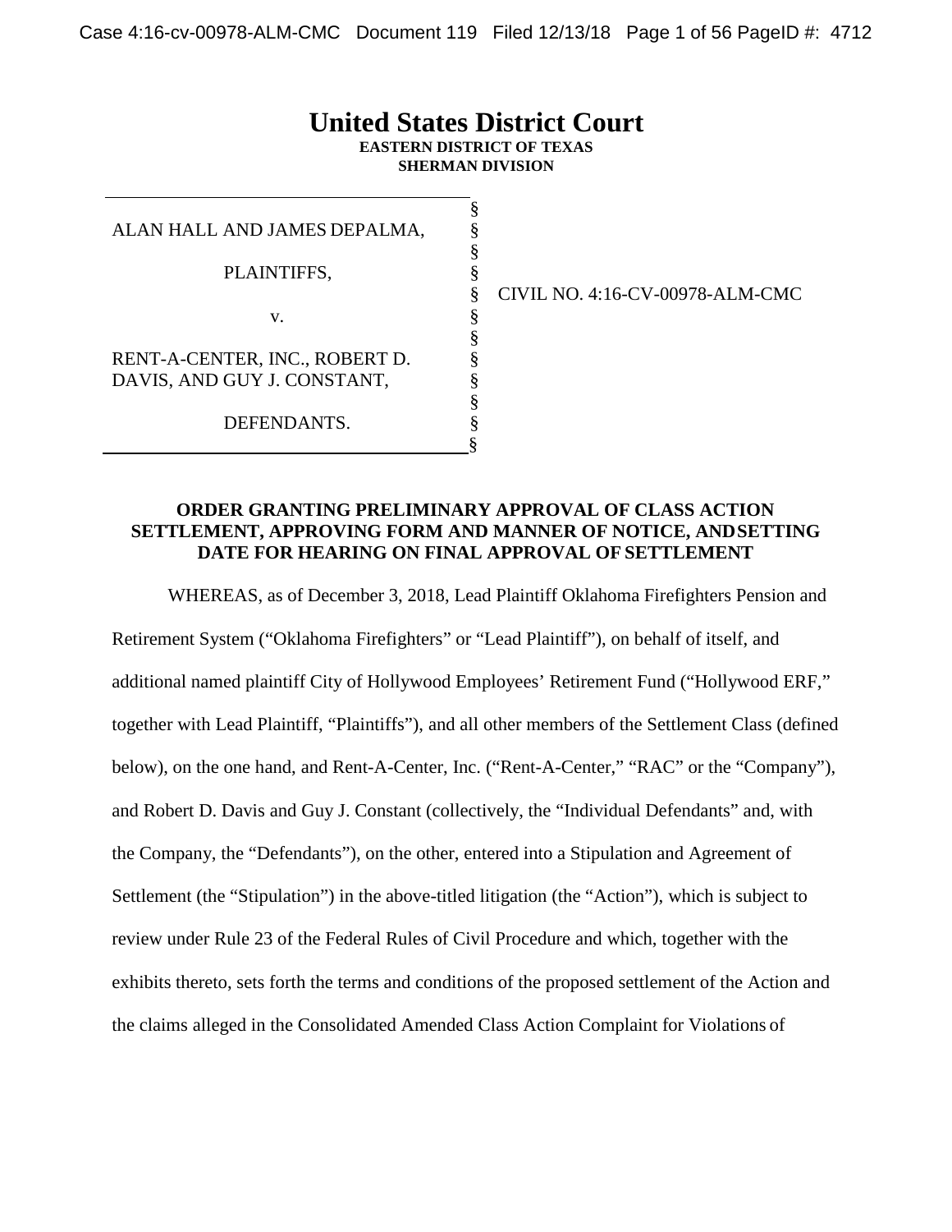# United States District Court

**EASTERN DISTRICT OF TEXAS**
**SHERMAN DIVISION**

ALAN HALL AND JAMES DEPALMA,

PLAINTIFFS,

v.

RENT-A-CENTER, INC., ROBERT D. DAVIS, AND GUY J. CONSTANT,

DEFENDANTS.

CIVIL NO. 4:16-CV-00978-ALM-CMC

**ORDER GRANTING PRELIMINARY APPROVAL OF CLASS ACTION SETTLEMENT, APPROVING FORM AND MANNER OF NOTICE, AND SETTING DATE FOR HEARING ON FINAL APPROVAL OF SETTLEMENT**

WHEREAS, as of December 3, 2018, Lead Plaintiff Oklahoma Firefighters Pension and Retirement System ("Oklahoma Firefighters" or "Lead Plaintiff"), on behalf of itself, and additional named plaintiff City of Hollywood Employees' Retirement Fund ("Hollywood ERF," together with Lead Plaintiff, "Plaintiffs"), and all other members of the Settlement Class (defined below), on the one hand, and Rent-A-Center, Inc. ("Rent-A-Center," "RAC" or the "Company"), and Robert D. Davis and Guy J. Constant (collectively, the "Individual Defendants" and, with the Company, the "Defendants"), on the other, entered into a Stipulation and Agreement of Settlement (the "Stipulation") in the above-titled litigation (the "Action"), which is subject to review under Rule 23 of the Federal Rules of Civil Procedure and which, together with the exhibits thereto, sets forth the terms and conditions of the proposed settlement of the Action and the claims alleged in the Consolidated Amended Class Action Complaint for Violations of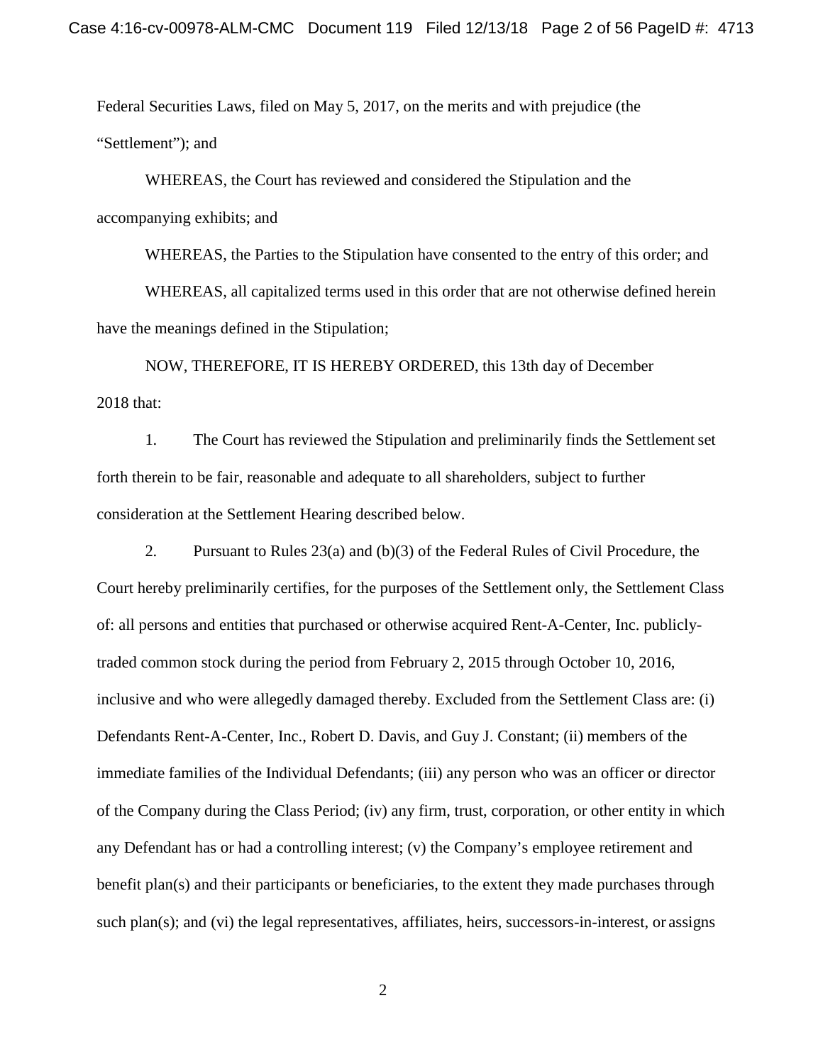Federal Securities Laws, filed on May 5, 2017, on the merits and with prejudice (the "Settlement"); and

WHEREAS, the Court has reviewed and considered the Stipulation and the accompanying exhibits; and

WHEREAS, the Parties to the Stipulation have consented to the entry of this order; and

WHEREAS, all capitalized terms used in this order that are not otherwise defined herein have the meanings defined in the Stipulation;

NOW, THEREFORE, IT IS HEREBY ORDERED, this 13th day of December 2018 that:

1. The Court has reviewed the Stipulation and preliminarily finds the Settlement set forth therein to be fair, reasonable and adequate to all shareholders, subject to further consideration at the Settlement Hearing described below.

2. Pursuant to Rules 23(a) and (b)(3) of the Federal Rules of Civil Procedure, the Court hereby preliminarily certifies, for the purposes of the Settlement only, the Settlement Class of: all persons and entities that purchased or otherwise acquired Rent-A-Center, Inc. publicly-traded common stock during the period from February 2, 2015 through October 10, 2016, inclusive and who were allegedly damaged thereby. Excluded from the Settlement Class are: (i) Defendants Rent-A-Center, Inc., Robert D. Davis, and Guy J. Constant; (ii) members of the immediate families of the Individual Defendants; (iii) any person who was an officer or director of the Company during the Class Period; (iv) any firm, trust, corporation, or other entity in which any Defendant has or had a controlling interest; (v) the Company's employee retirement and benefit plan(s) and their participants or beneficiaries, to the extent they made purchases through such plan(s); and (vi) the legal representatives, affiliates, heirs, successors-in-interest, or assigns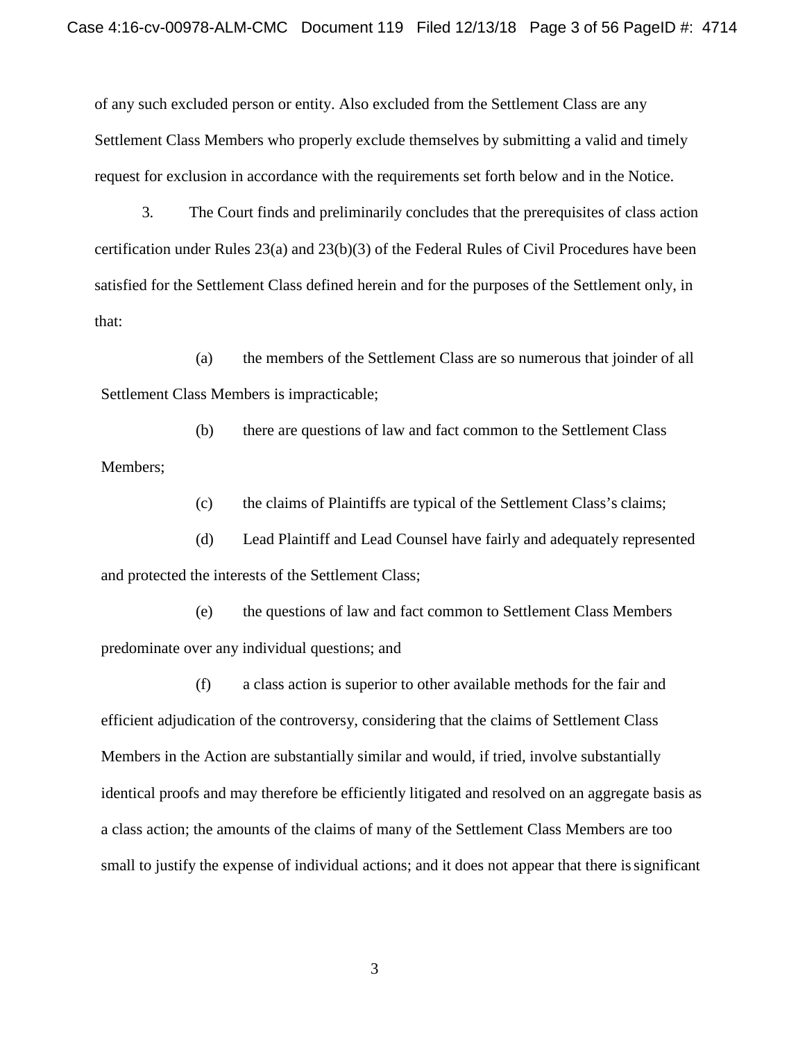of any such excluded person or entity. Also excluded from the Settlement Class are any Settlement Class Members who properly exclude themselves by submitting a valid and timely request for exclusion in accordance with the requirements set forth below and in the Notice.

3. The Court finds and preliminarily concludes that the prerequisites of class action certification under Rules 23(a) and 23(b)(3) of the Federal Rules of Civil Procedures have been satisfied for the Settlement Class defined herein and for the purposes of the Settlement only, in that:

(a) the members of the Settlement Class are so numerous that joinder of all Settlement Class Members is impracticable;

(b) there are questions of law and fact common to the Settlement Class Members;

(c) the claims of Plaintiffs are typical of the Settlement Class's claims;

(d) Lead Plaintiff and Lead Counsel have fairly and adequately represented and protected the interests of the Settlement Class;

(e) the questions of law and fact common to Settlement Class Members predominate over any individual questions; and

(f) a class action is superior to other available methods for the fair and efficient adjudication of the controversy, considering that the claims of Settlement Class Members in the Action are substantially similar and would, if tried, involve substantially identical proofs and may therefore be efficiently litigated and resolved on an aggregate basis as a class action; the amounts of the claims of many of the Settlement Class Members are too small to justify the expense of individual actions; and it does not appear that there is significant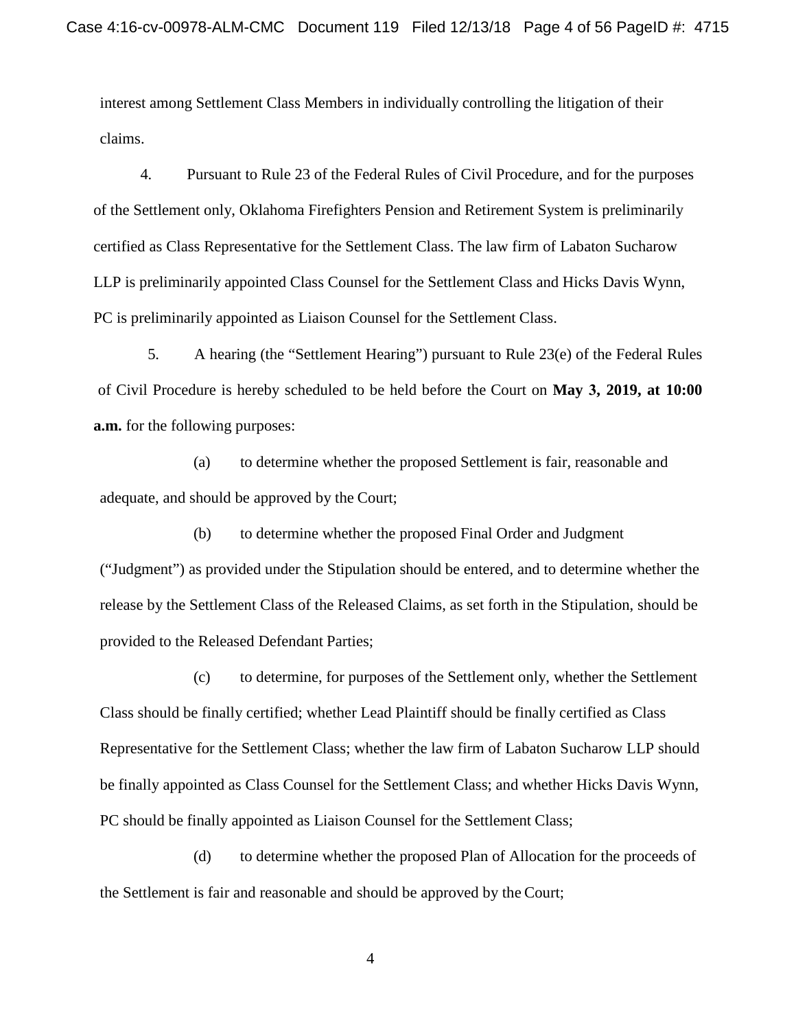interest among Settlement Class Members in individually controlling the litigation of their claims.

4. Pursuant to Rule 23 of the Federal Rules of Civil Procedure, and for the purposes of the Settlement only, Oklahoma Firefighters Pension and Retirement System is preliminarily certified as Class Representative for the Settlement Class. The law firm of Labaton Sucharow LLP is preliminarily appointed Class Counsel for the Settlement Class and Hicks Davis Wynn, PC is preliminarily appointed as Liaison Counsel for the Settlement Class.

5. A hearing (the "Settlement Hearing") pursuant to Rule 23(e) of the Federal Rules of Civil Procedure is hereby scheduled to be held before the Court on **May 3, 2019, at 10:00 a.m.** for the following purposes:

(a) to determine whether the proposed Settlement is fair, reasonable and adequate, and should be approved by the Court;

(b) to determine whether the proposed Final Order and Judgment ("Judgment") as provided under the Stipulation should be entered, and to determine whether the release by the Settlement Class of the Released Claims, as set forth in the Stipulation, should be provided to the Released Defendant Parties;

(c) to determine, for purposes of the Settlement only, whether the Settlement Class should be finally certified; whether Lead Plaintiff should be finally certified as Class Representative for the Settlement Class; whether the law firm of Labaton Sucharow LLP should be finally appointed as Class Counsel for the Settlement Class; and whether Hicks Davis Wynn, PC should be finally appointed as Liaison Counsel for the Settlement Class;

(d) to determine whether the proposed Plan of Allocation for the proceeds of the Settlement is fair and reasonable and should be approved by the Court;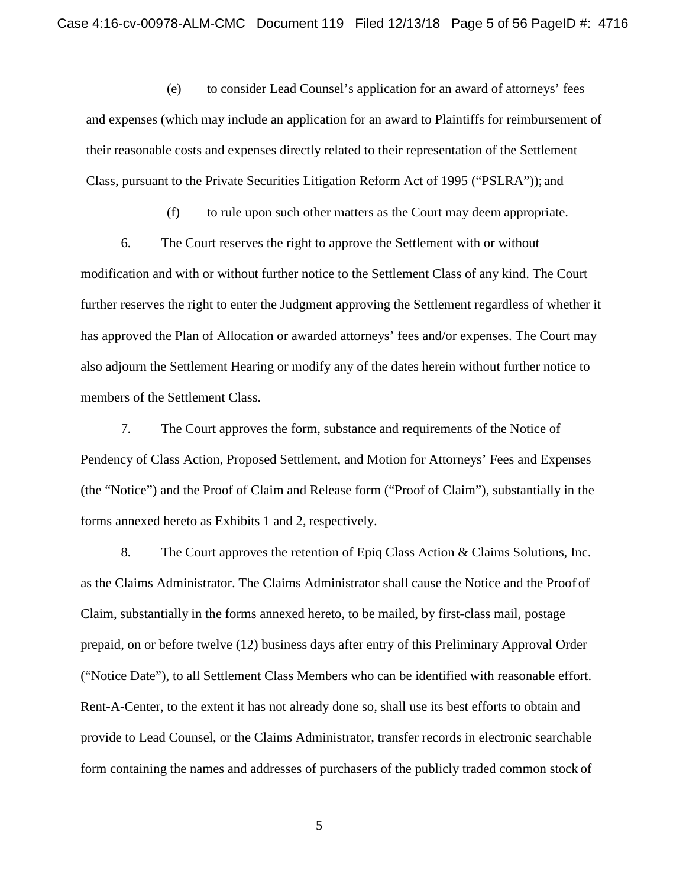(e) to consider Lead Counsel's application for an award of attorneys' fees and expenses (which may include an application for an award to Plaintiffs for reimbursement of their reasonable costs and expenses directly related to their representation of the Settlement Class, pursuant to the Private Securities Litigation Reform Act of 1995 ("PSLRA")); and

(f) to rule upon such other matters as the Court may deem appropriate.

6. The Court reserves the right to approve the Settlement with or without modification and with or without further notice to the Settlement Class of any kind. The Court further reserves the right to enter the Judgment approving the Settlement regardless of whether it has approved the Plan of Allocation or awarded attorneys' fees and/or expenses. The Court may also adjourn the Settlement Hearing or modify any of the dates herein without further notice to members of the Settlement Class.

7. The Court approves the form, substance and requirements of the Notice of Pendency of Class Action, Proposed Settlement, and Motion for Attorneys' Fees and Expenses (the "Notice") and the Proof of Claim and Release form ("Proof of Claim"), substantially in the forms annexed hereto as Exhibits 1 and 2, respectively.

8. The Court approves the retention of Epiq Class Action & Claims Solutions, Inc. as the Claims Administrator. The Claims Administrator shall cause the Notice and the Proof of Claim, substantially in the forms annexed hereto, to be mailed, by first-class mail, postage prepaid, on or before twelve (12) business days after entry of this Preliminary Approval Order ("Notice Date"), to all Settlement Class Members who can be identified with reasonable effort. Rent-A-Center, to the extent it has not already done so, shall use its best efforts to obtain and provide to Lead Counsel, or the Claims Administrator, transfer records in electronic searchable form containing the names and addresses of purchasers of the publicly traded common stock of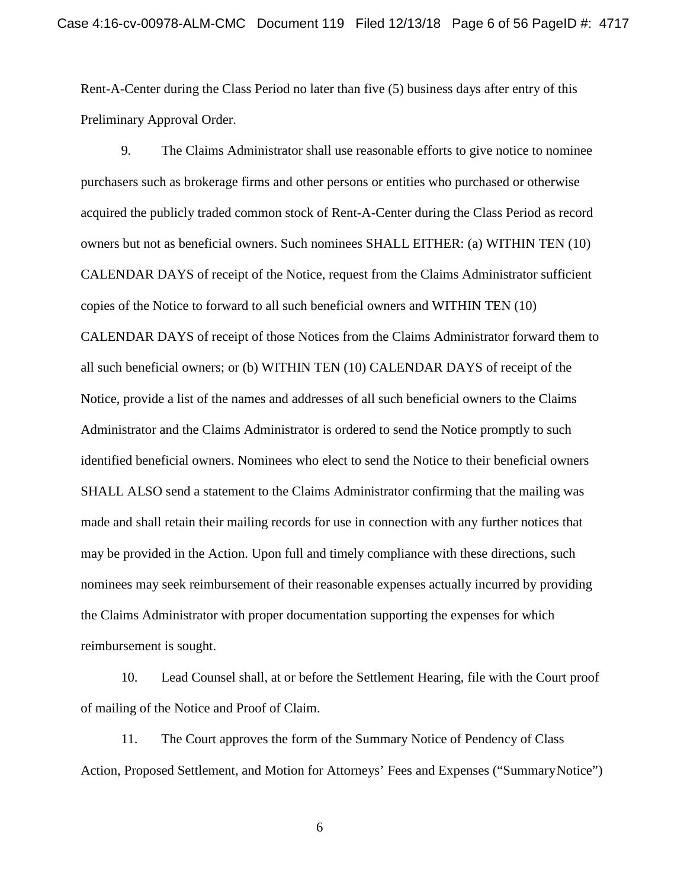Rent-A-Center during the Class Period no later than five (5) business days after entry of this Preliminary Approval Order.

9. The Claims Administrator shall use reasonable efforts to give notice to nominee purchasers such as brokerage firms and other persons or entities who purchased or otherwise acquired the publicly traded common stock of Rent-A-Center during the Class Period as record owners but not as beneficial owners. Such nominees SHALL EITHER: (a) WITHIN TEN (10) CALENDAR DAYS of receipt of the Notice, request from the Claims Administrator sufficient copies of the Notice to forward to all such beneficial owners and WITHIN TEN (10) CALENDAR DAYS of receipt of those Notices from the Claims Administrator forward them to all such beneficial owners; or (b) WITHIN TEN (10) CALENDAR DAYS of receipt of the Notice, provide a list of the names and addresses of all such beneficial owners to the Claims Administrator and the Claims Administrator is ordered to send the Notice promptly to such identified beneficial owners. Nominees who elect to send the Notice to their beneficial owners SHALL ALSO send a statement to the Claims Administrator confirming that the mailing was made and shall retain their mailing records for use in connection with any further notices that may be provided in the Action. Upon full and timely compliance with these directions, such nominees may seek reimbursement of their reasonable expenses actually incurred by providing the Claims Administrator with proper documentation supporting the expenses for which reimbursement is sought.

10. Lead Counsel shall, at or before the Settlement Hearing, file with the Court proof of mailing of the Notice and Proof of Claim.

11. The Court approves the form of the Summary Notice of Pendency of Class Action, Proposed Settlement, and Motion for Attorneys' Fees and Expenses ("Summary Notice")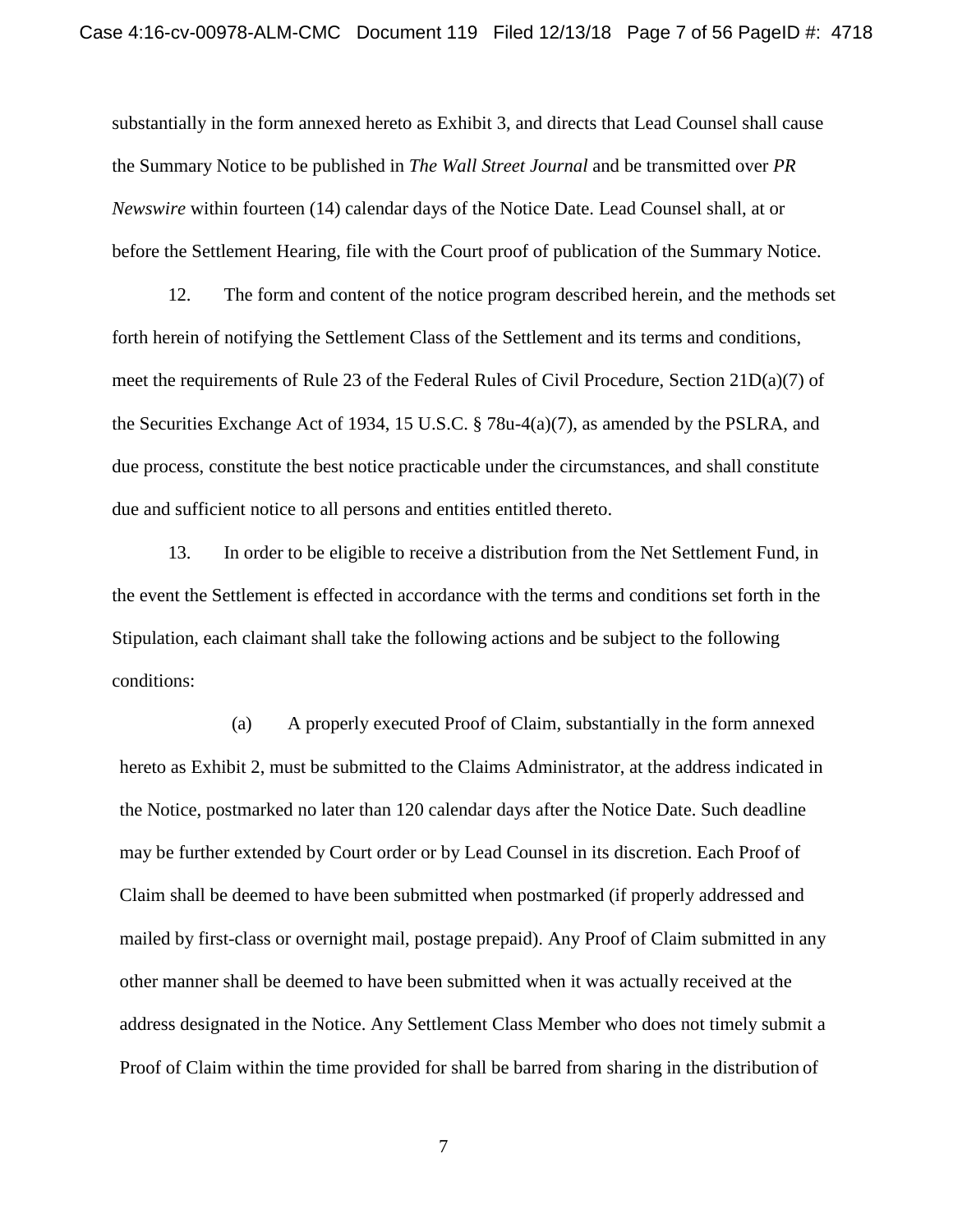substantially in the form annexed hereto as Exhibit 3, and directs that Lead Counsel shall cause the Summary Notice to be published in *The Wall Street Journal* and be transmitted over *PR Newswire* within fourteen (14) calendar days of the Notice Date. Lead Counsel shall, at or before the Settlement Hearing, file with the Court proof of publication of the Summary Notice.

12. The form and content of the notice program described herein, and the methods set forth herein of notifying the Settlement Class of the Settlement and its terms and conditions, meet the requirements of Rule 23 of the Federal Rules of Civil Procedure, Section 21D(a)(7) of the Securities Exchange Act of 1934, 15 U.S.C. § 78u-4(a)(7), as amended by the PSLRA, and due process, constitute the best notice practicable under the circumstances, and shall constitute due and sufficient notice to all persons and entities entitled thereto.

13. In order to be eligible to receive a distribution from the Net Settlement Fund, in the event the Settlement is effected in accordance with the terms and conditions set forth in the Stipulation, each claimant shall take the following actions and be subject to the following conditions:

(a) A properly executed Proof of Claim, substantially in the form annexed hereto as Exhibit 2, must be submitted to the Claims Administrator, at the address indicated in the Notice, postmarked no later than 120 calendar days after the Notice Date. Such deadline may be further extended by Court order or by Lead Counsel in its discretion. Each Proof of Claim shall be deemed to have been submitted when postmarked (if properly addressed and mailed by first-class or overnight mail, postage prepaid). Any Proof of Claim submitted in any other manner shall be deemed to have been submitted when it was actually received at the address designated in the Notice. Any Settlement Class Member who does not timely submit a Proof of Claim within the time provided for shall be barred from sharing in the distribution of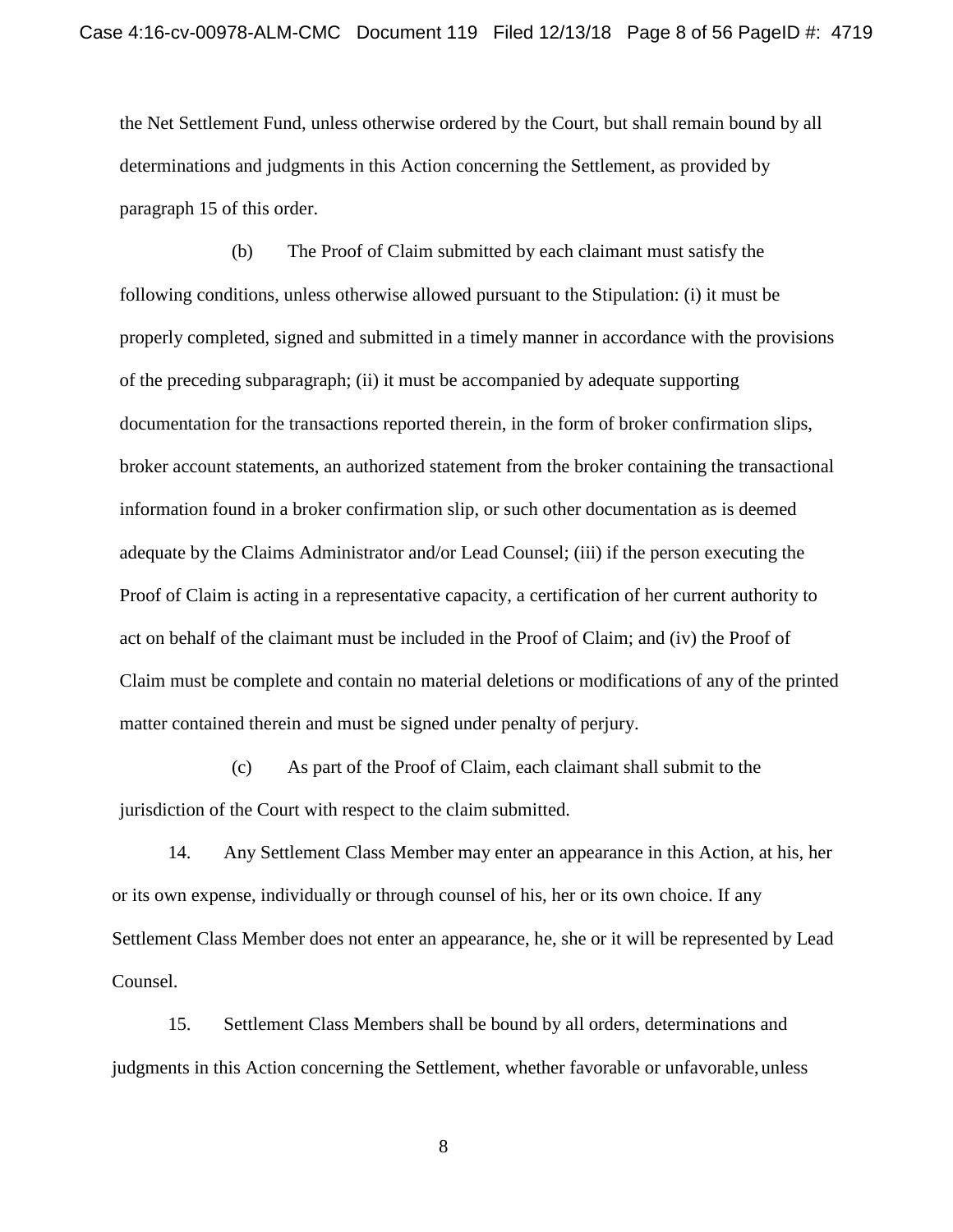the Net Settlement Fund, unless otherwise ordered by the Court, but shall remain bound by all determinations and judgments in this Action concerning the Settlement, as provided by paragraph 15 of this order.

(b) The Proof of Claim submitted by each claimant must satisfy the following conditions, unless otherwise allowed pursuant to the Stipulation: (i) it must be properly completed, signed and submitted in a timely manner in accordance with the provisions of the preceding subparagraph; (ii) it must be accompanied by adequate supporting documentation for the transactions reported therein, in the form of broker confirmation slips, broker account statements, an authorized statement from the broker containing the transactional information found in a broker confirmation slip, or such other documentation as is deemed adequate by the Claims Administrator and/or Lead Counsel; (iii) if the person executing the Proof of Claim is acting in a representative capacity, a certification of her current authority to act on behalf of the claimant must be included in the Proof of Claim; and (iv) the Proof of Claim must be complete and contain no material deletions or modifications of any of the printed matter contained therein and must be signed under penalty of perjury.

(c) As part of the Proof of Claim, each claimant shall submit to the jurisdiction of the Court with respect to the claim submitted.

14. Any Settlement Class Member may enter an appearance in this Action, at his, her or its own expense, individually or through counsel of his, her or its own choice. If any Settlement Class Member does not enter an appearance, he, she or it will be represented by Lead Counsel.

15. Settlement Class Members shall be bound by all orders, determinations and judgments in this Action concerning the Settlement, whether favorable or unfavorable, unless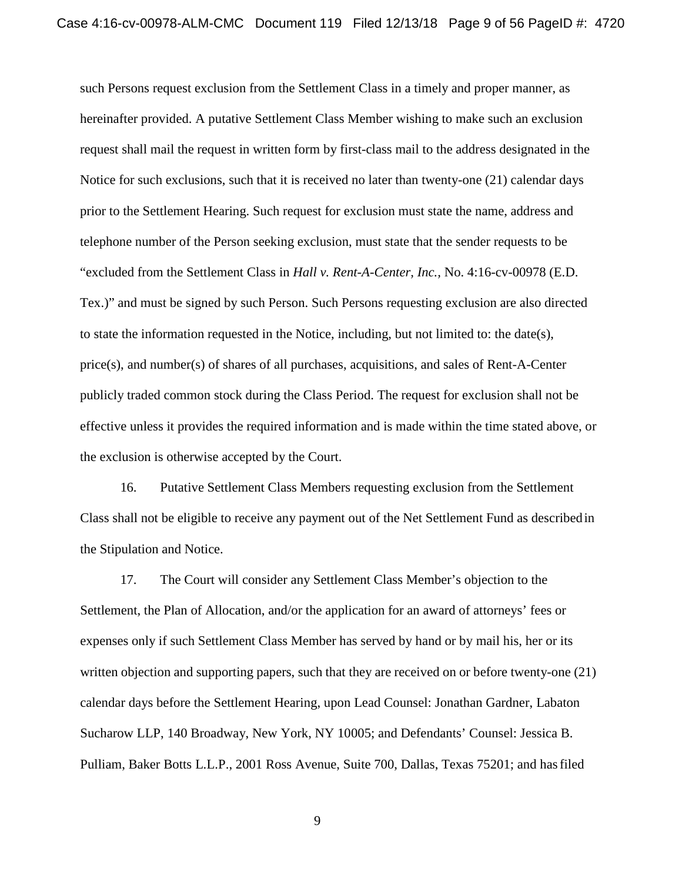such Persons request exclusion from the Settlement Class in a timely and proper manner, as hereinafter provided. A putative Settlement Class Member wishing to make such an exclusion request shall mail the request in written form by first-class mail to the address designated in the Notice for such exclusions, such that it is received no later than twenty-one (21) calendar days prior to the Settlement Hearing. Such request for exclusion must state the name, address and telephone number of the Person seeking exclusion, must state that the sender requests to be "excluded from the Settlement Class in *Hall v. Rent-A-Center, Inc.*, No. 4:16-cv-00978 (E.D. Tex.)" and must be signed by such Person. Such Persons requesting exclusion are also directed to state the information requested in the Notice, including, but not limited to: the date(s), price(s), and number(s) of shares of all purchases, acquisitions, and sales of Rent-A-Center publicly traded common stock during the Class Period. The request for exclusion shall not be effective unless it provides the required information and is made within the time stated above, or the exclusion is otherwise accepted by the Court.

16. Putative Settlement Class Members requesting exclusion from the Settlement Class shall not be eligible to receive any payment out of the Net Settlement Fund as described in the Stipulation and Notice.

17. The Court will consider any Settlement Class Member's objection to the Settlement, the Plan of Allocation, and/or the application for an award of attorneys' fees or expenses only if such Settlement Class Member has served by hand or by mail his, her or its written objection and supporting papers, such that they are received on or before twenty-one (21) calendar days before the Settlement Hearing, upon Lead Counsel: Jonathan Gardner, Labaton Sucharow LLP, 140 Broadway, New York, NY 10005; and Defendants' Counsel: Jessica B. Pulliam, Baker Botts L.L.P., 2001 Ross Avenue, Suite 700, Dallas, Texas 75201; and has filed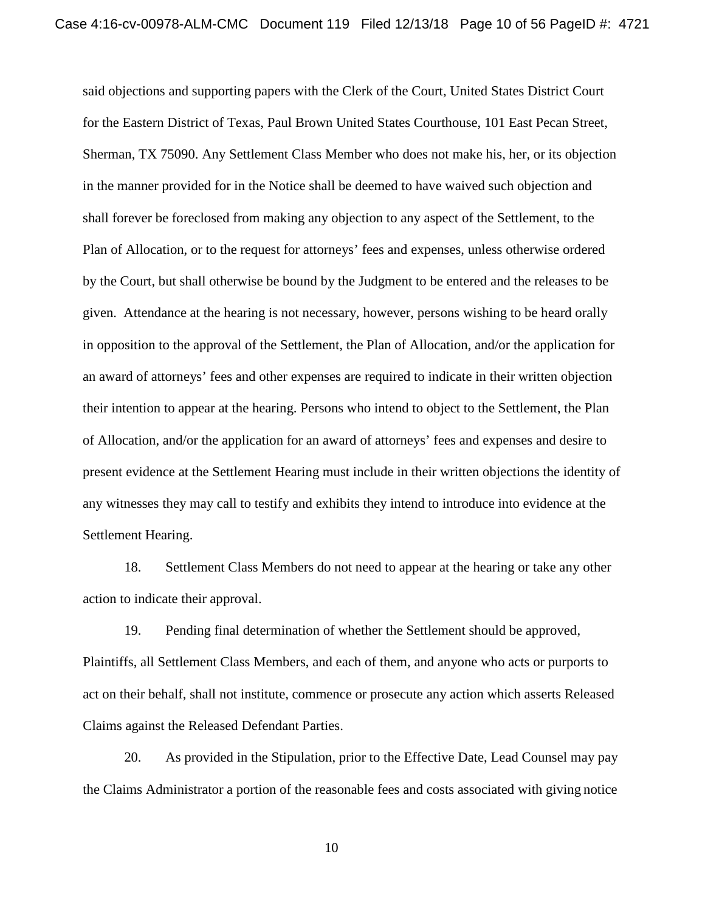said objections and supporting papers with the Clerk of the Court, United States District Court for the Eastern District of Texas, Paul Brown United States Courthouse, 101 East Pecan Street, Sherman, TX 75090. Any Settlement Class Member who does not make his, her, or its objection in the manner provided for in the Notice shall be deemed to have waived such objection and shall forever be foreclosed from making any objection to any aspect of the Settlement, to the Plan of Allocation, or to the request for attorneys' fees and expenses, unless otherwise ordered by the Court, but shall otherwise be bound by the Judgment to be entered and the releases to be given. Attendance at the hearing is not necessary, however, persons wishing to be heard orally in opposition to the approval of the Settlement, the Plan of Allocation, and/or the application for an award of attorneys' fees and other expenses are required to indicate in their written objection their intention to appear at the hearing. Persons who intend to object to the Settlement, the Plan of Allocation, and/or the application for an award of attorneys' fees and expenses and desire to present evidence at the Settlement Hearing must include in their written objections the identity of any witnesses they may call to testify and exhibits they intend to introduce into evidence at the Settlement Hearing.

18. Settlement Class Members do not need to appear at the hearing or take any other action to indicate their approval.

19. Pending final determination of whether the Settlement should be approved, Plaintiffs, all Settlement Class Members, and each of them, and anyone who acts or purports to act on their behalf, shall not institute, commence or prosecute any action which asserts Released Claims against the Released Defendant Parties.

20. As provided in the Stipulation, prior to the Effective Date, Lead Counsel may pay the Claims Administrator a portion of the reasonable fees and costs associated with giving notice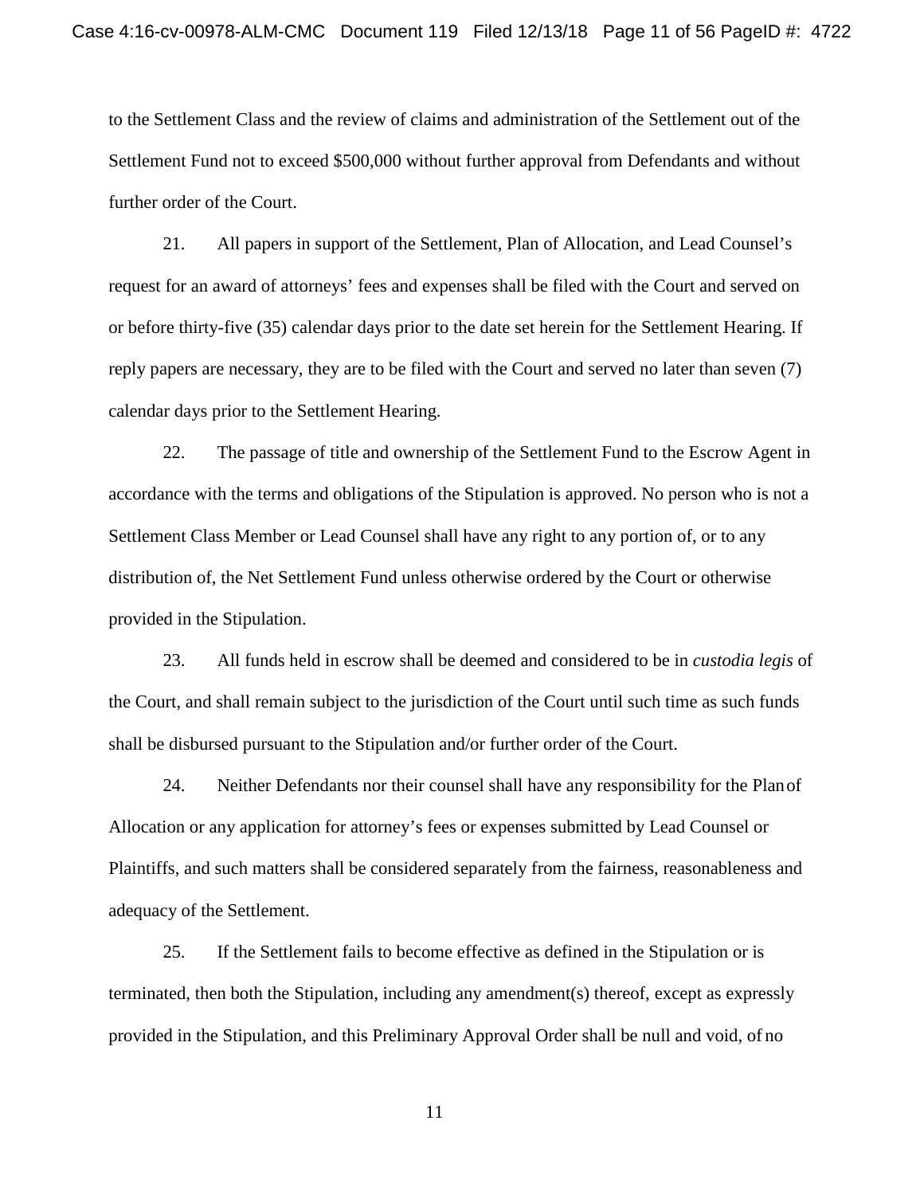to the Settlement Class and the review of claims and administration of the Settlement out of the Settlement Fund not to exceed $500,000 without further approval from Defendants and without further order of the Court.

21. All papers in support of the Settlement, Plan of Allocation, and Lead Counsel's request for an award of attorneys' fees and expenses shall be filed with the Court and served on or before thirty-five (35) calendar days prior to the date set herein for the Settlement Hearing. If reply papers are necessary, they are to be filed with the Court and served no later than seven (7) calendar days prior to the Settlement Hearing.

22. The passage of title and ownership of the Settlement Fund to the Escrow Agent in accordance with the terms and obligations of the Stipulation is approved. No person who is not a Settlement Class Member or Lead Counsel shall have any right to any portion of, or to any distribution of, the Net Settlement Fund unless otherwise ordered by the Court or otherwise provided in the Stipulation.

23. All funds held in escrow shall be deemed and considered to be in *custodia legis* of the Court, and shall remain subject to the jurisdiction of the Court until such time as such funds shall be disbursed pursuant to the Stipulation and/or further order of the Court.

24. Neither Defendants nor their counsel shall have any responsibility for the Plan of Allocation or any application for attorney's fees or expenses submitted by Lead Counsel or Plaintiffs, and such matters shall be considered separately from the fairness, reasonableness and adequacy of the Settlement.

25. If the Settlement fails to become effective as defined in the Stipulation or is terminated, then both the Stipulation, including any amendment(s) thereof, except as expressly provided in the Stipulation, and this Preliminary Approval Order shall be null and void, of no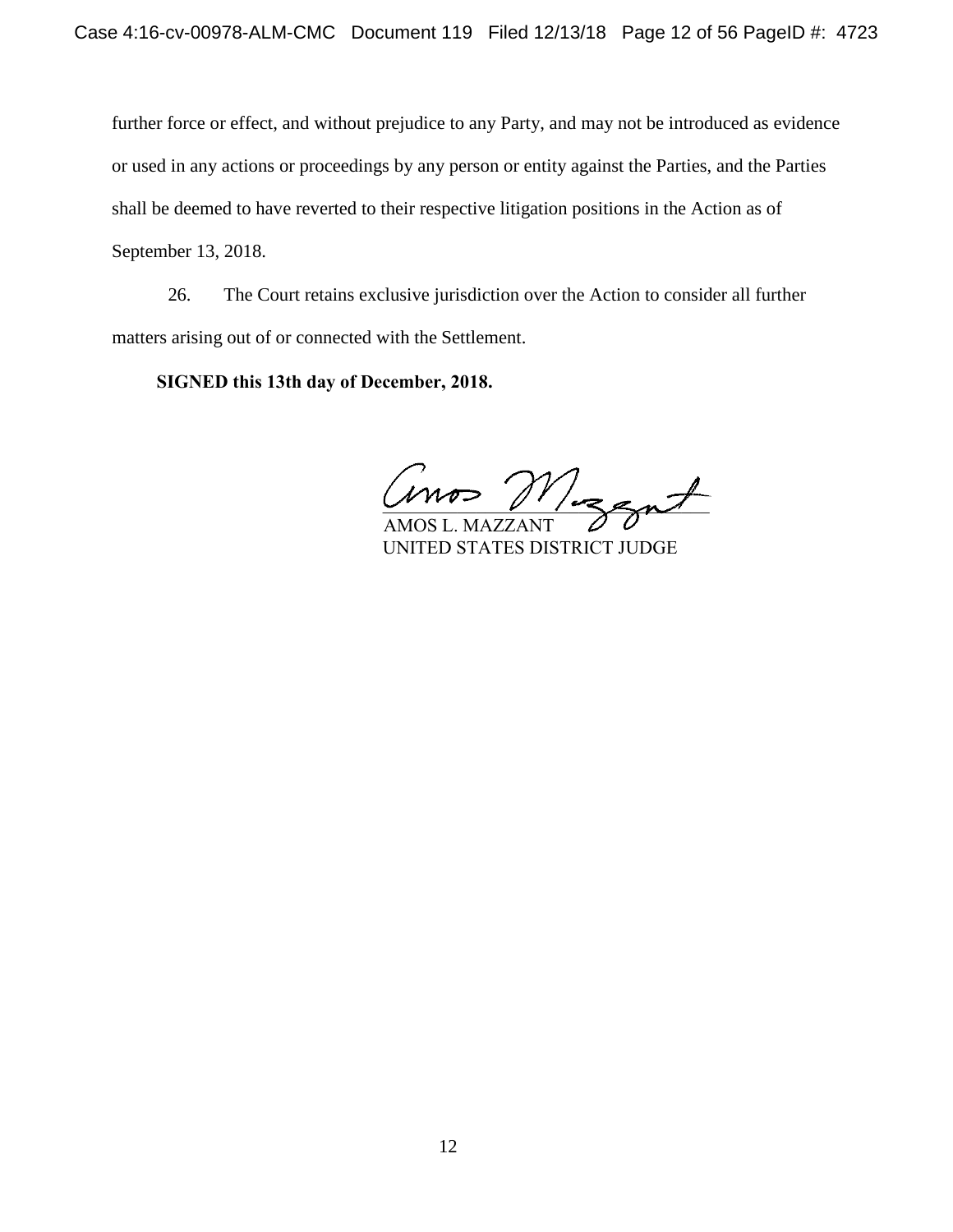further force or effect, and without prejudice to any Party, and may not be introduced as evidence or used in any actions or proceedings by any person or entity against the Parties, and the Parties shall be deemed to have reverted to their respective litigation positions in the Action as of September 13, 2018.

26. The Court retains exclusive jurisdiction over the Action to consider all further matters arising out of or connected with the Settlement.

**SIGNED this 13th day of December, 2018.**

AMOS L. MAZZANT
UNITED STATES DISTRICT JUDGE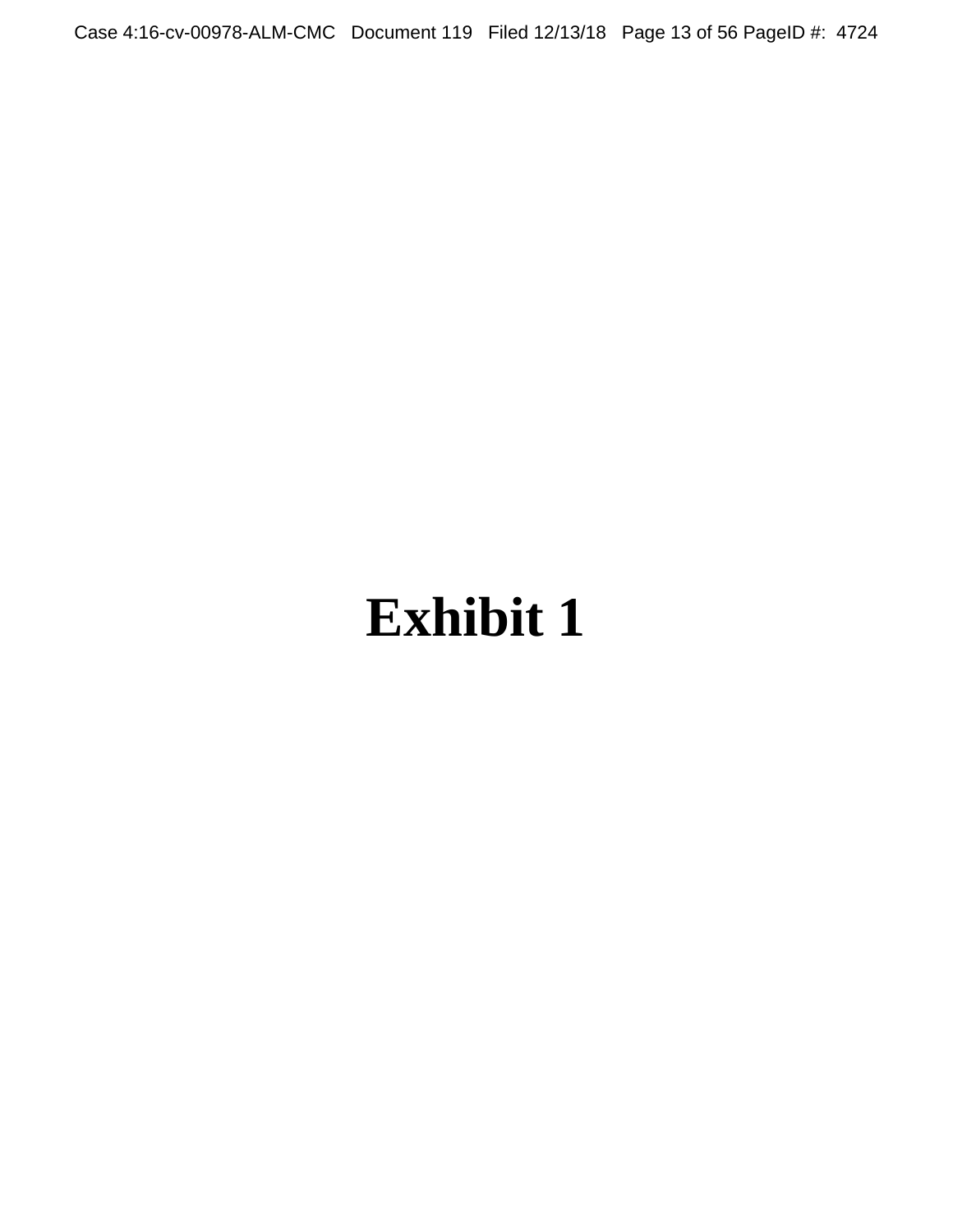# Exhibit 1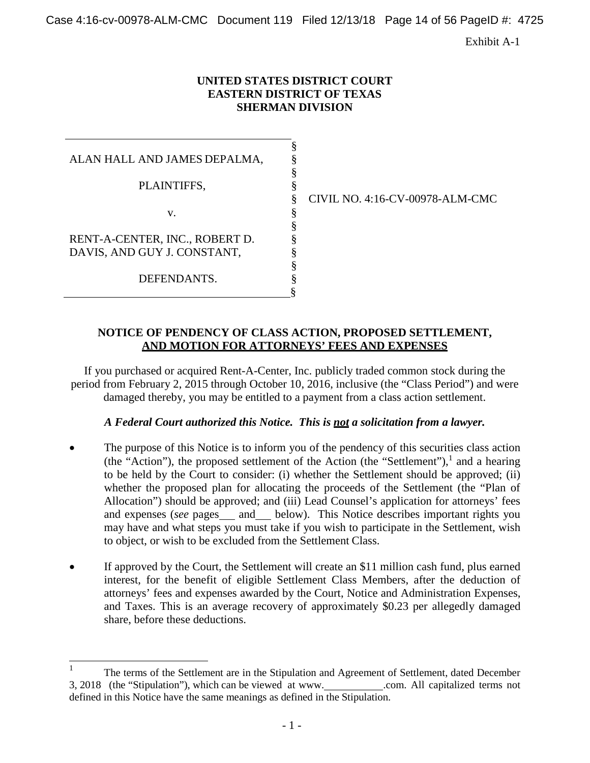Exhibit A-1

**UNITED STATES DISTRICT COURT**
**EASTERN DISTRICT OF TEXAS**
**SHERMAN DIVISION**

| | | |
|---|---|---|
| ALAN HALL AND JAMES DEPALMA, | § | |
| PLAINTIFFS, | § | |
| v. | § | CIVIL NO. 4:16-CV-00978-ALM-CMC |
| RENT-A-CENTER, INC., ROBERT D. DAVIS, AND GUY J. CONSTANT, | § | |
| DEFENDANTS. | § | |

**NOTICE OF PENDENCY OF CLASS ACTION, PROPOSED SETTLEMENT, AND MOTION FOR ATTORNEYS' FEES AND EXPENSES**

If you purchased or acquired Rent-A-Center, Inc. publicly traded common stock during the period from February 2, 2015 through October 10, 2016, inclusive (the "Class Period") and were damaged thereby, you may be entitled to a payment from a class action settlement.

***A Federal Court authorized this Notice. This is not a solicitation from a lawyer.***

- The purpose of this Notice is to inform you of the pendency of this securities class action (the "Action"), the proposed settlement of the Action (the "Settlement"),[1] and a hearing to be held by the Court to consider: (i) whether the Settlement should be approved; (ii) whether the proposed plan for allocating the proceeds of the Settlement (the "Plan of Allocation") should be approved; and (iii) Lead Counsel's application for attorneys' fees and expenses (*see* pages\_\_\_ and\_\_\_ below). This Notice describes important rights you may have and what steps you must take if you wish to participate in the Settlement, wish to object, or wish to be excluded from the Settlement Class.

- If approved by the Court, the Settlement will create an $11 million cash fund, plus earned interest, for the benefit of eligible Settlement Class Members, after the deduction of attorneys' fees and expenses awarded by the Court, Notice and Administration Expenses, and Taxes. This is an average recovery of approximately $0.23 per allegedly damaged share, before these deductions.

[1] The terms of the Settlement are in the Stipulation and Agreement of Settlement, dated December 3, 2018 (the "Stipulation"), which can be viewed at www.\_\_\_\_\_\_\_\_\_\_\_.com. All capitalized terms not defined in this Notice have the same meanings as defined in the Stipulation.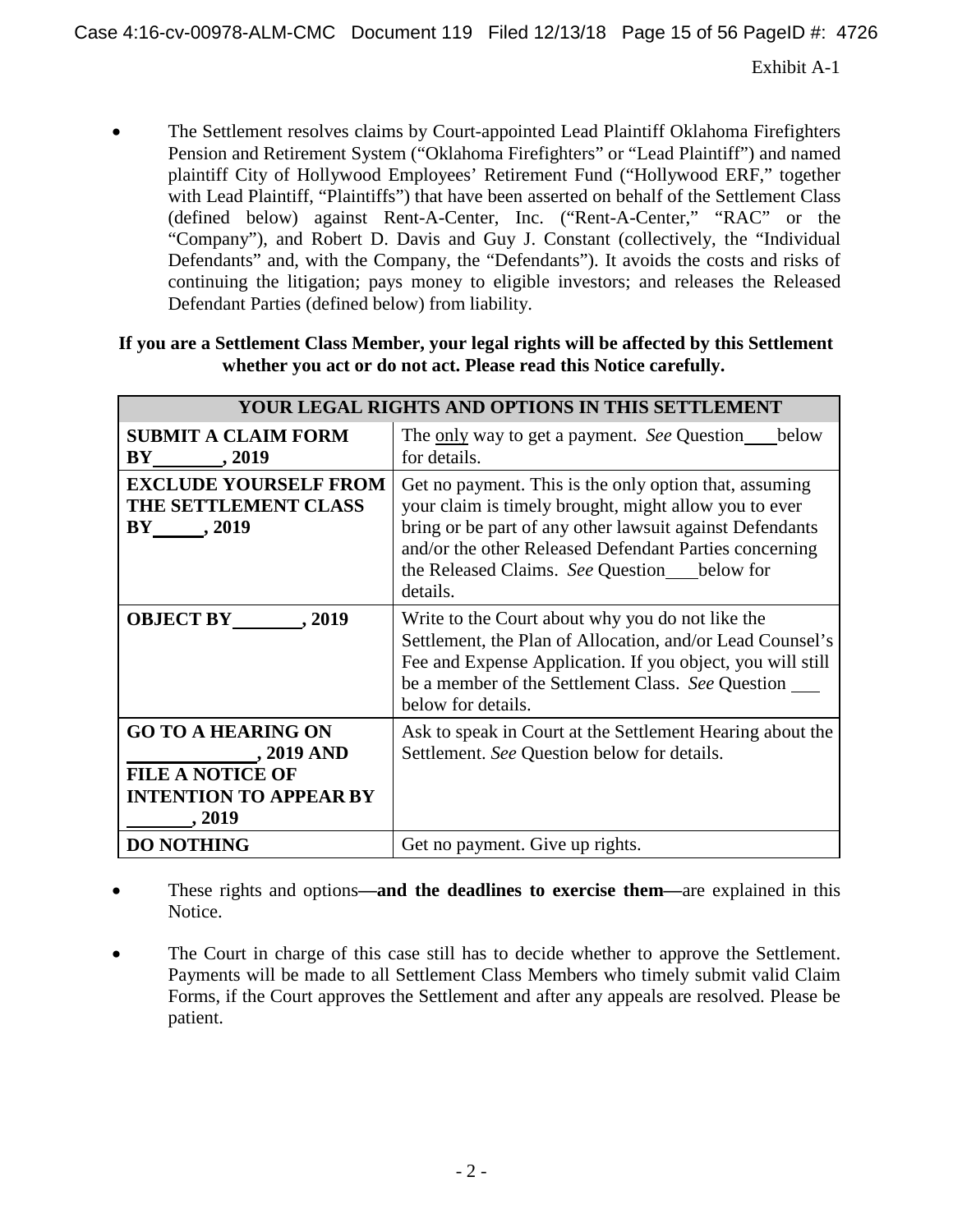Exhibit A-1

- The Settlement resolves claims by Court-appointed Lead Plaintiff Oklahoma Firefighters Pension and Retirement System ("Oklahoma Firefighters" or "Lead Plaintiff") and named plaintiff City of Hollywood Employees' Retirement Fund ("Hollywood ERF," together with Lead Plaintiff, "Plaintiffs") that have been asserted on behalf of the Settlement Class (defined below) against Rent-A-Center, Inc. ("Rent-A-Center," "RAC" or the "Company"), and Robert D. Davis and Guy J. Constant (collectively, the "Individual Defendants" and, with the Company, the "Defendants"). It avoids the costs and risks of continuing the litigation; pays money to eligible investors; and releases the Released Defendant Parties (defined below) from liability.

**If you are a Settlement Class Member, your legal rights will be affected by this Settlement whether you act or do not act. Please read this Notice carefully.**

| YOUR LEGAL RIGHTS AND OPTIONS IN THIS SETTLEMENT | |
|---|---|
| **SUBMIT A CLAIM FORM BY ________, 2019** | The only way to get a payment. *See* Question ___ below for details. |
| **EXCLUDE YOURSELF FROM THE SETTLEMENT CLASS BY ______, 2019** | Get no payment. This is the only option that, assuming your claim is timely brought, might allow you to ever bring or be part of any other lawsuit against Defendants and/or the other Released Defendant Parties concerning the Released Claims. *See* Question ___ below for details. |
| **OBJECT BY ________, 2019** | Write to the Court about why you do not like the Settlement, the Plan of Allocation, and/or Lead Counsel's Fee and Expense Application. If you object, you will still be a member of the Settlement Class. *See* Question ___ below for details. |
| **GO TO A HEARING ON ______________, 2019 AND FILE A NOTICE OF INTENTION TO APPEAR BY _______, 2019** | Ask to speak in Court at the Settlement Hearing about the Settlement. *See* Question below for details. |
| **DO NOTHING** | Get no payment. Give up rights. |

- These rights and options**—and the deadlines to exercise them—**are explained in this Notice.

- The Court in charge of this case still has to decide whether to approve the Settlement. Payments will be made to all Settlement Class Members who timely submit valid Claim Forms, if the Court approves the Settlement and after any appeals are resolved. Please be patient.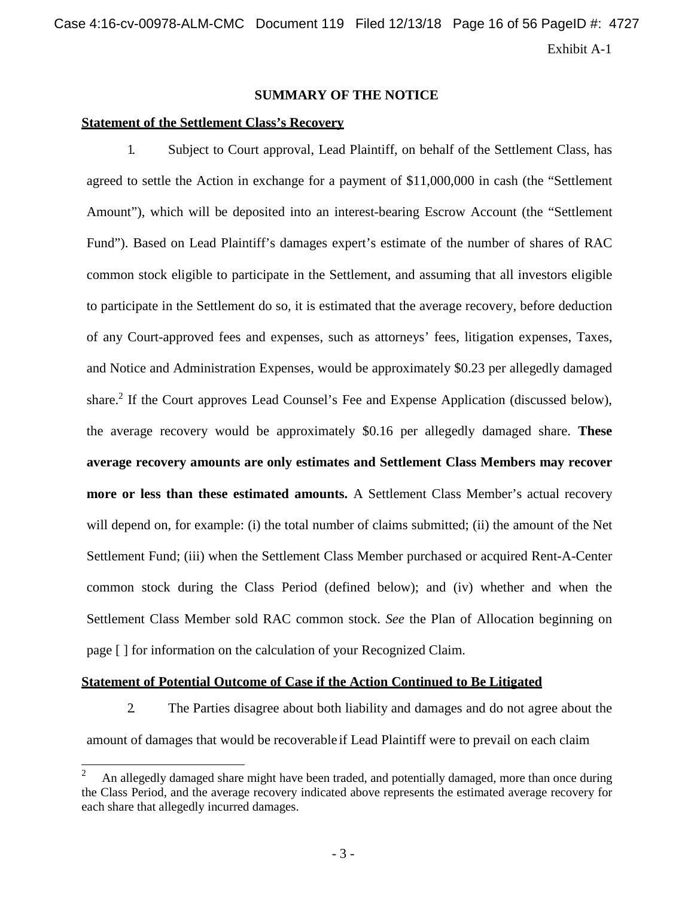Exhibit A-1

## SUMMARY OF THE NOTICE

**Statement of the Settlement Class's Recovery**

1. Subject to Court approval, Lead Plaintiff, on behalf of the Settlement Class, has agreed to settle the Action in exchange for a payment of $11,000,000 in cash (the "Settlement Amount"), which will be deposited into an interest-bearing Escrow Account (the "Settlement Fund"). Based on Lead Plaintiff's damages expert's estimate of the number of shares of RAC common stock eligible to participate in the Settlement, and assuming that all investors eligible to participate in the Settlement do so, it is estimated that the average recovery, before deduction of any Court-approved fees and expenses, such as attorneys' fees, litigation expenses, Taxes, and Notice and Administration Expenses, would be approximately $0.23 per allegedly damaged share.[2] If the Court approves Lead Counsel's Fee and Expense Application (discussed below), the average recovery would be approximately $0.16 per allegedly damaged share. **These average recovery amounts are only estimates and Settlement Class Members may recover more or less than these estimated amounts.** A Settlement Class Member's actual recovery will depend on, for example: (i) the total number of claims submitted; (ii) the amount of the Net Settlement Fund; (iii) when the Settlement Class Member purchased or acquired Rent-A-Center common stock during the Class Period (defined below); and (iv) whether and when the Settlement Class Member sold RAC common stock. *See* the Plan of Allocation beginning on page [ ] for information on the calculation of your Recognized Claim.

**Statement of Potential Outcome of Case if the Action Continued to Be Litigated**

2. The Parties disagree about both liability and damages and do not agree about the amount of damages that would be recoverable if Lead Plaintiff were to prevail on each claim

[2] An allegedly damaged share might have been traded, and potentially damaged, more than once during the Class Period, and the average recovery indicated above represents the estimated average recovery for each share that allegedly incurred damages.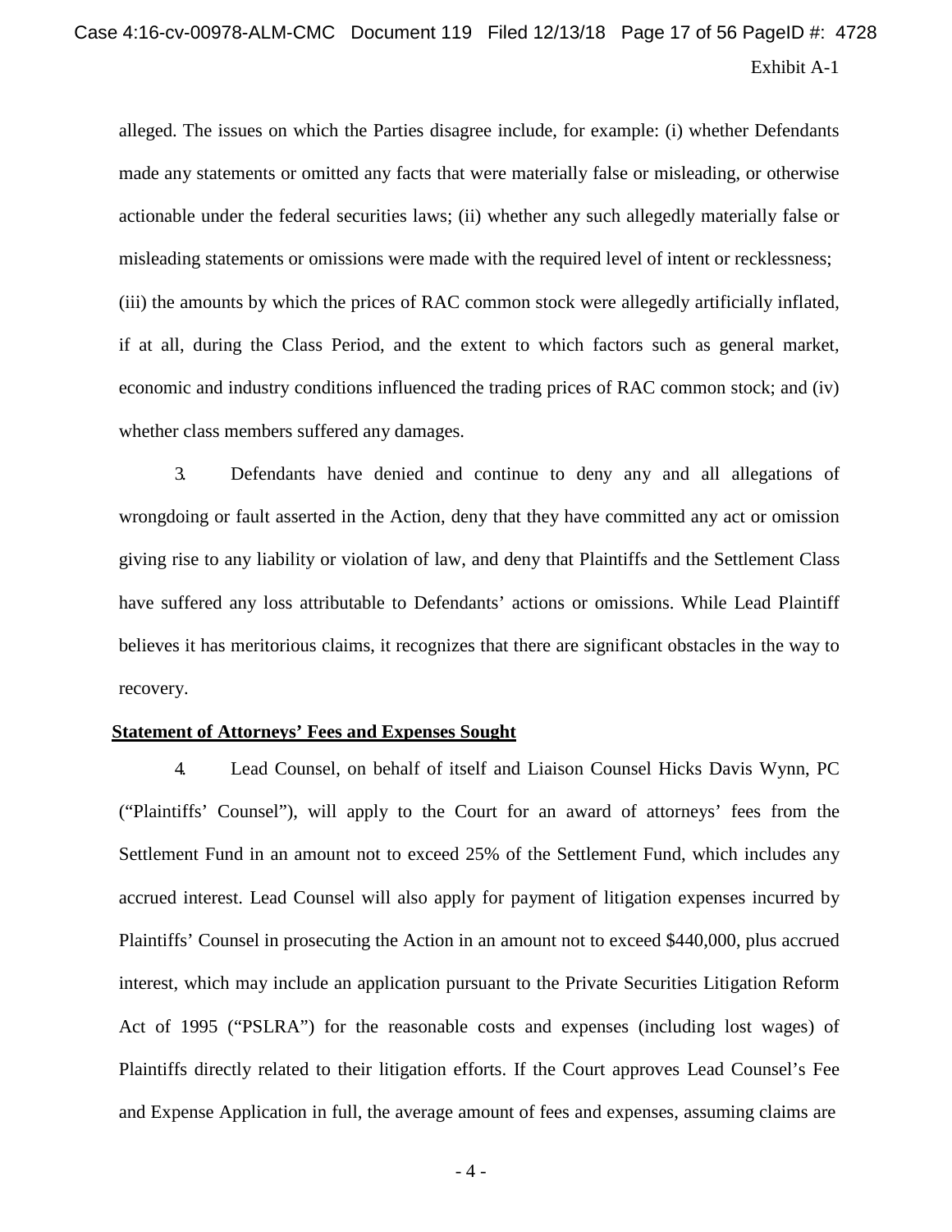alleged. The issues on which the Parties disagree include, for example: (i) whether Defendants made any statements or omitted any facts that were materially false or misleading, or otherwise actionable under the federal securities laws; (ii) whether any such allegedly materially false or misleading statements or omissions were made with the required level of intent or recklessness; (iii) the amounts by which the prices of RAC common stock were allegedly artificially inflated, if at all, during the Class Period, and the extent to which factors such as general market, economic and industry conditions influenced the trading prices of RAC common stock; and (iv) whether class members suffered any damages.

3. Defendants have denied and continue to deny any and all allegations of wrongdoing or fault asserted in the Action, deny that they have committed any act or omission giving rise to any liability or violation of law, and deny that Plaintiffs and the Settlement Class have suffered any loss attributable to Defendants' actions or omissions. While Lead Plaintiff believes it has meritorious claims, it recognizes that there are significant obstacles in the way to recovery.

**Statement of Attorneys' Fees and Expenses Sought**

4. Lead Counsel, on behalf of itself and Liaison Counsel Hicks Davis Wynn, PC ("Plaintiffs' Counsel"), will apply to the Court for an award of attorneys' fees from the Settlement Fund in an amount not to exceed 25% of the Settlement Fund, which includes any accrued interest. Lead Counsel will also apply for payment of litigation expenses incurred by Plaintiffs' Counsel in prosecuting the Action in an amount not to exceed $440,000, plus accrued interest, which may include an application pursuant to the Private Securities Litigation Reform Act of 1995 ("PSLRA") for the reasonable costs and expenses (including lost wages) of Plaintiffs directly related to their litigation efforts. If the Court approves Lead Counsel's Fee and Expense Application in full, the average amount of fees and expenses, assuming claims are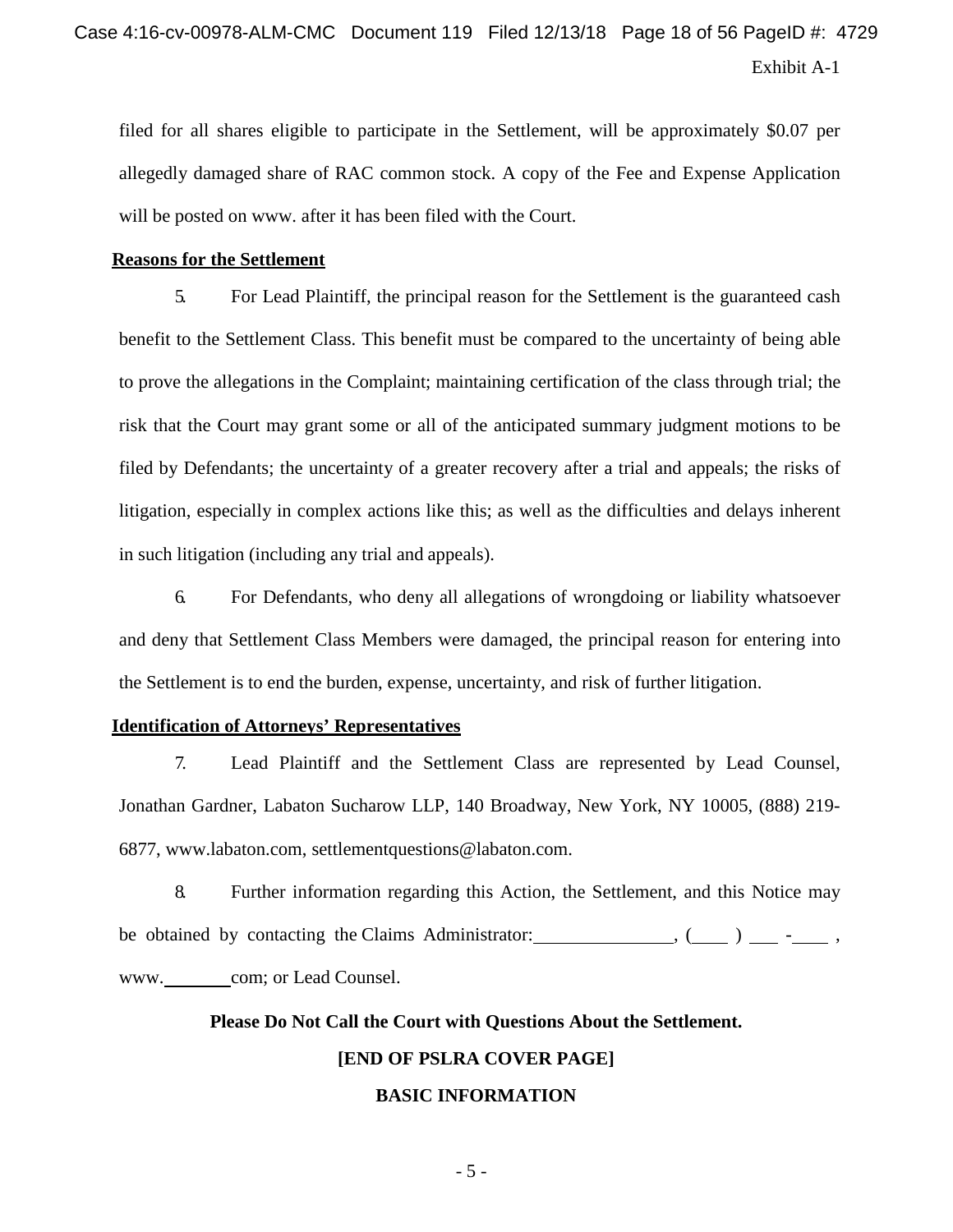Exhibit A-1

filed for all shares eligible to participate in the Settlement, will be approximately $0.07 per allegedly damaged share of RAC common stock. A copy of the Fee and Expense Application will be posted on www. after it has been filed with the Court.

**Reasons for the Settlement**

5. For Lead Plaintiff, the principal reason for the Settlement is the guaranteed cash benefit to the Settlement Class. This benefit must be compared to the uncertainty of being able to prove the allegations in the Complaint; maintaining certification of the class through trial; the risk that the Court may grant some or all of the anticipated summary judgment motions to be filed by Defendants; the uncertainty of a greater recovery after a trial and appeals; the risks of litigation, especially in complex actions like this; as well as the difficulties and delays inherent in such litigation (including any trial and appeals).

6. For Defendants, who deny all allegations of wrongdoing or liability whatsoever and deny that Settlement Class Members were damaged, the principal reason for entering into the Settlement is to end the burden, expense, uncertainty, and risk of further litigation.

**Identification of Attorneys' Representatives**

7. Lead Plaintiff and the Settlement Class are represented by Lead Counsel, Jonathan Gardner, Labaton Sucharow LLP, 140 Broadway, New York, NY 10005, (888) 219-6877, www.labaton.com, settlementquestions@labaton.com.

8. Further information regarding this Action, the Settlement, and this Notice may be obtained by contacting the Claims Administrator: _______________, (____) ___ -____ , www.________com; or Lead Counsel.

**Please Do Not Call the Court with Questions About the Settlement.**

**[END OF PSLRA COVER PAGE]**

**BASIC INFORMATION**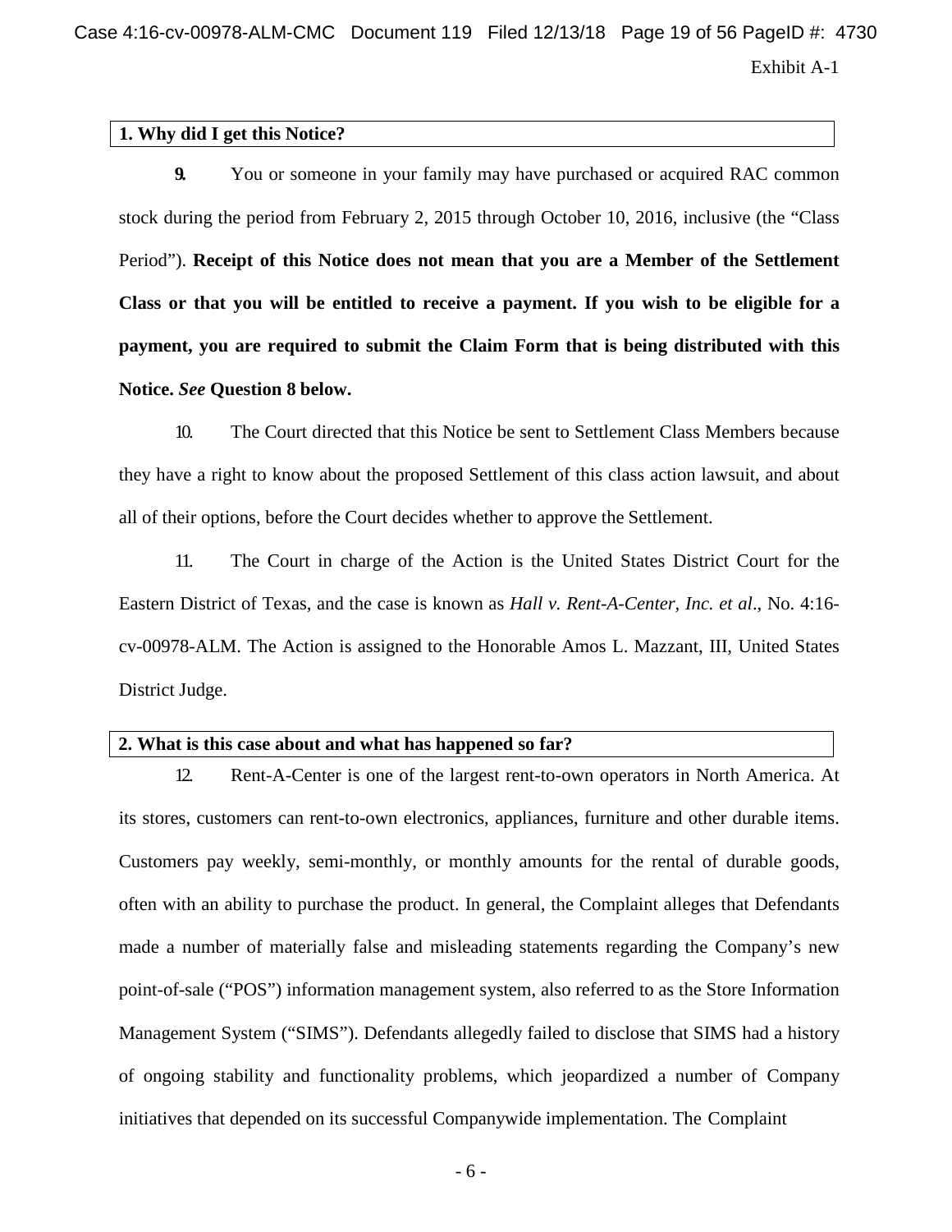### 1. Why did I get this Notice?

9. You or someone in your family may have purchased or acquired RAC common stock during the period from February 2, 2015 through October 10, 2016, inclusive (the "Class Period"). **Receipt of this Notice does not mean that you are a Member of the Settlement Class or that you will be entitled to receive a payment. If you wish to be eligible for a payment, you are required to submit the Claim Form that is being distributed with this Notice. *See* Question 8 below.**

10. The Court directed that this Notice be sent to Settlement Class Members because they have a right to know about the proposed Settlement of this class action lawsuit, and about all of their options, before the Court decides whether to approve the Settlement.

11. The Court in charge of the Action is the United States District Court for the Eastern District of Texas, and the case is known as *Hall v. Rent-A-Center, Inc. et al*., No. 4:16-cv-00978-ALM. The Action is assigned to the Honorable Amos L. Mazzant, III, United States District Judge.

### 2. What is this case about and what has happened so far?

12. Rent-A-Center is one of the largest rent-to-own operators in North America. At its stores, customers can rent-to-own electronics, appliances, furniture and other durable items. Customers pay weekly, semi-monthly, or monthly amounts for the rental of durable goods, often with an ability to purchase the product. In general, the Complaint alleges that Defendants made a number of materially false and misleading statements regarding the Company's new point-of-sale ("POS") information management system, also referred to as the Store Information Management System ("SIMS"). Defendants allegedly failed to disclose that SIMS had a history of ongoing stability and functionality problems, which jeopardized a number of Company initiatives that depended on its successful Companywide implementation. The Complaint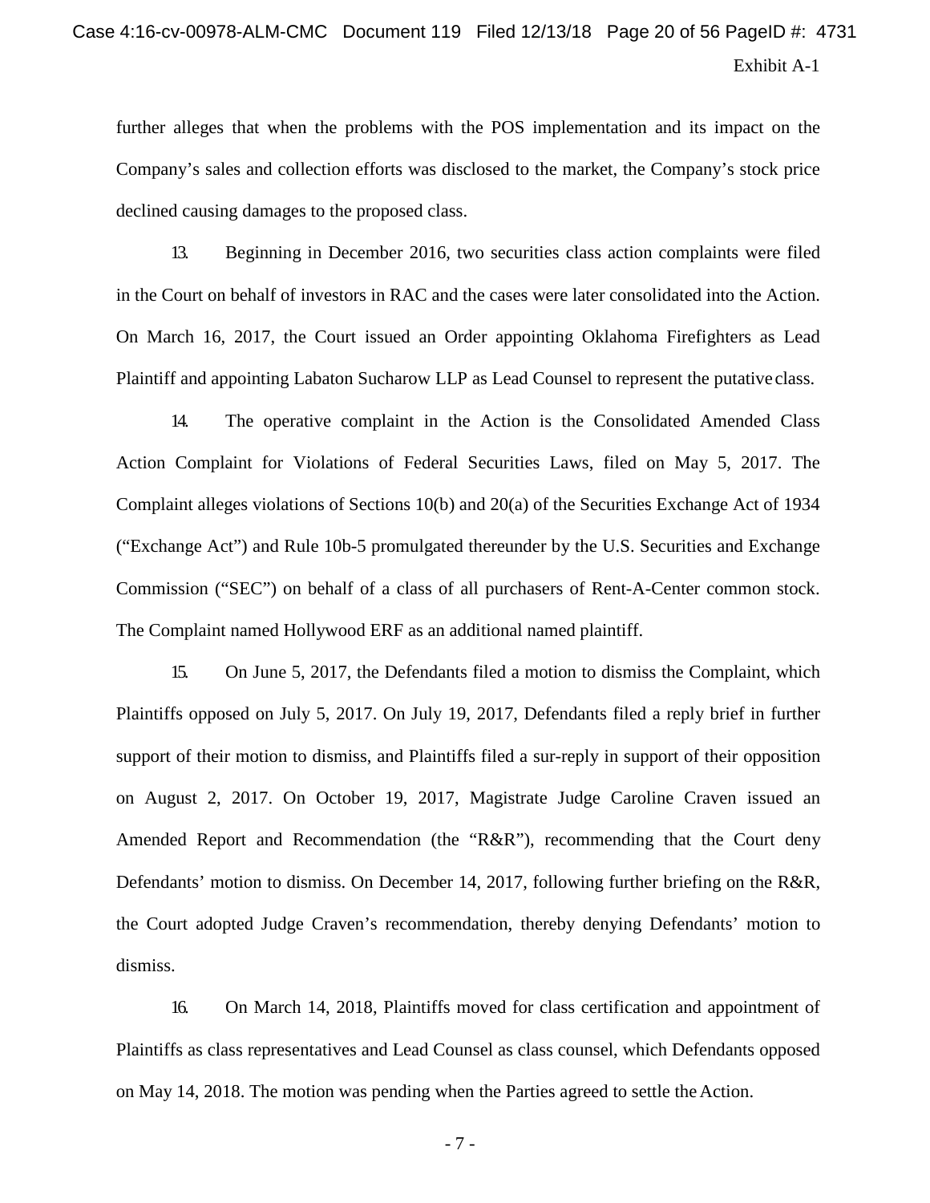further alleges that when the problems with the POS implementation and its impact on the Company's sales and collection efforts was disclosed to the market, the Company's stock price declined causing damages to the proposed class.

13. Beginning in December 2016, two securities class action complaints were filed in the Court on behalf of investors in RAC and the cases were later consolidated into the Action. On March 16, 2017, the Court issued an Order appointing Oklahoma Firefighters as Lead Plaintiff and appointing Labaton Sucharow LLP as Lead Counsel to represent the putative class.

14. The operative complaint in the Action is the Consolidated Amended Class Action Complaint for Violations of Federal Securities Laws, filed on May 5, 2017. The Complaint alleges violations of Sections 10(b) and 20(a) of the Securities Exchange Act of 1934 ("Exchange Act") and Rule 10b-5 promulgated thereunder by the U.S. Securities and Exchange Commission ("SEC") on behalf of a class of all purchasers of Rent-A-Center common stock. The Complaint named Hollywood ERF as an additional named plaintiff.

15. On June 5, 2017, the Defendants filed a motion to dismiss the Complaint, which Plaintiffs opposed on July 5, 2017. On July 19, 2017, Defendants filed a reply brief in further support of their motion to dismiss, and Plaintiffs filed a sur-reply in support of their opposition on August 2, 2017. On October 19, 2017, Magistrate Judge Caroline Craven issued an Amended Report and Recommendation (the "R&R"), recommending that the Court deny Defendants' motion to dismiss. On December 14, 2017, following further briefing on the R&R, the Court adopted Judge Craven's recommendation, thereby denying Defendants' motion to dismiss.

16. On March 14, 2018, Plaintiffs moved for class certification and appointment of Plaintiffs as class representatives and Lead Counsel as class counsel, which Defendants opposed on May 14, 2018. The motion was pending when the Parties agreed to settle the Action.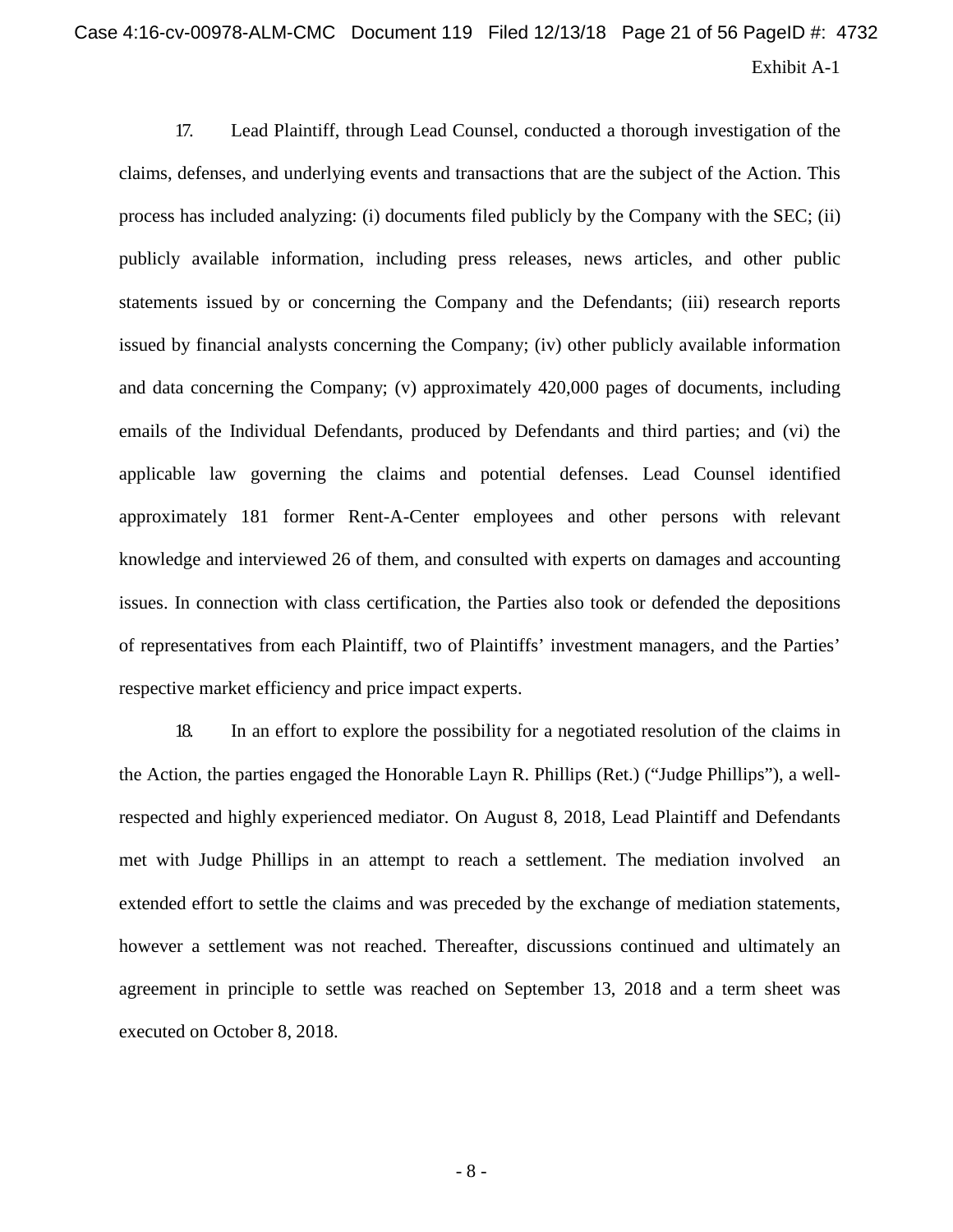17. Lead Plaintiff, through Lead Counsel, conducted a thorough investigation of the claims, defenses, and underlying events and transactions that are the subject of the Action. This process has included analyzing: (i) documents filed publicly by the Company with the SEC; (ii) publicly available information, including press releases, news articles, and other public statements issued by or concerning the Company and the Defendants; (iii) research reports issued by financial analysts concerning the Company; (iv) other publicly available information and data concerning the Company; (v) approximately 420,000 pages of documents, including emails of the Individual Defendants, produced by Defendants and third parties; and (vi) the applicable law governing the claims and potential defenses. Lead Counsel identified approximately 181 former Rent-A-Center employees and other persons with relevant knowledge and interviewed 26 of them, and consulted with experts on damages and accounting issues. In connection with class certification, the Parties also took or defended the depositions of representatives from each Plaintiff, two of Plaintiffs' investment managers, and the Parties' respective market efficiency and price impact experts.

18. In an effort to explore the possibility for a negotiated resolution of the claims in the Action, the parties engaged the Honorable Layn R. Phillips (Ret.) ("Judge Phillips"), a well-respected and highly experienced mediator. On August 8, 2018, Lead Plaintiff and Defendants met with Judge Phillips in an attempt to reach a settlement. The mediation involved an extended effort to settle the claims and was preceded by the exchange of mediation statements, however a settlement was not reached. Thereafter, discussions continued and ultimately an agreement in principle to settle was reached on September 13, 2018 and a term sheet was executed on October 8, 2018.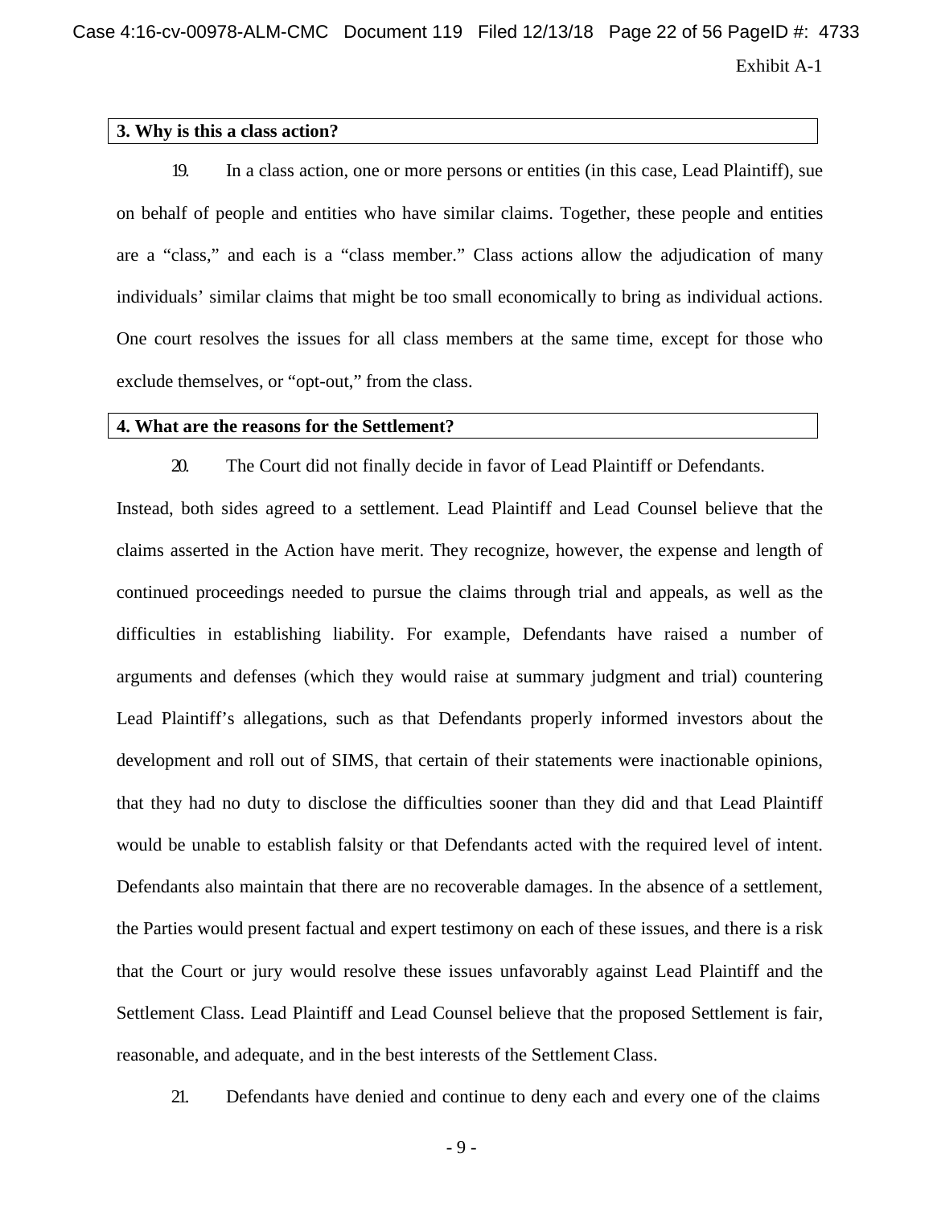Exhibit A-1

### 3. Why is this a class action?

19. In a class action, one or more persons or entities (in this case, Lead Plaintiff), sue on behalf of people and entities who have similar claims. Together, these people and entities are a "class," and each is a "class member." Class actions allow the adjudication of many individuals' similar claims that might be too small economically to bring as individual actions. One court resolves the issues for all class members at the same time, except for those who exclude themselves, or "opt-out," from the class.

### 4. What are the reasons for the Settlement?

20. The Court did not finally decide in favor of Lead Plaintiff or Defendants. Instead, both sides agreed to a settlement. Lead Plaintiff and Lead Counsel believe that the claims asserted in the Action have merit. They recognize, however, the expense and length of continued proceedings needed to pursue the claims through trial and appeals, as well as the difficulties in establishing liability. For example, Defendants have raised a number of arguments and defenses (which they would raise at summary judgment and trial) countering Lead Plaintiff's allegations, such as that Defendants properly informed investors about the development and roll out of SIMS, that certain of their statements were inactionable opinions, that they had no duty to disclose the difficulties sooner than they did and that Lead Plaintiff would be unable to establish falsity or that Defendants acted with the required level of intent. Defendants also maintain that there are no recoverable damages. In the absence of a settlement, the Parties would present factual and expert testimony on each of these issues, and there is a risk that the Court or jury would resolve these issues unfavorably against Lead Plaintiff and the Settlement Class. Lead Plaintiff and Lead Counsel believe that the proposed Settlement is fair, reasonable, and adequate, and in the best interests of the Settlement Class.

21. Defendants have denied and continue to deny each and every one of the claims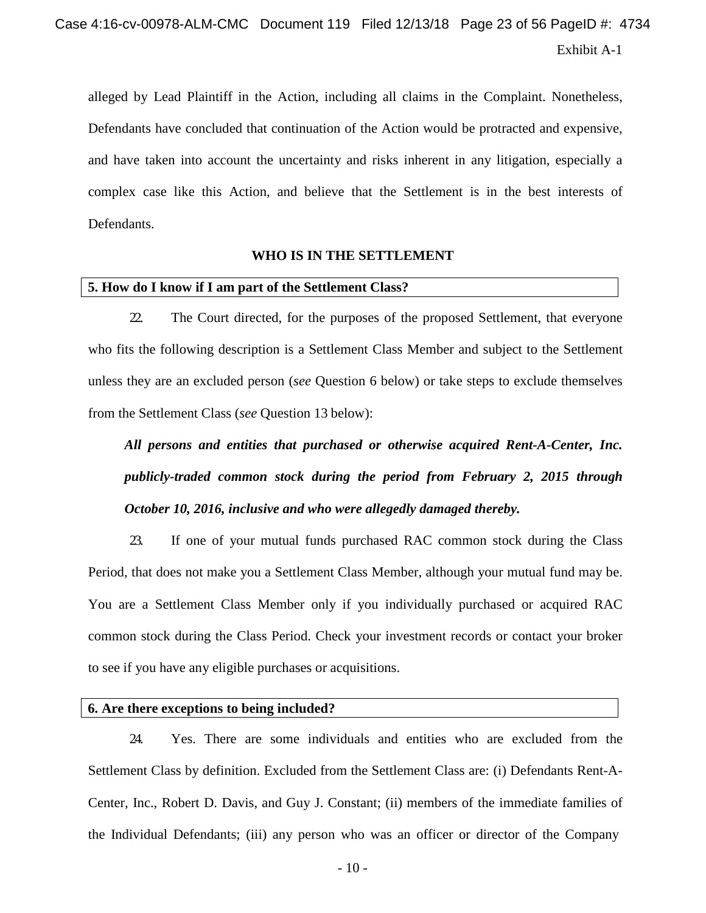alleged by Lead Plaintiff in the Action, including all claims in the Complaint. Nonetheless, Defendants have concluded that continuation of the Action would be protracted and expensive, and have taken into account the uncertainty and risks inherent in any litigation, especially a complex case like this Action, and believe that the Settlement is in the best interests of Defendants.

## WHO IS IN THE SETTLEMENT

**5. How do I know if I am part of the Settlement Class?**

22. The Court directed, for the purposes of the proposed Settlement, that everyone who fits the following description is a Settlement Class Member and subject to the Settlement unless they are an excluded person (*see* Question 6 below) or take steps to exclude themselves from the Settlement Class (*see* Question 13 below):

> ***All persons and entities that purchased or otherwise acquired Rent-A-Center, Inc. publicly-traded common stock during the period from February 2, 2015 through October 10, 2016, inclusive and who were allegedly damaged thereby.***

23. If one of your mutual funds purchased RAC common stock during the Class Period, that does not make you a Settlement Class Member, although your mutual fund may be. You are a Settlement Class Member only if you individually purchased or acquired RAC common stock during the Class Period. Check your investment records or contact your broker to see if you have any eligible purchases or acquisitions.

**6. Are there exceptions to being included?**

24. Yes. There are some individuals and entities who are excluded from the Settlement Class by definition. Excluded from the Settlement Class are: (i) Defendants Rent-A-Center, Inc., Robert D. Davis, and Guy J. Constant; (ii) members of the immediate families of the Individual Defendants; (iii) any person who was an officer or director of the Company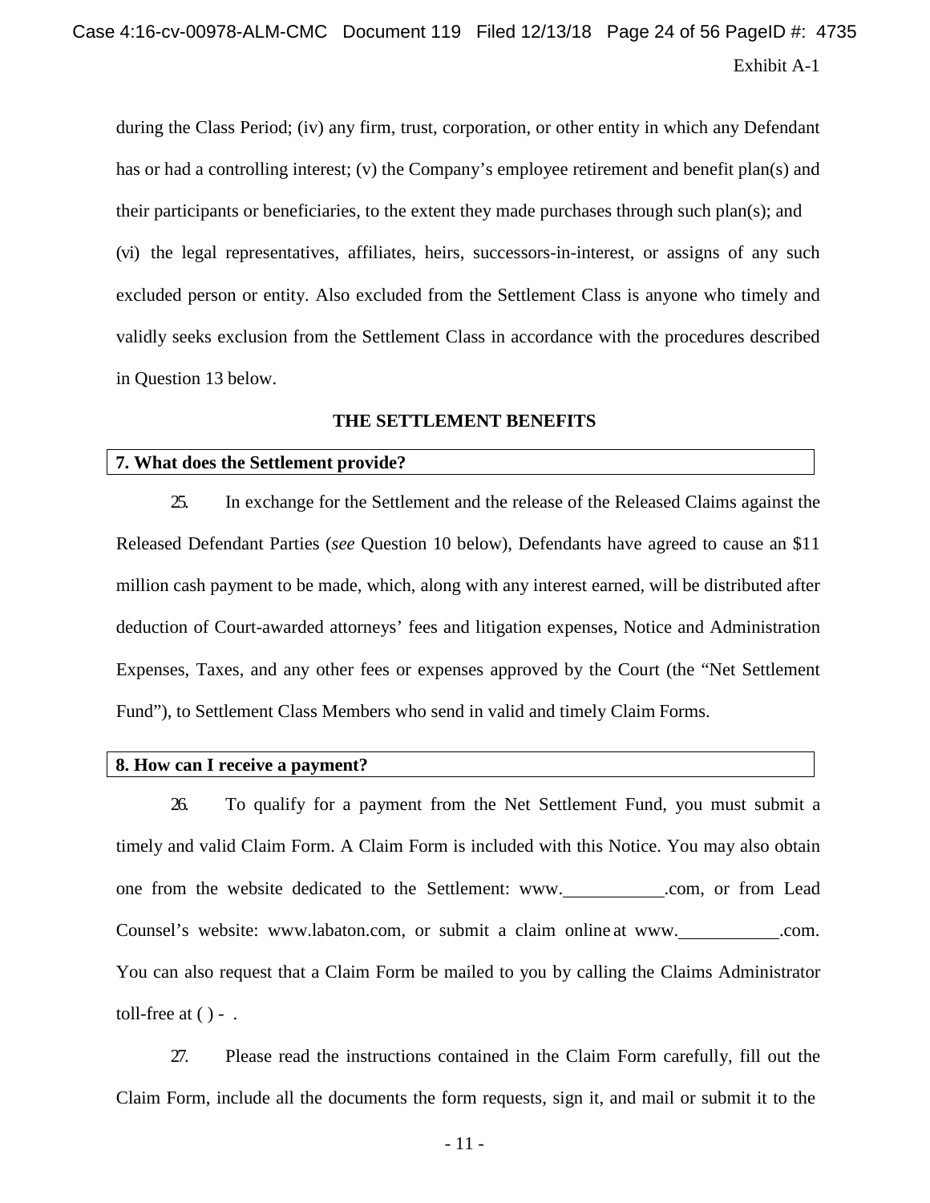during the Class Period; (iv) any firm, trust, corporation, or other entity in which any Defendant has or had a controlling interest; (v) the Company's employee retirement and benefit plan(s) and their participants or beneficiaries, to the extent they made purchases through such plan(s); and (vi) the legal representatives, affiliates, heirs, successors-in-interest, or assigns of any such excluded person or entity. Also excluded from the Settlement Class is anyone who timely and validly seeks exclusion from the Settlement Class in accordance with the procedures described in Question 13 below.

## THE SETTLEMENT BENEFITS

### 7. What does the Settlement provide?

25. In exchange for the Settlement and the release of the Released Claims against the Released Defendant Parties (*see* Question 10 below), Defendants have agreed to cause an $11 million cash payment to be made, which, along with any interest earned, will be distributed after deduction of Court-awarded attorneys' fees and litigation expenses, Notice and Administration Expenses, Taxes, and any other fees or expenses approved by the Court (the "Net Settlement Fund"), to Settlement Class Members who send in valid and timely Claim Forms.

### 8. How can I receive a payment?

26. To qualify for a payment from the Net Settlement Fund, you must submit a timely and valid Claim Form. A Claim Form is included with this Notice. You may also obtain one from the website dedicated to the Settlement: www.\_\_\_\_\_\_\_\_\_\_\_.com, or from Lead Counsel's website: www.labaton.com, or submit a claim online at www.\_\_\_\_\_\_\_\_\_\_\_.com. You can also request that a Claim Form be mailed to you by calling the Claims Administrator toll-free at ( ) - .

27. Please read the instructions contained in the Claim Form carefully, fill out the Claim Form, include all the documents the form requests, sign it, and mail or submit it to the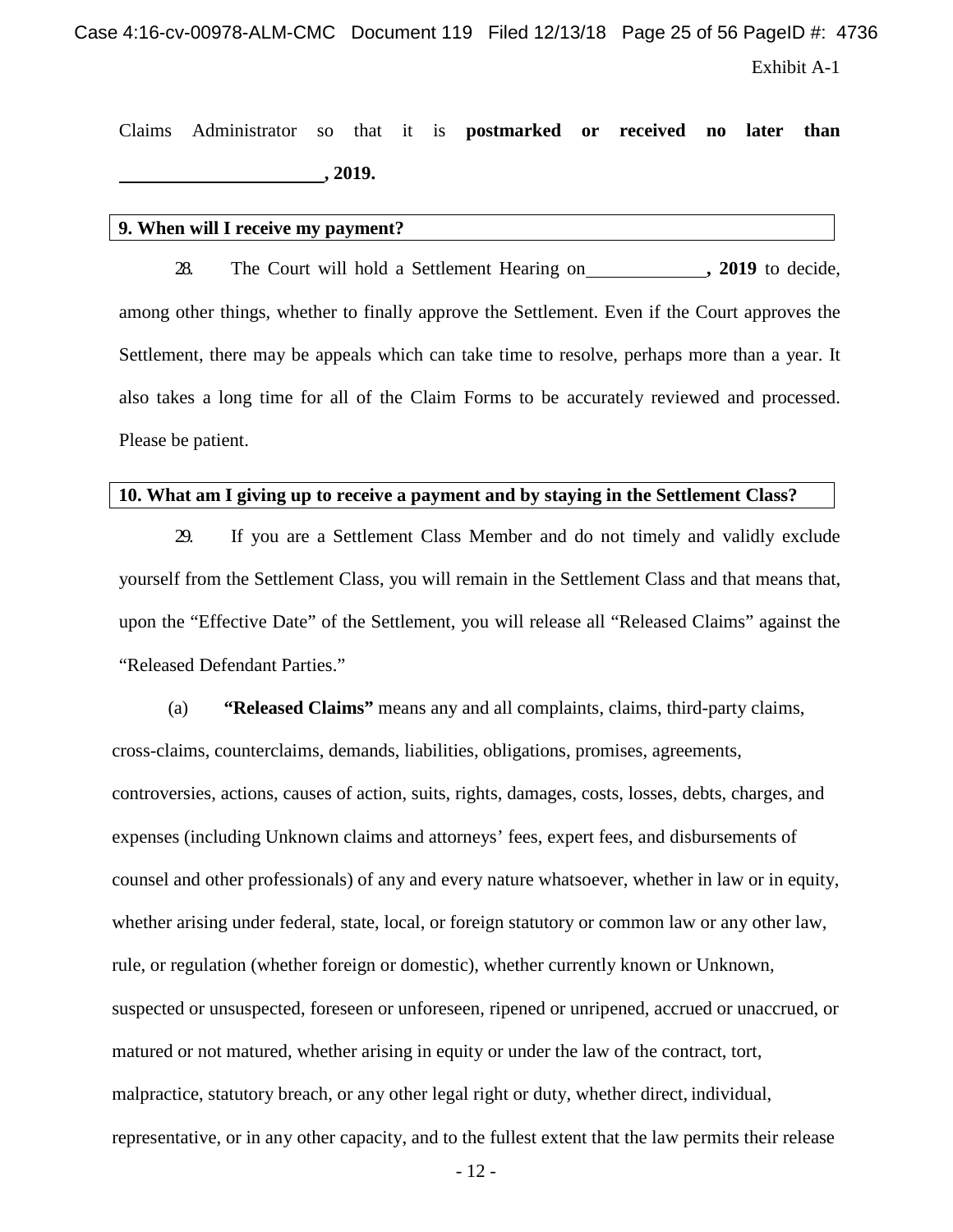Claims Administrator so that it is **postmarked or received no later than \_\_\_\_\_\_\_\_\_\_\_\_\_\_\_\_\_\_\_\_\_\_, 2019.**

**9. When will I receive my payment?**

28. The Court will hold a Settlement Hearing on \_\_\_\_\_\_\_\_\_\_\_\_\_**, 2019** to decide, among other things, whether to finally approve the Settlement. Even if the Court approves the Settlement, there may be appeals which can take time to resolve, perhaps more than a year. It also takes a long time for all of the Claim Forms to be accurately reviewed and processed. Please be patient.

**10. What am I giving up to receive a payment and by staying in the Settlement Class?**

29. If you are a Settlement Class Member and do not timely and validly exclude yourself from the Settlement Class, you will remain in the Settlement Class and that means that, upon the "Effective Date" of the Settlement, you will release all "Released Claims" against the "Released Defendant Parties."

(a) **"Released Claims"** means any and all complaints, claims, third-party claims, cross-claims, counterclaims, demands, liabilities, obligations, promises, agreements, controversies, actions, causes of action, suits, rights, damages, costs, losses, debts, charges, and expenses (including Unknown claims and attorneys' fees, expert fees, and disbursements of counsel and other professionals) of any and every nature whatsoever, whether in law or in equity, whether arising under federal, state, local, or foreign statutory or common law or any other law, rule, or regulation (whether foreign or domestic), whether currently known or Unknown, suspected or unsuspected, foreseen or unforeseen, ripened or unripened, accrued or unaccrued, or matured or not matured, whether arising in equity or under the law of the contract, tort, malpractice, statutory breach, or any other legal right or duty, whether direct, individual, representative, or in any other capacity, and to the fullest extent that the law permits their release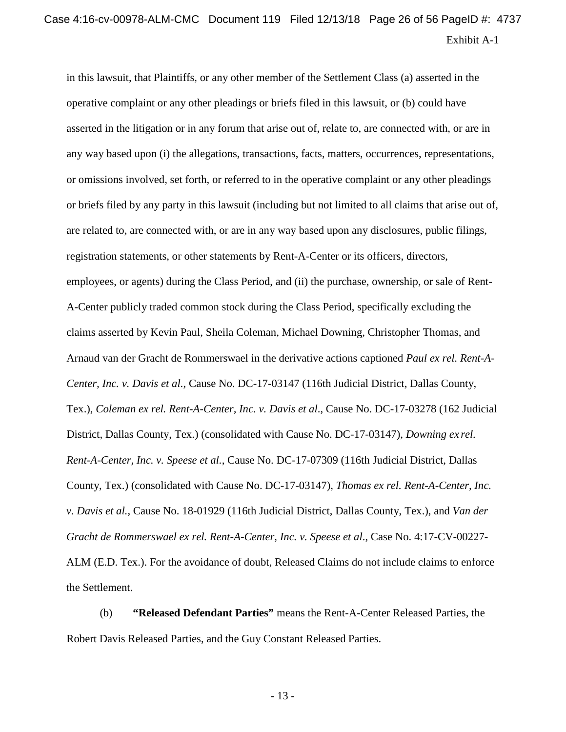in this lawsuit, that Plaintiffs, or any other member of the Settlement Class (a) asserted in the operative complaint or any other pleadings or briefs filed in this lawsuit, or (b) could have asserted in the litigation or in any forum that arise out of, relate to, are connected with, or are in any way based upon (i) the allegations, transactions, facts, matters, occurrences, representations, or omissions involved, set forth, or referred to in the operative complaint or any other pleadings or briefs filed by any party in this lawsuit (including but not limited to all claims that arise out of, are related to, are connected with, or are in any way based upon any disclosures, public filings, registration statements, or other statements by Rent-A-Center or its officers, directors, employees, or agents) during the Class Period, and (ii) the purchase, ownership, or sale of Rent-A-Center publicly traded common stock during the Class Period, specifically excluding the claims asserted by Kevin Paul, Sheila Coleman, Michael Downing, Christopher Thomas, and Arnaud van der Gracht de Rommerswael in the derivative actions captioned *Paul ex rel. Rent-A-Center, Inc. v. Davis et al.*, Cause No. DC-17-03147 (116th Judicial District, Dallas County, Tex.), *Coleman ex rel. Rent-A-Center, Inc. v. Davis et al*., Cause No. DC-17-03278 (162 Judicial District, Dallas County, Tex.) (consolidated with Cause No. DC-17-03147), *Downing ex rel. Rent-A-Center, Inc. v. Speese et al.*, Cause No. DC-17-07309 (116th Judicial District, Dallas County, Tex.) (consolidated with Cause No. DC-17-03147), *Thomas ex rel. Rent-A-Center, Inc. v. Davis et al.*, Cause No. 18-01929 (116th Judicial District, Dallas County, Tex.), and *Van der Gracht de Rommerswael ex rel. Rent-A-Center, Inc. v. Speese et al*., Case No. 4:17-CV-00227-ALM (E.D. Tex.). For the avoidance of doubt, Released Claims do not include claims to enforce the Settlement.

(b) **"Released Defendant Parties"** means the Rent-A-Center Released Parties, the Robert Davis Released Parties, and the Guy Constant Released Parties.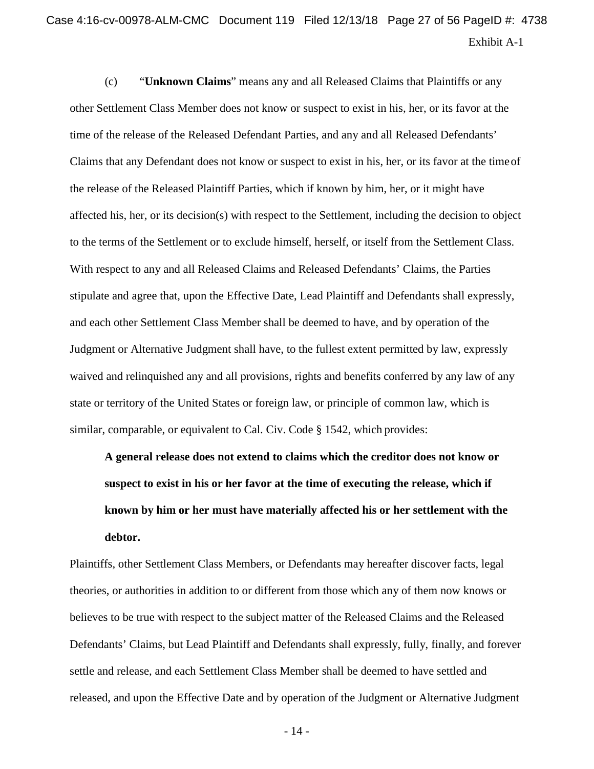Exhibit A-1

(c) "**Unknown Claims**" means any and all Released Claims that Plaintiffs or any other Settlement Class Member does not know or suspect to exist in his, her, or its favor at the time of the release of the Released Defendant Parties, and any and all Released Defendants' Claims that any Defendant does not know or suspect to exist in his, her, or its favor at the time of the release of the Released Plaintiff Parties, which if known by him, her, or it might have affected his, her, or its decision(s) with respect to the Settlement, including the decision to object to the terms of the Settlement or to exclude himself, herself, or itself from the Settlement Class. With respect to any and all Released Claims and Released Defendants' Claims, the Parties stipulate and agree that, upon the Effective Date, Lead Plaintiff and Defendants shall expressly, and each other Settlement Class Member shall be deemed to have, and by operation of the Judgment or Alternative Judgment shall have, to the fullest extent permitted by law, expressly waived and relinquished any and all provisions, rights and benefits conferred by any law of any state or territory of the United States or foreign law, or principle of common law, which is similar, comparable, or equivalent to Cal. Civ. Code § 1542, which provides:

> **A general release does not extend to claims which the creditor does not know or suspect to exist in his or her favor at the time of executing the release, which if known by him or her must have materially affected his or her settlement with the debtor.**

Plaintiffs, other Settlement Class Members, or Defendants may hereafter discover facts, legal theories, or authorities in addition to or different from those which any of them now knows or believes to be true with respect to the subject matter of the Released Claims and the Released Defendants' Claims, but Lead Plaintiff and Defendants shall expressly, fully, finally, and forever settle and release, and each Settlement Class Member shall be deemed to have settled and released, and upon the Effective Date and by operation of the Judgment or Alternative Judgment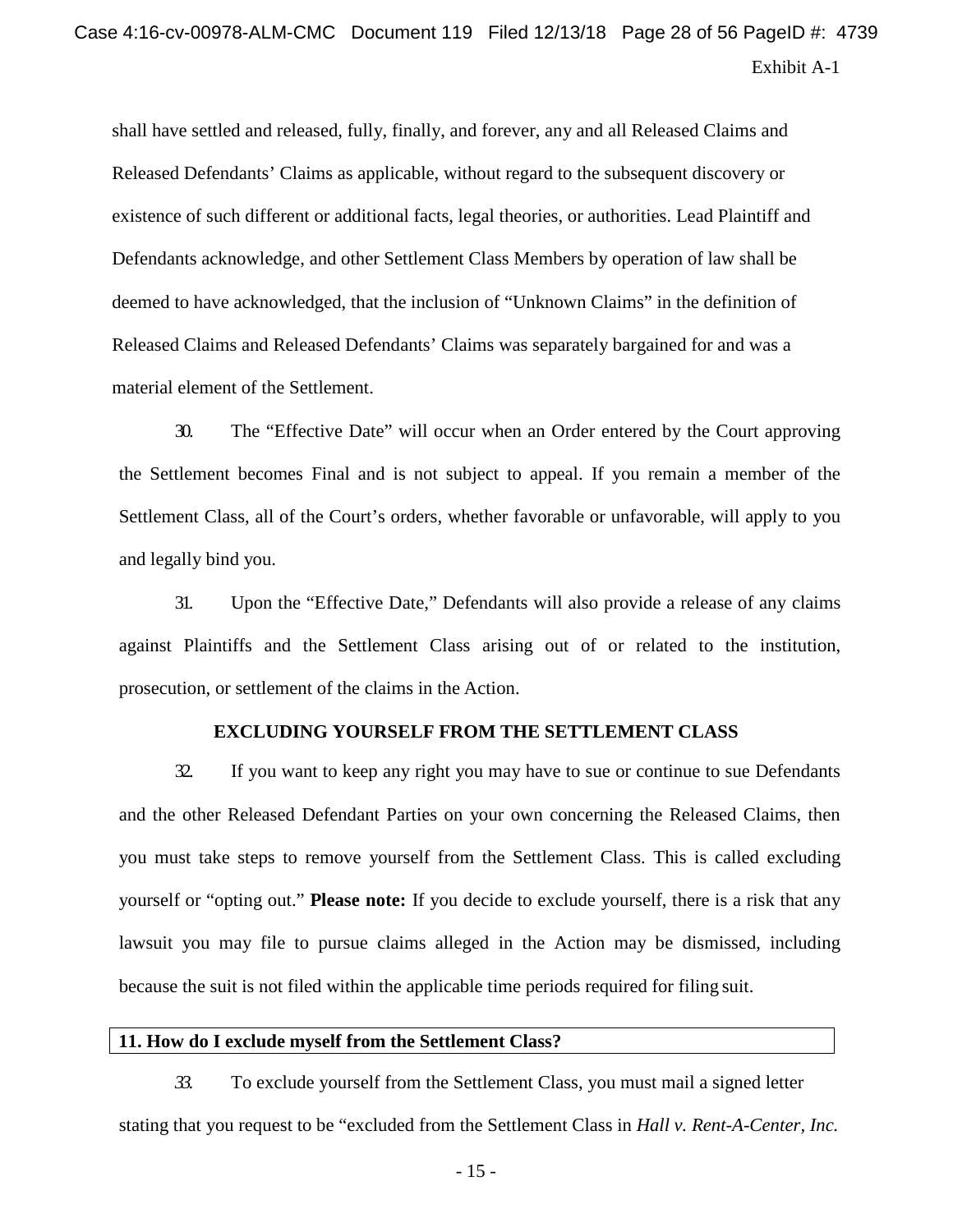shall have settled and released, fully, finally, and forever, any and all Released Claims and Released Defendants' Claims as applicable, without regard to the subsequent discovery or existence of such different or additional facts, legal theories, or authorities. Lead Plaintiff and Defendants acknowledge, and other Settlement Class Members by operation of law shall be deemed to have acknowledged, that the inclusion of "Unknown Claims" in the definition of Released Claims and Released Defendants' Claims was separately bargained for and was a material element of the Settlement.

30. The "Effective Date" will occur when an Order entered by the Court approving the Settlement becomes Final and is not subject to appeal. If you remain a member of the Settlement Class, all of the Court's orders, whether favorable or unfavorable, will apply to you and legally bind you.

31. Upon the "Effective Date," Defendants will also provide a release of any claims against Plaintiffs and the Settlement Class arising out of or related to the institution, prosecution, or settlement of the claims in the Action.

## EXCLUDING YOURSELF FROM THE SETTLEMENT CLASS

32. If you want to keep any right you may have to sue or continue to sue Defendants and the other Released Defendant Parties on your own concerning the Released Claims, then you must take steps to remove yourself from the Settlement Class. This is called excluding yourself or "opting out." **Please note:** If you decide to exclude yourself, there is a risk that any lawsuit you may file to pursue claims alleged in the Action may be dismissed, including because the suit is not filed within the applicable time periods required for filing suit.

### 11. How do I exclude myself from the Settlement Class?

33. To exclude yourself from the Settlement Class, you must mail a signed letter stating that you request to be "excluded from the Settlement Class in *Hall v. Rent-A-Center, Inc.*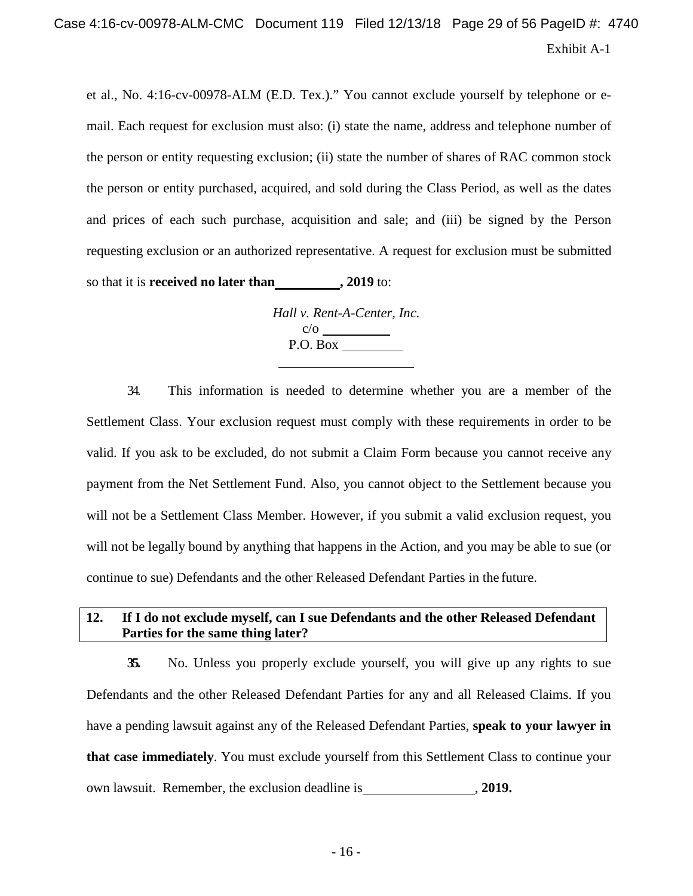et al., No. 4:16-cv-00978-ALM (E.D. Tex.)." You cannot exclude yourself by telephone or e-mail. Each request for exclusion must also: (i) state the name, address and telephone number of the person or entity requesting exclusion; (ii) state the number of shares of RAC common stock the person or entity purchased, acquired, and sold during the Class Period, as well as the dates and prices of each such purchase, acquisition and sale; and (iii) be signed by the Person requesting exclusion or an authorized representative. A request for exclusion must be submitted so that it is **received no later than \_\_\_\_\_\_\_\_\_\_, 2019** to:

*Hall v. Rent-A-Center, Inc.*
c/o \_\_\_\_\_\_\_\_\_\_
P.O. Box \_\_\_\_\_\_\_\_\_\_
\_\_\_\_\_\_\_\_\_\_\_\_\_\_\_\_\_\_\_\_

34. This information is needed to determine whether you are a member of the Settlement Class. Your exclusion request must comply with these requirements in order to be valid. If you ask to be excluded, do not submit a Claim Form because you cannot receive any payment from the Net Settlement Fund. Also, you cannot object to the Settlement because you will not be a Settlement Class Member. However, if you submit a valid exclusion request, you will not be legally bound by anything that happens in the Action, and you may be able to sue (or continue to sue) Defendants and the other Released Defendant Parties in the future.

### 12. If I do not exclude myself, can I sue Defendants and the other Released Defendant Parties for the same thing later?

35. No. Unless you properly exclude yourself, you will give up any rights to sue Defendants and the other Released Defendant Parties for any and all Released Claims. If you have a pending lawsuit against any of the Released Defendant Parties, **speak to your lawyer in that case immediately**. You must exclude yourself from this Settlement Class to continue your own lawsuit. Remember, the exclusion deadline is \_\_\_\_\_\_\_\_\_\_\_\_\_\_\_\_, **2019.**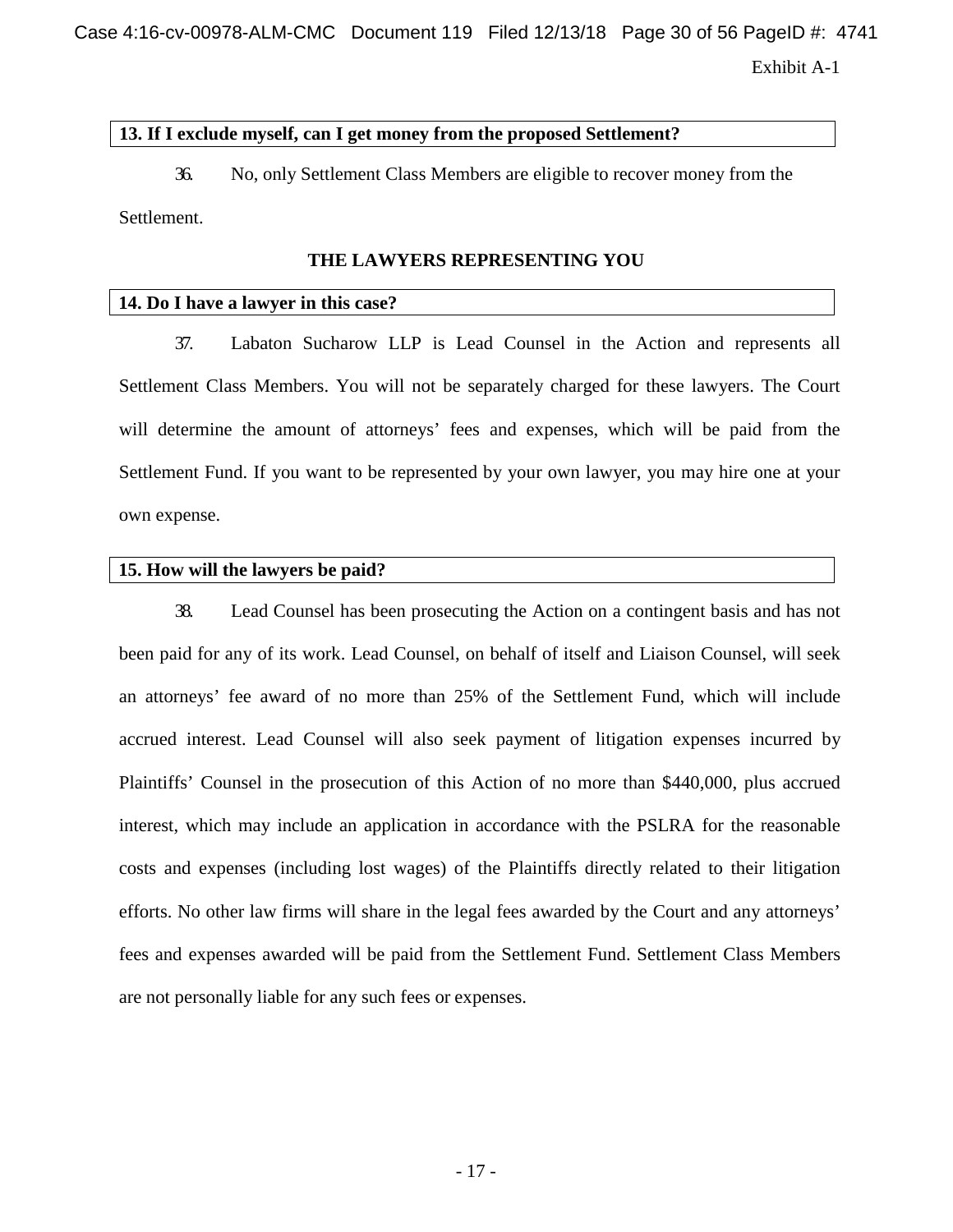Exhibit A-1

**13. If I exclude myself, can I get money from the proposed Settlement?**

36. No, only Settlement Class Members are eligible to recover money from the Settlement.

## THE LAWYERS REPRESENTING YOU

**14. Do I have a lawyer in this case?**

37. Labaton Sucharow LLP is Lead Counsel in the Action and represents all Settlement Class Members. You will not be separately charged for these lawyers. The Court will determine the amount of attorneys' fees and expenses, which will be paid from the Settlement Fund. If you want to be represented by your own lawyer, you may hire one at your own expense.

**15. How will the lawyers be paid?**

38. Lead Counsel has been prosecuting the Action on a contingent basis and has not been paid for any of its work. Lead Counsel, on behalf of itself and Liaison Counsel, will seek an attorneys' fee award of no more than 25% of the Settlement Fund, which will include accrued interest. Lead Counsel will also seek payment of litigation expenses incurred by Plaintiffs' Counsel in the prosecution of this Action of no more than $440,000, plus accrued interest, which may include an application in accordance with the PSLRA for the reasonable costs and expenses (including lost wages) of the Plaintiffs directly related to their litigation efforts. No other law firms will share in the legal fees awarded by the Court and any attorneys' fees and expenses awarded will be paid from the Settlement Fund. Settlement Class Members are not personally liable for any such fees or expenses.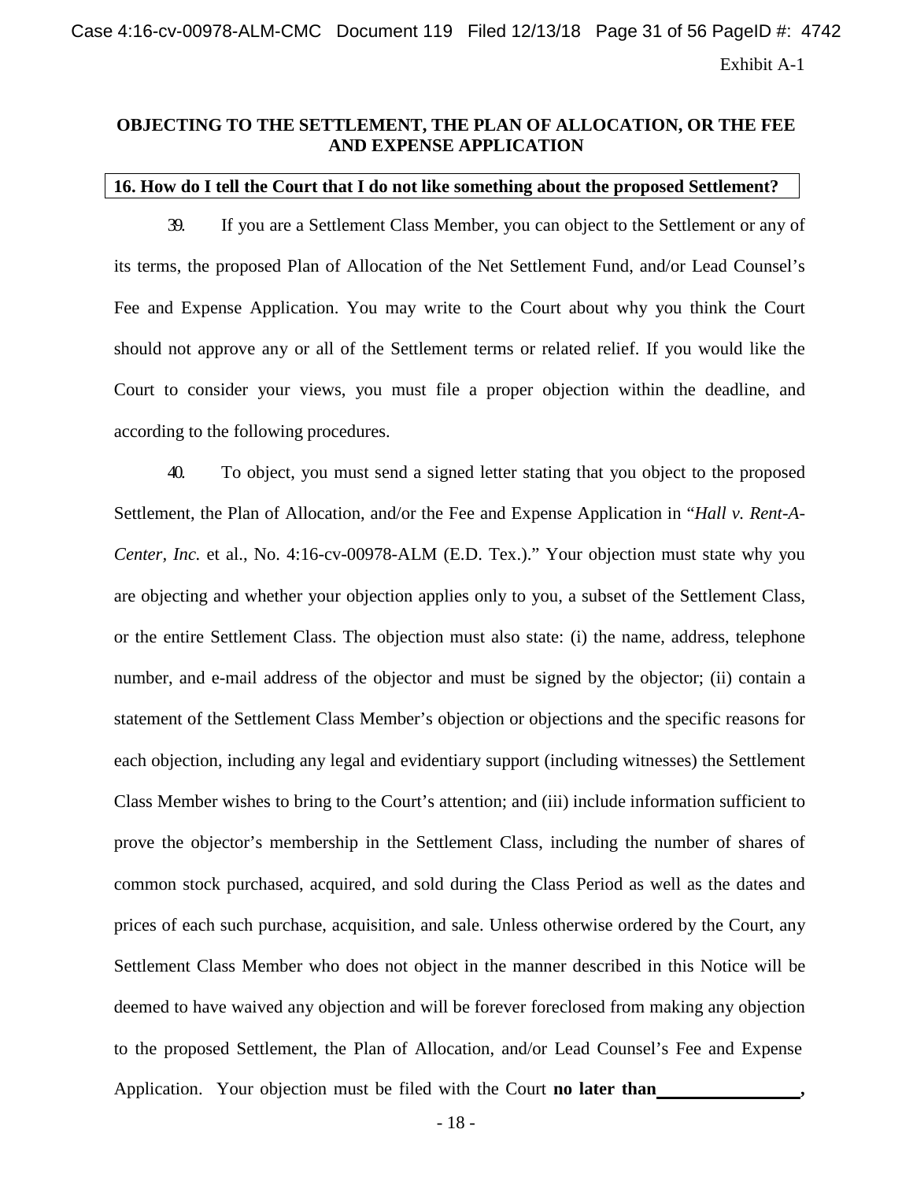Exhibit A-1

## OBJECTING TO THE SETTLEMENT, THE PLAN OF ALLOCATION, OR THE FEE AND EXPENSE APPLICATION

### 16. How do I tell the Court that I do not like something about the proposed Settlement?

39. If you are a Settlement Class Member, you can object to the Settlement or any of its terms, the proposed Plan of Allocation of the Net Settlement Fund, and/or Lead Counsel's Fee and Expense Application. You may write to the Court about why you think the Court should not approve any or all of the Settlement terms or related relief. If you would like the Court to consider your views, you must file a proper objection within the deadline, and according to the following procedures.

40. To object, you must send a signed letter stating that you object to the proposed Settlement, the Plan of Allocation, and/or the Fee and Expense Application in "*Hall v. Rent-A-Center, Inc.* et al., No. 4:16-cv-00978-ALM (E.D. Tex.)." Your objection must state why you are objecting and whether your objection applies only to you, a subset of the Settlement Class, or the entire Settlement Class. The objection must also state: (i) the name, address, telephone number, and e-mail address of the objector and must be signed by the objector; (ii) contain a statement of the Settlement Class Member's objection or objections and the specific reasons for each objection, including any legal and evidentiary support (including witnesses) the Settlement Class Member wishes to bring to the Court's attention; and (iii) include information sufficient to prove the objector's membership in the Settlement Class, including the number of shares of common stock purchased, acquired, and sold during the Class Period as well as the dates and prices of each such purchase, acquisition, and sale. Unless otherwise ordered by the Court, any Settlement Class Member who does not object in the manner described in this Notice will be deemed to have waived any objection and will be forever foreclosed from making any objection to the proposed Settlement, the Plan of Allocation, and/or Lead Counsel's Fee and Expense Application. Your objection must be filed with the Court **no later than________________,**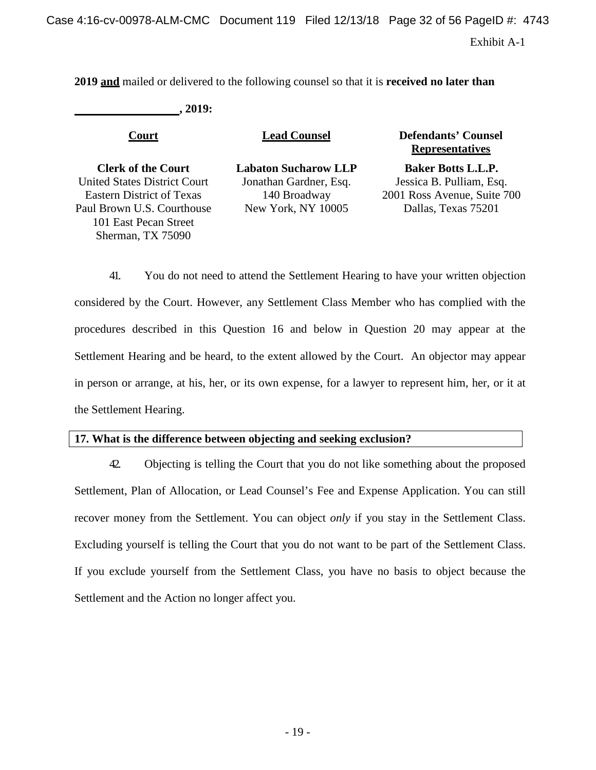**2019 <u>and</u>** mailed or delivered to the following counsel so that it is **received no later than \_\_\_\_\_\_\_\_\_\_\_\_\_\_\_\_\_, 2019:**

| **<u>Court</u>** | **<u>Lead Counsel</u>** | **Defendants' Counsel <u>Representatives</u>** |
|---|---|---|
| **Clerk of the Court**<br>United States District Court<br>Eastern District of Texas<br>Paul Brown U.S. Courthouse<br>101 East Pecan Street<br>Sherman, TX 75090 | **Labaton Sucharow LLP**<br>Jonathan Gardner, Esq.<br>140 Broadway<br>New York, NY 10005 | **Baker Botts L.L.P.**<br>Jessica B. Pulliam, Esq.<br>2001 Ross Avenue, Suite 700<br>Dallas, Texas 75201 |

41. You do not need to attend the Settlement Hearing to have your written objection considered by the Court. However, any Settlement Class Member who has complied with the procedures described in this Question 16 and below in Question 20 may appear at the Settlement Hearing and be heard, to the extent allowed by the Court. An objector may appear in person or arrange, at his, her, or its own expense, for a lawyer to represent him, her, or it at the Settlement Hearing.

**17. What is the difference between objecting and seeking exclusion?**

42. Objecting is telling the Court that you do not like something about the proposed Settlement, Plan of Allocation, or Lead Counsel's Fee and Expense Application. You can still recover money from the Settlement. You can object *only* if you stay in the Settlement Class. Excluding yourself is telling the Court that you do not want to be part of the Settlement Class. If you exclude yourself from the Settlement Class, you have no basis to object because the Settlement and the Action no longer affect you.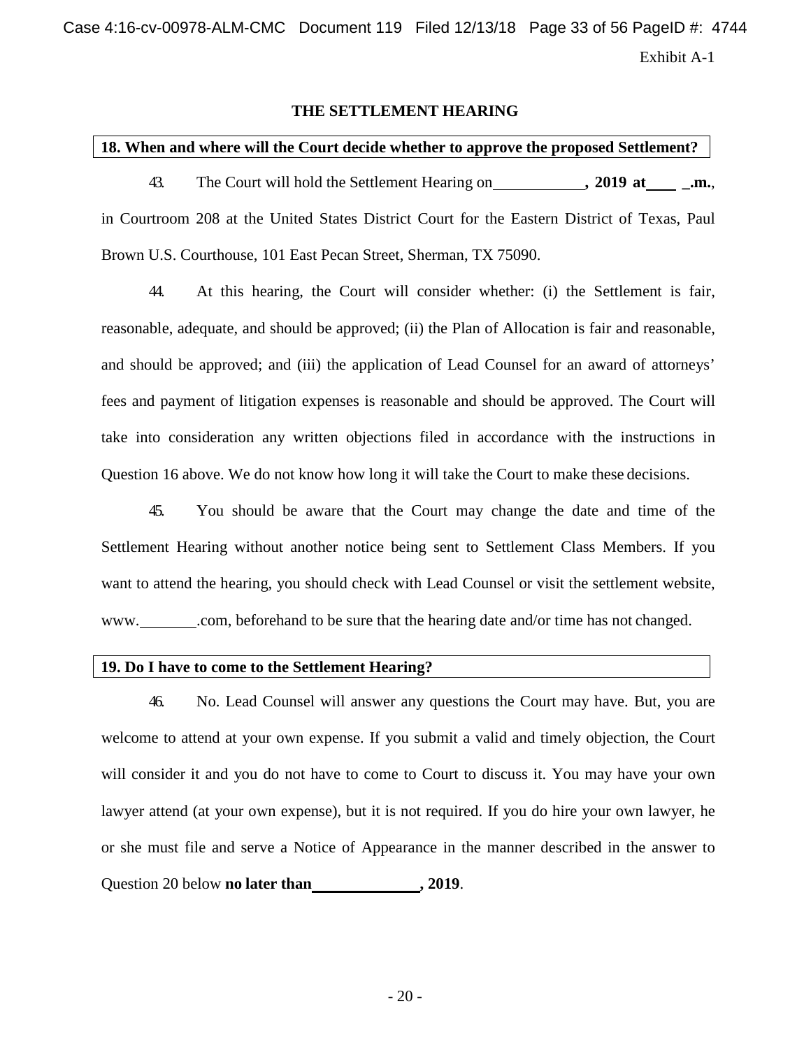Exhibit A-1

## THE SETTLEMENT HEARING

### 18. When and where will the Court decide whether to approve the proposed Settlement?

43. The Court will hold the Settlement Hearing on ____________**, 2019 at**____ **_.m.**, in Courtroom 208 at the United States District Court for the Eastern District of Texas, Paul Brown U.S. Courthouse, 101 East Pecan Street, Sherman, TX 75090.

44. At this hearing, the Court will consider whether: (i) the Settlement is fair, reasonable, adequate, and should be approved; (ii) the Plan of Allocation is fair and reasonable, and should be approved; and (iii) the application of Lead Counsel for an award of attorneys' fees and payment of litigation expenses is reasonable and should be approved. The Court will take into consideration any written objections filed in accordance with the instructions in Question 16 above. We do not know how long it will take the Court to make these decisions.

45. You should be aware that the Court may change the date and time of the Settlement Hearing without another notice being sent to Settlement Class Members. If you want to attend the hearing, you should check with Lead Counsel or visit the settlement website, www.________.com, beforehand to be sure that the hearing date and/or time has not changed.

### 19. Do I have to come to the Settlement Hearing?

46. No. Lead Counsel will answer any questions the Court may have. But, you are welcome to attend at your own expense. If you submit a valid and timely objection, the Court will consider it and you do not have to come to Court to discuss it. You may have your own lawyer attend (at your own expense), but it is not required. If you do hire your own lawyer, he or she must file and serve a Notice of Appearance in the manner described in the answer to Question 20 below **no later than**______________**, 2019**.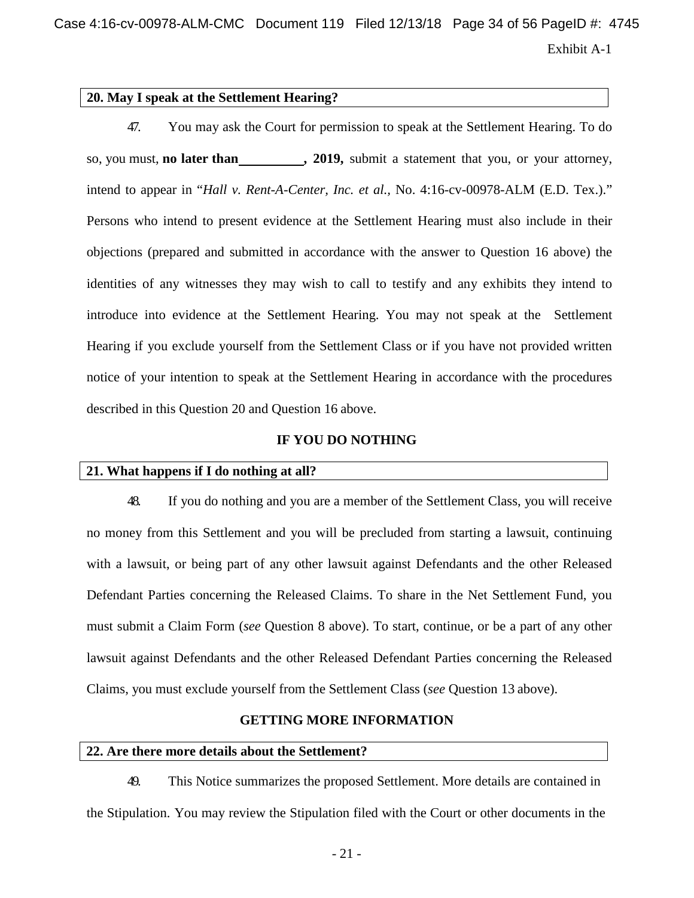Exhibit A-1

**20. May I speak at the Settlement Hearing?**

47. You may ask the Court for permission to speak at the Settlement Hearing. To do so, you must, **no later than __________, 2019,** submit a statement that you, or your attorney, intend to appear in "*Hall v. Rent-A-Center, Inc. et al.*, No. 4:16-cv-00978-ALM (E.D. Tex.)." Persons who intend to present evidence at the Settlement Hearing must also include in their objections (prepared and submitted in accordance with the answer to Question 16 above) the identities of any witnesses they may wish to call to testify and any exhibits they intend to introduce into evidence at the Settlement Hearing. You may not speak at the Settlement Hearing if you exclude yourself from the Settlement Class or if you have not provided written notice of your intention to speak at the Settlement Hearing in accordance with the procedures described in this Question 20 and Question 16 above.

## IF YOU DO NOTHING

**21. What happens if I do nothing at all?**

48. If you do nothing and you are a member of the Settlement Class, you will receive no money from this Settlement and you will be precluded from starting a lawsuit, continuing with a lawsuit, or being part of any other lawsuit against Defendants and the other Released Defendant Parties concerning the Released Claims. To share in the Net Settlement Fund, you must submit a Claim Form (*see* Question 8 above). To start, continue, or be a part of any other lawsuit against Defendants and the other Released Defendant Parties concerning the Released Claims, you must exclude yourself from the Settlement Class (*see* Question 13 above).

## GETTING MORE INFORMATION

**22. Are there more details about the Settlement?**

49. This Notice summarizes the proposed Settlement. More details are contained in the Stipulation. You may review the Stipulation filed with the Court or other documents in the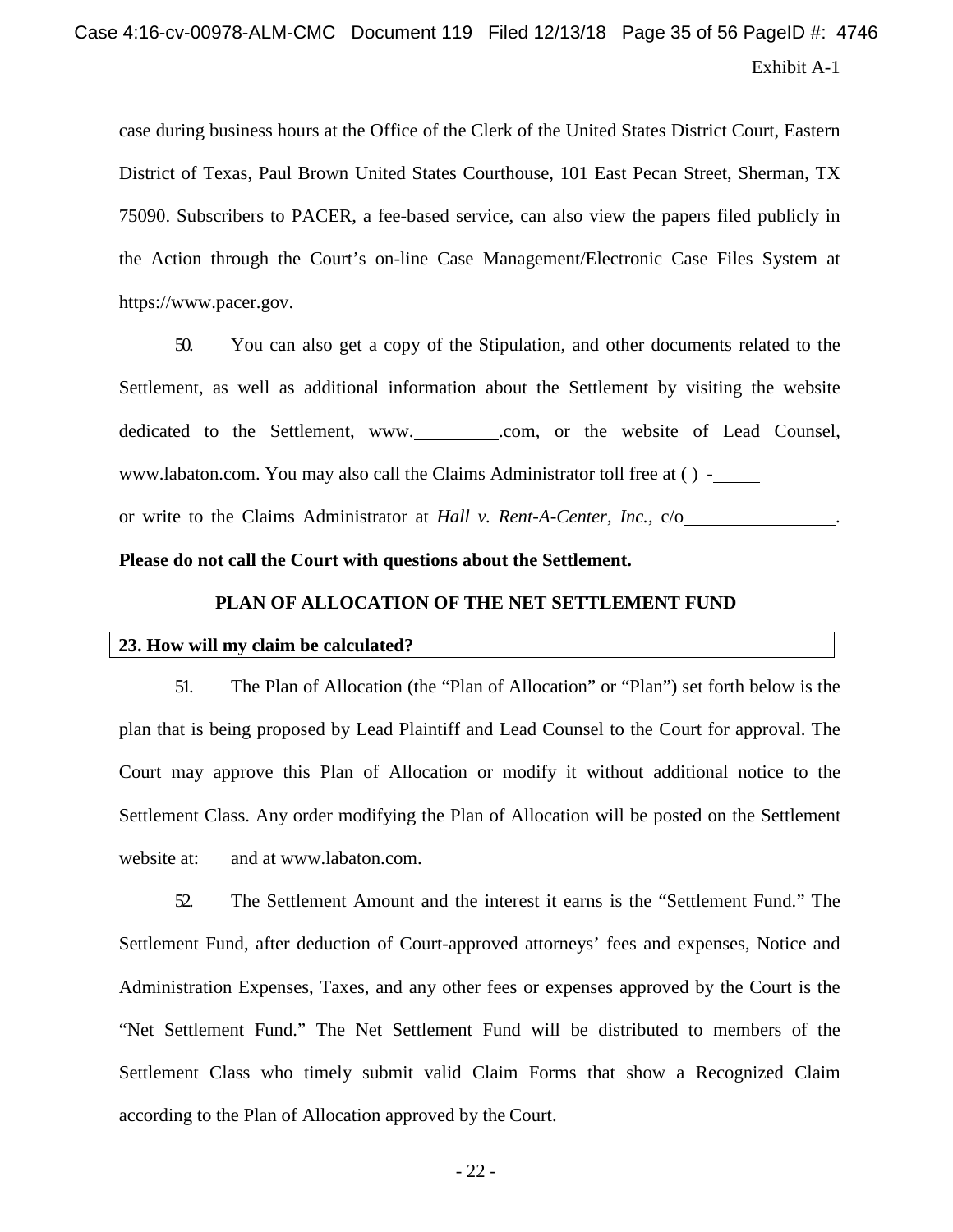case during business hours at the Office of the Clerk of the United States District Court, Eastern District of Texas, Paul Brown United States Courthouse, 101 East Pecan Street, Sherman, TX 75090. Subscribers to PACER, a fee-based service, can also view the papers filed publicly in the Action through the Court's on-line Case Management/Electronic Case Files System at https://www.pacer.gov.

50. You can also get a copy of the Stipulation, and other documents related to the Settlement, as well as additional information about the Settlement by visiting the website dedicated to the Settlement, www.__________.com, or the website of Lead Counsel, www.labaton.com. You may also call the Claims Administrator toll free at ( ) -_____ or write to the Claims Administrator at *Hall v. Rent-A-Center, Inc.,* c/o_________________.

**Please do not call the Court with questions about the Settlement.**

## PLAN OF ALLOCATION OF THE NET SETTLEMENT FUND

**23. How will my claim be calculated?**

51. The Plan of Allocation (the "Plan of Allocation" or "Plan") set forth below is the plan that is being proposed by Lead Plaintiff and Lead Counsel to the Court for approval. The Court may approve this Plan of Allocation or modify it without additional notice to the Settlement Class. Any order modifying the Plan of Allocation will be posted on the Settlement website at:____ and at www.labaton.com.

52. The Settlement Amount and the interest it earns is the "Settlement Fund." The Settlement Fund, after deduction of Court-approved attorneys' fees and expenses, Notice and Administration Expenses, Taxes, and any other fees or expenses approved by the Court is the "Net Settlement Fund." The Net Settlement Fund will be distributed to members of the Settlement Class who timely submit valid Claim Forms that show a Recognized Claim according to the Plan of Allocation approved by the Court.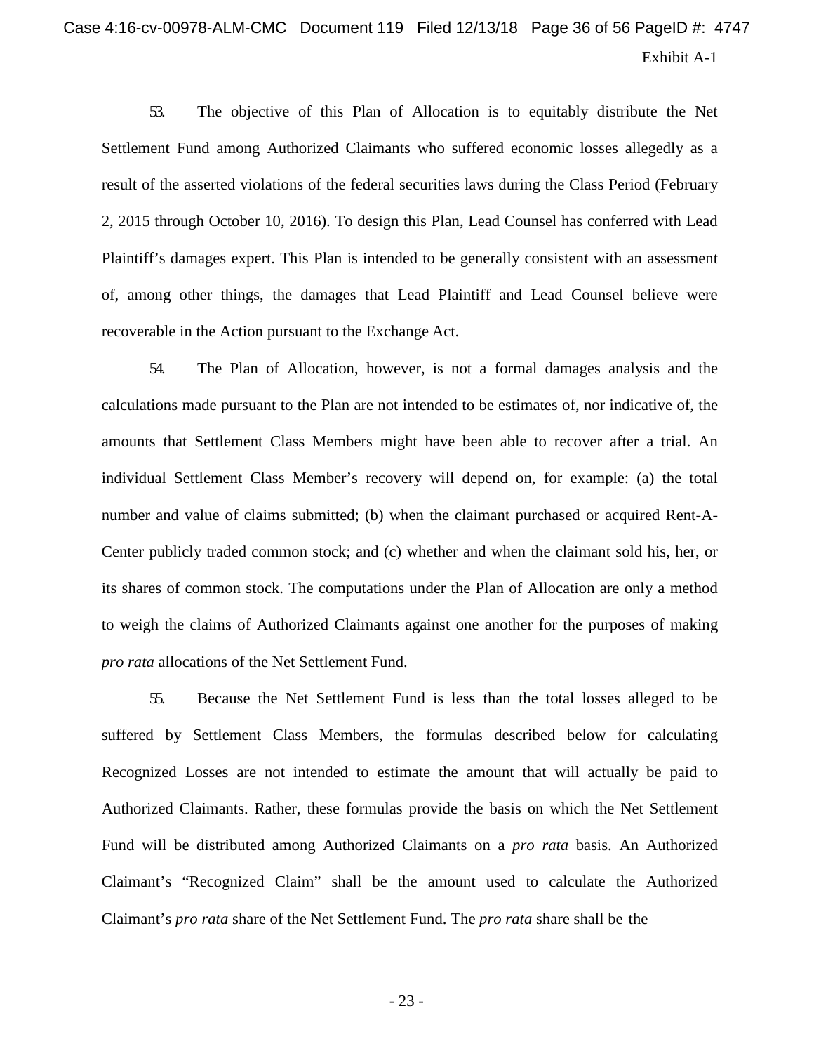53. The objective of this Plan of Allocation is to equitably distribute the Net Settlement Fund among Authorized Claimants who suffered economic losses allegedly as a result of the asserted violations of the federal securities laws during the Class Period (February 2, 2015 through October 10, 2016). To design this Plan, Lead Counsel has conferred with Lead Plaintiff's damages expert. This Plan is intended to be generally consistent with an assessment of, among other things, the damages that Lead Plaintiff and Lead Counsel believe were recoverable in the Action pursuant to the Exchange Act.

54. The Plan of Allocation, however, is not a formal damages analysis and the calculations made pursuant to the Plan are not intended to be estimates of, nor indicative of, the amounts that Settlement Class Members might have been able to recover after a trial. An individual Settlement Class Member's recovery will depend on, for example: (a) the total number and value of claims submitted; (b) when the claimant purchased or acquired Rent-A-Center publicly traded common stock; and (c) whether and when the claimant sold his, her, or its shares of common stock. The computations under the Plan of Allocation are only a method to weigh the claims of Authorized Claimants against one another for the purposes of making *pro rata* allocations of the Net Settlement Fund.

55. Because the Net Settlement Fund is less than the total losses alleged to be suffered by Settlement Class Members, the formulas described below for calculating Recognized Losses are not intended to estimate the amount that will actually be paid to Authorized Claimants. Rather, these formulas provide the basis on which the Net Settlement Fund will be distributed among Authorized Claimants on a *pro rata* basis. An Authorized Claimant's "Recognized Claim" shall be the amount used to calculate the Authorized Claimant's *pro rata* share of the Net Settlement Fund. The *pro rata* share shall be the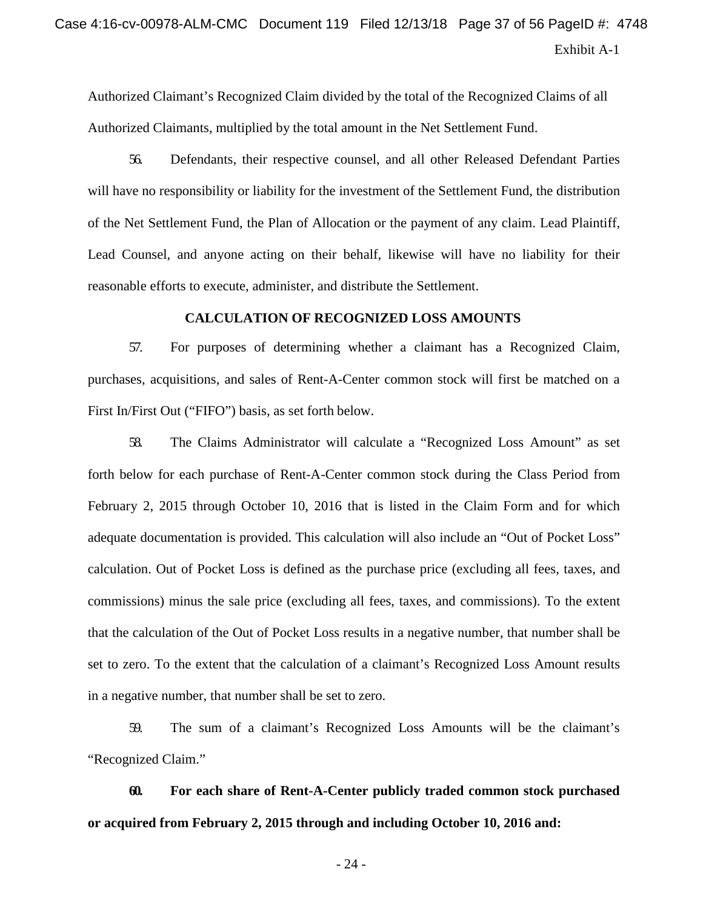Authorized Claimant's Recognized Claim divided by the total of the Recognized Claims of all Authorized Claimants, multiplied by the total amount in the Net Settlement Fund.

56. Defendants, their respective counsel, and all other Released Defendant Parties will have no responsibility or liability for the investment of the Settlement Fund, the distribution of the Net Settlement Fund, the Plan of Allocation or the payment of any claim. Lead Plaintiff, Lead Counsel, and anyone acting on their behalf, likewise will have no liability for their reasonable efforts to execute, administer, and distribute the Settlement.

**CALCULATION OF RECOGNIZED LOSS AMOUNTS**

57. For purposes of determining whether a claimant has a Recognized Claim, purchases, acquisitions, and sales of Rent-A-Center common stock will first be matched on a First In/First Out ("FIFO") basis, as set forth below.

58. The Claims Administrator will calculate a "Recognized Loss Amount" as set forth below for each purchase of Rent-A-Center common stock during the Class Period from February 2, 2015 through October 10, 2016 that is listed in the Claim Form and for which adequate documentation is provided. This calculation will also include an "Out of Pocket Loss" calculation. Out of Pocket Loss is defined as the purchase price (excluding all fees, taxes, and commissions) minus the sale price (excluding all fees, taxes, and commissions). To the extent that the calculation of the Out of Pocket Loss results in a negative number, that number shall be set to zero. To the extent that the calculation of a claimant's Recognized Loss Amount results in a negative number, that number shall be set to zero.

59. The sum of a claimant's Recognized Loss Amounts will be the claimant's "Recognized Claim."

**60. For each share of Rent-A-Center publicly traded common stock purchased or acquired from February 2, 2015 through and including October 10, 2016 and:**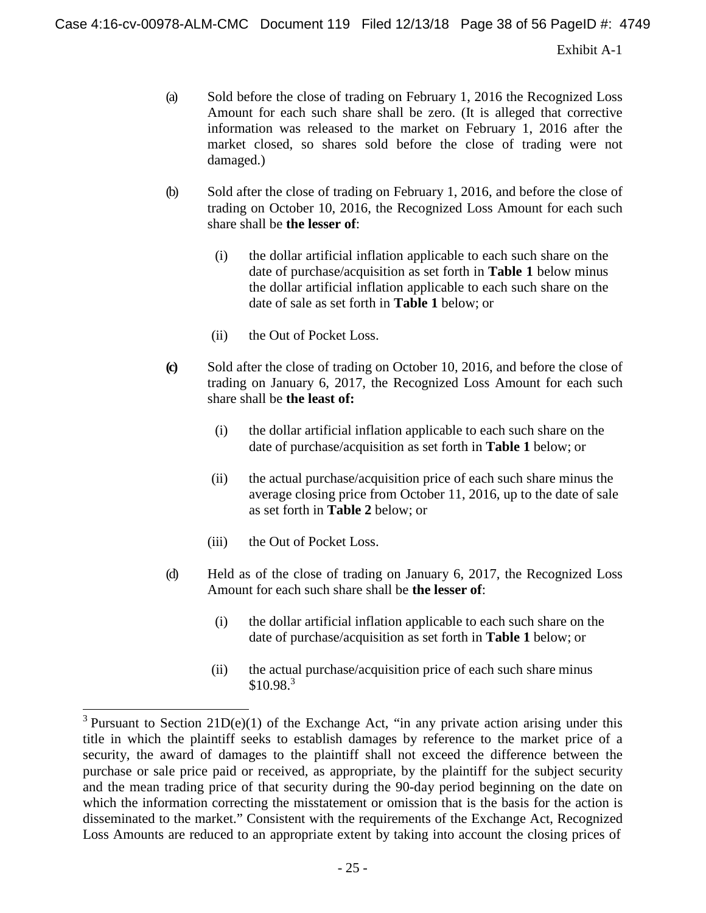Exhibit A-1

(a) Sold before the close of trading on February 1, 2016 the Recognized Loss Amount for each such share shall be zero. (It is alleged that corrective information was released to the market on February 1, 2016 after the market closed, so shares sold before the close of trading were not damaged.)

(b) Sold after the close of trading on February 1, 2016, and before the close of trading on October 10, 2016, the Recognized Loss Amount for each such share shall be **the lesser of**:

   (i) the dollar artificial inflation applicable to each such share on the date of purchase/acquisition as set forth in **Table 1** below minus the dollar artificial inflation applicable to each such share on the date of sale as set forth in **Table 1** below; or

   (ii) the Out of Pocket Loss.

(c) Sold after the close of trading on October 10, 2016, and before the close of trading on January 6, 2017, the Recognized Loss Amount for each such share shall be **the least of:**

   (i) the dollar artificial inflation applicable to each such share on the date of purchase/acquisition as set forth in **Table 1** below; or

   (ii) the actual purchase/acquisition price of each such share minus the average closing price from October 11, 2016, up to the date of sale as set forth in **Table 2** below; or

   (iii) the Out of Pocket Loss.

(d) Held as of the close of trading on January 6, 2017, the Recognized Loss Amount for each such share shall be **the lesser of**:

   (i) the dollar artificial inflation applicable to each such share on the date of purchase/acquisition as set forth in **Table 1** below; or

   (ii) the actual purchase/acquisition price of each such share minus $10.98.[3]

[3] Pursuant to Section 21D(e)(1) of the Exchange Act, "in any private action arising under this title in which the plaintiff seeks to establish damages by reference to the market price of a security, the award of damages to the plaintiff shall not exceed the difference between the purchase or sale price paid or received, as appropriate, by the plaintiff for the subject security and the mean trading price of that security during the 90-day period beginning on the date on which the information correcting the misstatement or omission that is the basis for the action is disseminated to the market." Consistent with the requirements of the Exchange Act, Recognized Loss Amounts are reduced to an appropriate extent by taking into account the closing prices of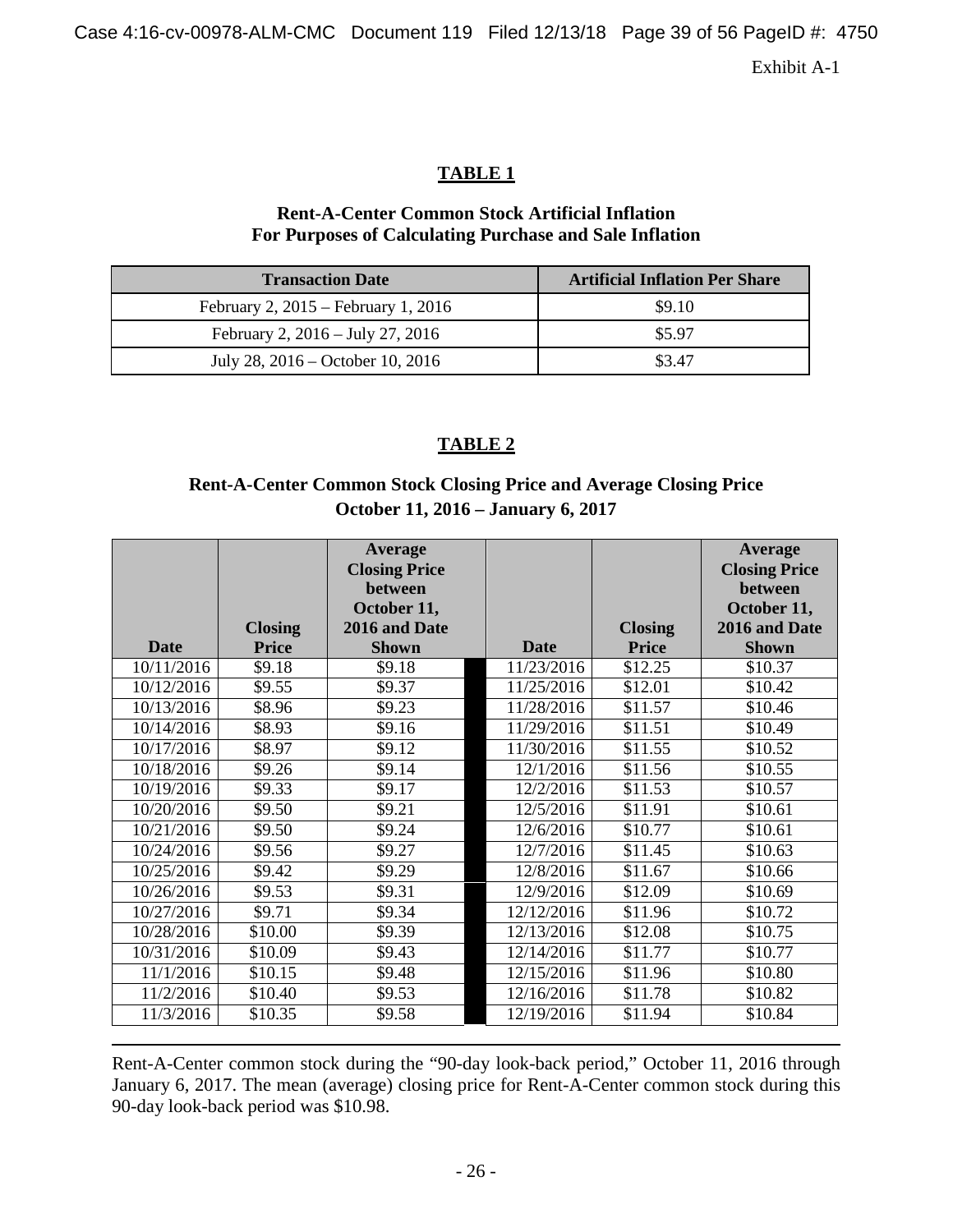Exhibit A-1

## TABLE 1

### Rent-A-Center Common Stock Artificial Inflation For Purposes of Calculating Purchase and Sale Inflation

| Transaction Date | Artificial Inflation Per Share |
|---|---|
| February 2, 2015 – February 1, 2016 | $9.10 |
| February 2, 2016 – July 27, 2016 | $5.97 |
| July 28, 2016 – October 10, 2016 | $3.47 |

## TABLE 2

### Rent-A-Center Common Stock Closing Price and Average Closing Price October 11, 2016 – January 6, 2017

| Date | Closing Price | Average Closing Price between October 11, 2016 and Date Shown | Date | Closing Price | Average Closing Price between October 11, 2016 and Date Shown |
|---|---|---|---|---|---|
| 10/11/2016 | $9.18 | $9.18 | 11/23/2016 | $12.25 | $10.37 |
| 10/12/2016 | $9.55 | $9.37 | 11/25/2016 | $12.01 | $10.42 |
| 10/13/2016 | $8.96 | $9.23 | 11/28/2016 | $11.57 | $10.46 |
| 10/14/2016 | $8.93 | $9.16 | 11/29/2016 | $11.51 | $10.49 |
| 10/17/2016 | $8.97 | $9.12 | 11/30/2016 | $11.55 | $10.52 |
| 10/18/2016 | $9.26 | $9.14 | 12/1/2016 | $11.56 | $10.55 |
| 10/19/2016 | $9.33 | $9.17 | 12/2/2016 | $11.53 | $10.57 |
| 10/20/2016 | $9.50 | $9.21 | 12/5/2016 | $11.91 | $10.61 |
| 10/21/2016 | $9.50 | $9.24 | 12/6/2016 | $10.77 | $10.61 |
| 10/24/2016 | $9.56 | $9.27 | 12/7/2016 | $11.45 | $10.63 |
| 10/25/2016 | $9.42 | $9.29 | 12/8/2016 | $11.67 | $10.66 |
| 10/26/2016 | $9.53 | $9.31 | 12/9/2016 | $12.09 | $10.69 |
| 10/27/2016 | $9.71 | $9.34 | 12/12/2016 | $11.96 | $10.72 |
| 10/28/2016 | $10.00 | $9.39 | 12/13/2016 | $12.08 | $10.75 |
| 10/31/2016 | $10.09 | $9.43 | 12/14/2016 | $11.77 | $10.77 |
| 11/1/2016 | $10.15 | $9.48 | 12/15/2016 | $11.96 | $10.80 |
| 11/2/2016 | $10.40 | $9.53 | 12/16/2016 | $11.78 | $10.82 |
| 11/3/2016 | $10.35 | $9.58 | 12/19/2016 | $11.94 | $10.84 |

Rent-A-Center common stock during the "90-day look-back period," October 11, 2016 through January 6, 2017. The mean (average) closing price for Rent-A-Center common stock during this 90-day look-back period was $10.98.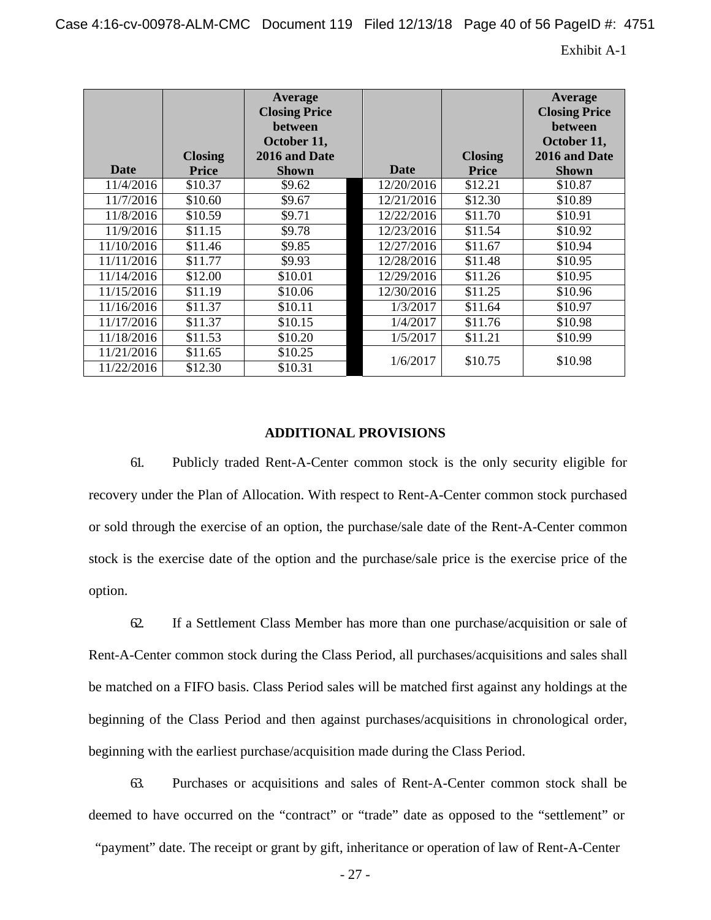Exhibit A-1

| Date | Closing Price | Average Closing Price between October 11, 2016 and Date Shown | Date | Closing Price | Average Closing Price between October 11, 2016 and Date Shown |
|---|---|---|---|---|---|
| 11/4/2016 | $10.37 | $9.62 | 12/20/2016 | $12.21 | $10.87 |
| 11/7/2016 | $10.60 | $9.67 | 12/21/2016 | $12.30 | $10.89 |
| 11/8/2016 | $10.59 | $9.71 | 12/22/2016 | $11.70 | $10.91 |
| 11/9/2016 | $11.15 | $9.78 | 12/23/2016 | $11.54 | $10.92 |
| 11/10/2016 | $11.46 | $9.85 | 12/27/2016 | $11.67 | $10.94 |
| 11/11/2016 | $11.77 | $9.93 | 12/28/2016 | $11.48 | $10.95 |
| 11/14/2016 | $12.00 | $10.01 | 12/29/2016 | $11.26 | $10.95 |
| 11/15/2016 | $11.19 | $10.06 | 12/30/2016 | $11.25 | $10.96 |
| 11/16/2016 | $11.37 | $10.11 | 1/3/2017 | $11.64 | $10.97 |
| 11/17/2016 | $11.37 | $10.15 | 1/4/2017 | $11.76 | $10.98 |
| 11/18/2016 | $11.53 | $10.20 | 1/5/2017 | $11.21 | $10.99 |
| 11/21/2016 | $11.65 | $10.25 | 1/6/2017 | $10.75 | $10.98 |
| 11/22/2016 | $12.30 | $10.31 | | | |

## ADDITIONAL PROVISIONS

61. Publicly traded Rent-A-Center common stock is the only security eligible for recovery under the Plan of Allocation. With respect to Rent-A-Center common stock purchased or sold through the exercise of an option, the purchase/sale date of the Rent-A-Center common stock is the exercise date of the option and the purchase/sale price is the exercise price of the option.

62. If a Settlement Class Member has more than one purchase/acquisition or sale of Rent-A-Center common stock during the Class Period, all purchases/acquisitions and sales shall be matched on a FIFO basis. Class Period sales will be matched first against any holdings at the beginning of the Class Period and then against purchases/acquisitions in chronological order, beginning with the earliest purchase/acquisition made during the Class Period.

63. Purchases or acquisitions and sales of Rent-A-Center common stock shall be deemed to have occurred on the "contract" or "trade" date as opposed to the "settlement" or "payment" date. The receipt or grant by gift, inheritance or operation of law of Rent-A-Center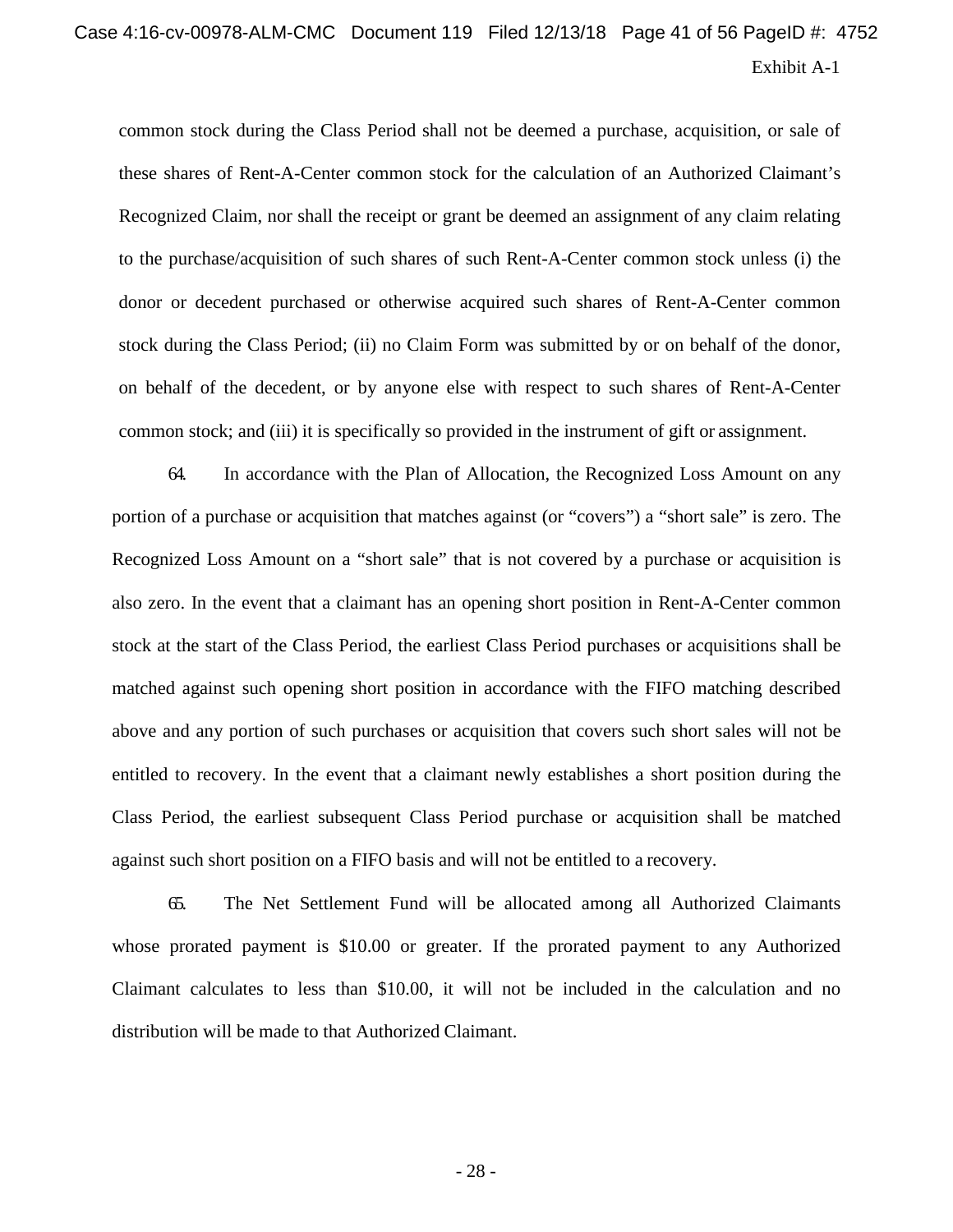common stock during the Class Period shall not be deemed a purchase, acquisition, or sale of these shares of Rent-A-Center common stock for the calculation of an Authorized Claimant's Recognized Claim, nor shall the receipt or grant be deemed an assignment of any claim relating to the purchase/acquisition of such shares of such Rent-A-Center common stock unless (i) the donor or decedent purchased or otherwise acquired such shares of Rent-A-Center common stock during the Class Period; (ii) no Claim Form was submitted by or on behalf of the donor, on behalf of the decedent, or by anyone else with respect to such shares of Rent-A-Center common stock; and (iii) it is specifically so provided in the instrument of gift or assignment.

64. In accordance with the Plan of Allocation, the Recognized Loss Amount on any portion of a purchase or acquisition that matches against (or "covers") a "short sale" is zero. The Recognized Loss Amount on a "short sale" that is not covered by a purchase or acquisition is also zero. In the event that a claimant has an opening short position in Rent-A-Center common stock at the start of the Class Period, the earliest Class Period purchases or acquisitions shall be matched against such opening short position in accordance with the FIFO matching described above and any portion of such purchases or acquisition that covers such short sales will not be entitled to recovery. In the event that a claimant newly establishes a short position during the Class Period, the earliest subsequent Class Period purchase or acquisition shall be matched against such short position on a FIFO basis and will not be entitled to a recovery.

65. The Net Settlement Fund will be allocated among all Authorized Claimants whose prorated payment is $10.00 or greater. If the prorated payment to any Authorized Claimant calculates to less than $10.00, it will not be included in the calculation and no distribution will be made to that Authorized Claimant.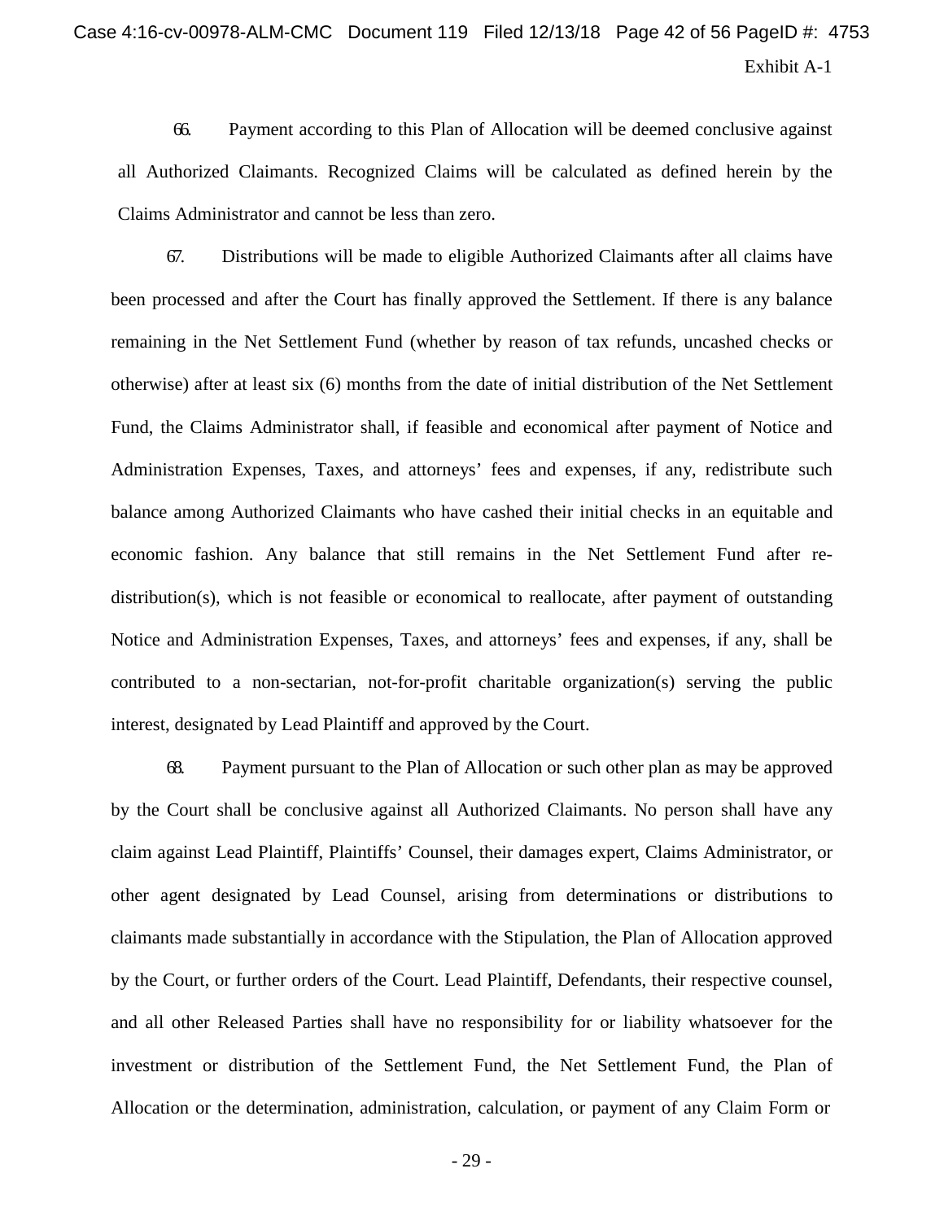66. Payment according to this Plan of Allocation will be deemed conclusive against all Authorized Claimants. Recognized Claims will be calculated as defined herein by the Claims Administrator and cannot be less than zero.

67. Distributions will be made to eligible Authorized Claimants after all claims have been processed and after the Court has finally approved the Settlement. If there is any balance remaining in the Net Settlement Fund (whether by reason of tax refunds, uncashed checks or otherwise) after at least six (6) months from the date of initial distribution of the Net Settlement Fund, the Claims Administrator shall, if feasible and economical after payment of Notice and Administration Expenses, Taxes, and attorneys' fees and expenses, if any, redistribute such balance among Authorized Claimants who have cashed their initial checks in an equitable and economic fashion. Any balance that still remains in the Net Settlement Fund after re-distribution(s), which is not feasible or economical to reallocate, after payment of outstanding Notice and Administration Expenses, Taxes, and attorneys' fees and expenses, if any, shall be contributed to a non-sectarian, not-for-profit charitable organization(s) serving the public interest, designated by Lead Plaintiff and approved by the Court.

68. Payment pursuant to the Plan of Allocation or such other plan as may be approved by the Court shall be conclusive against all Authorized Claimants. No person shall have any claim against Lead Plaintiff, Plaintiffs' Counsel, their damages expert, Claims Administrator, or other agent designated by Lead Counsel, arising from determinations or distributions to claimants made substantially in accordance with the Stipulation, the Plan of Allocation approved by the Court, or further orders of the Court. Lead Plaintiff, Defendants, their respective counsel, and all other Released Parties shall have no responsibility for or liability whatsoever for the investment or distribution of the Settlement Fund, the Net Settlement Fund, the Plan of Allocation or the determination, administration, calculation, or payment of any Claim Form or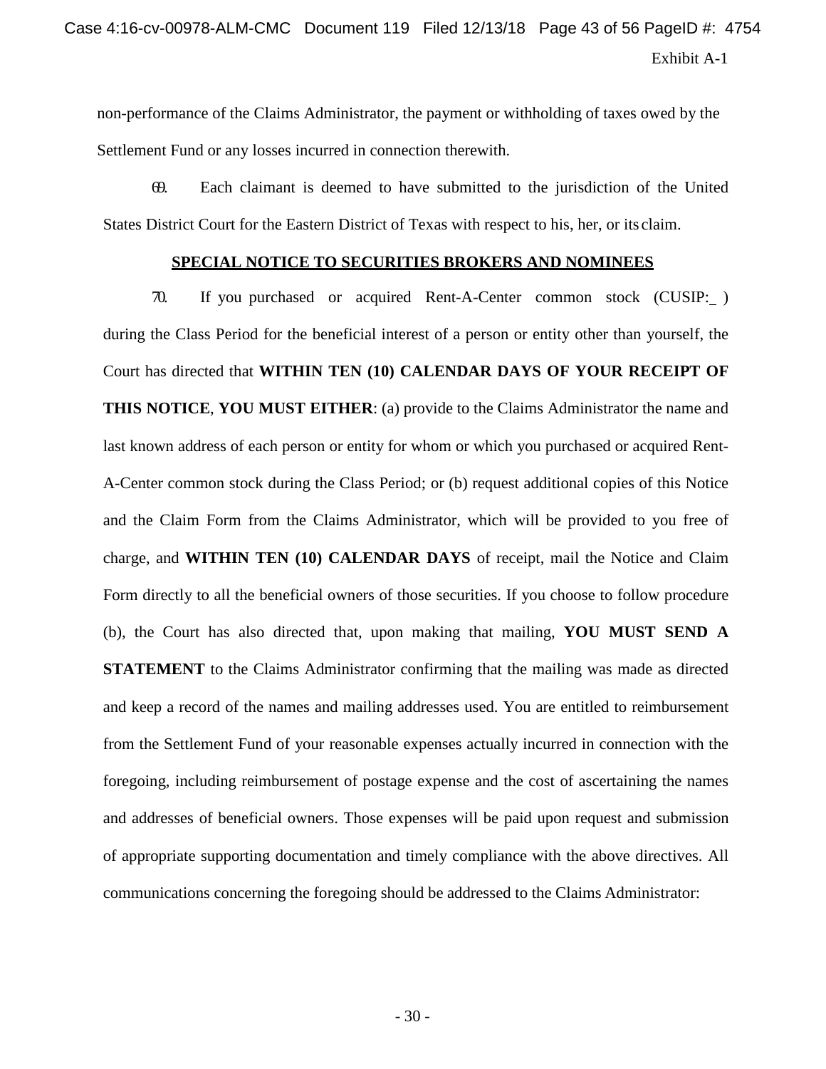non-performance of the Claims Administrator, the payment or withholding of taxes owed by the Settlement Fund or any losses incurred in connection therewith.

69. Each claimant is deemed to have submitted to the jurisdiction of the United States District Court for the Eastern District of Texas with respect to his, her, or its claim.

**SPECIAL NOTICE TO SECURITIES BROKERS AND NOMINEES**

70. If you purchased or acquired Rent-A-Center common stock (CUSIP:_ ) during the Class Period for the beneficial interest of a person or entity other than yourself, the Court has directed that **WITHIN TEN (10) CALENDAR DAYS OF YOUR RECEIPT OF THIS NOTICE**, **YOU MUST EITHER**: (a) provide to the Claims Administrator the name and last known address of each person or entity for whom or which you purchased or acquired Rent-A-Center common stock during the Class Period; or (b) request additional copies of this Notice and the Claim Form from the Claims Administrator, which will be provided to you free of charge, and **WITHIN TEN (10) CALENDAR DAYS** of receipt, mail the Notice and Claim Form directly to all the beneficial owners of those securities. If you choose to follow procedure (b), the Court has also directed that, upon making that mailing, **YOU MUST SEND A STATEMENT** to the Claims Administrator confirming that the mailing was made as directed and keep a record of the names and mailing addresses used. You are entitled to reimbursement from the Settlement Fund of your reasonable expenses actually incurred in connection with the foregoing, including reimbursement of postage expense and the cost of ascertaining the names and addresses of beneficial owners. Those expenses will be paid upon request and submission of appropriate supporting documentation and timely compliance with the above directives. All communications concerning the foregoing should be addressed to the Claims Administrator: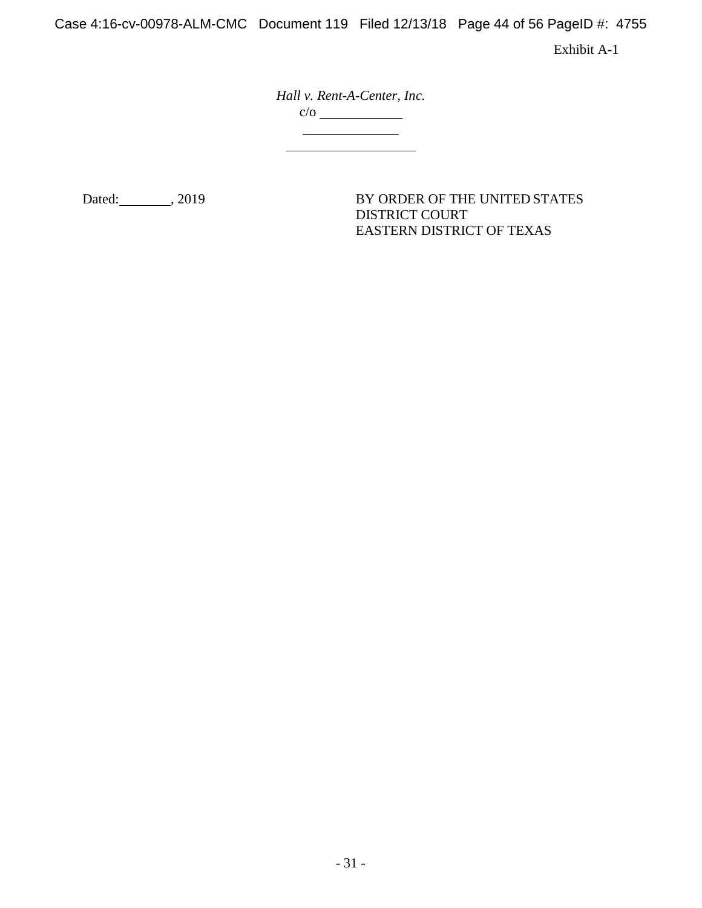Exhibit A-1

*Hall v. Rent-A-Center, Inc.*
c/o ____________
______________
___________________

Dated:________, 2019

BY ORDER OF THE UNITED STATES
DISTRICT COURT
EASTERN DISTRICT OF TEXAS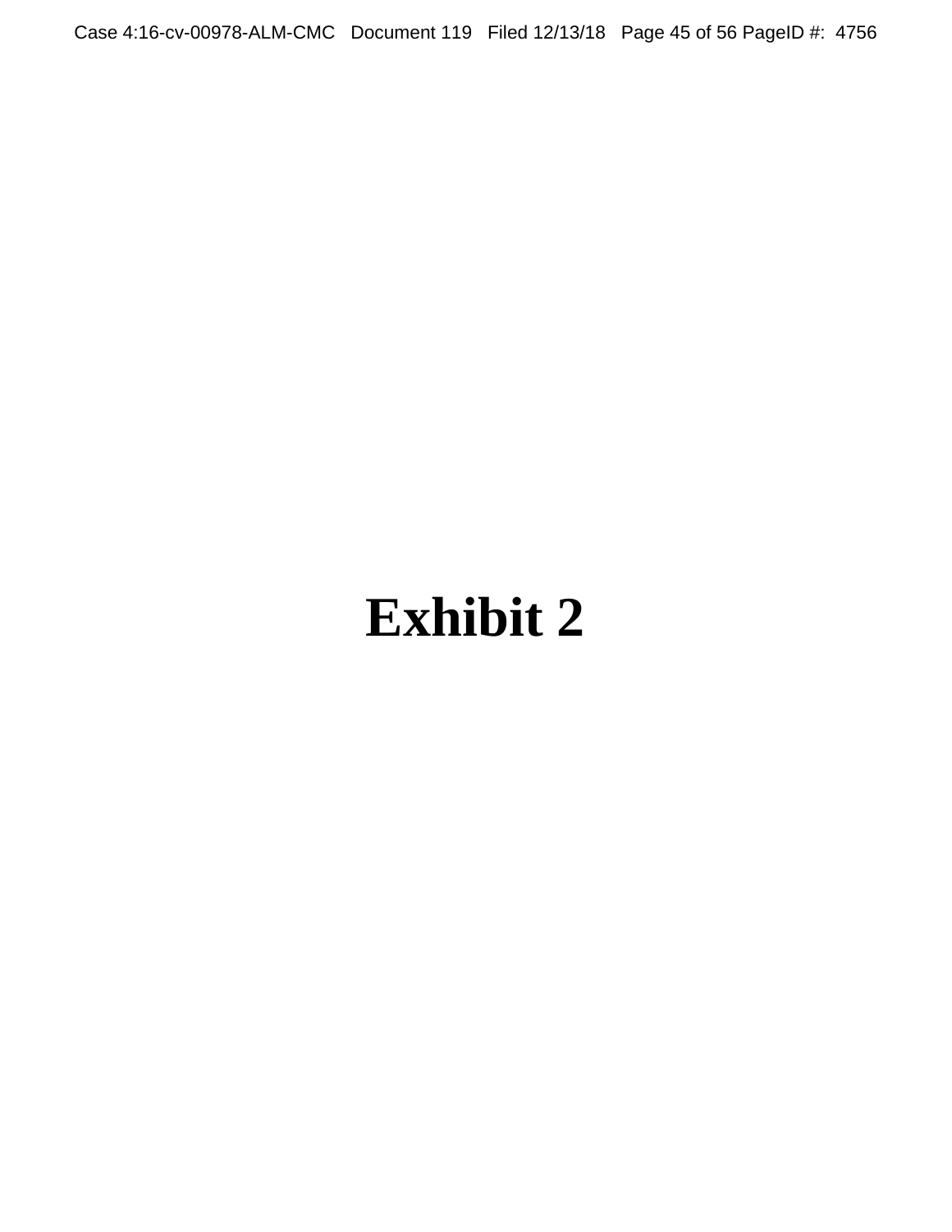# Exhibit 2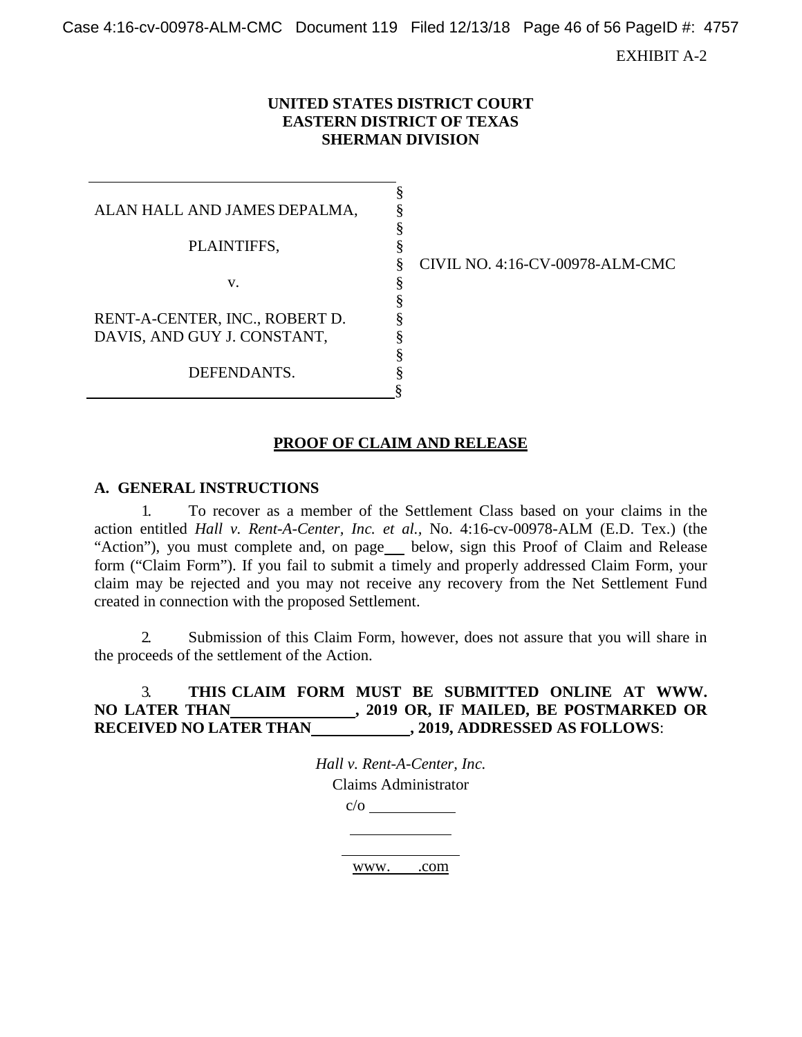EXHIBIT A-2

**UNITED STATES DISTRICT COURT**
**EASTERN DISTRICT OF TEXAS**
**SHERMAN DIVISION**

| | | |
|---|---|---|
| ALAN HALL AND JAMES DEPALMA, | § | |
| PLAINTIFFS, | § | |
| v. | § | CIVIL NO. 4:16-CV-00978-ALM-CMC |
| RENT-A-CENTER, INC., ROBERT D. DAVIS, AND GUY J. CONSTANT, | § | |
| DEFENDANTS. | § | |

**PROOF OF CLAIM AND RELEASE**

**A. GENERAL INSTRUCTIONS**

1. To recover as a member of the Settlement Class based on your claims in the action entitled *Hall v. Rent-A-Center, Inc. et al.,* No. 4:16-cv-00978-ALM (E.D. Tex.) (the "Action"), you must complete and, on page ___ below, sign this Proof of Claim and Release form ("Claim Form"). If you fail to submit a timely and properly addressed Claim Form, your claim may be rejected and you may not receive any recovery from the Net Settlement Fund created in connection with the proposed Settlement.

2. Submission of this Claim Form, however, does not assure that you will share in the proceeds of the settlement of the Action.

3. **THIS CLAIM FORM MUST BE SUBMITTED ONLINE AT WWW. NO LATER THAN ______________, 2019 OR, IF MAILED, BE POSTMARKED OR RECEIVED NO LATER THAN ____________, 2019, ADDRESSED AS FOLLOWS**:

*Hall v. Rent-A-Center, Inc.*
Claims Administrator
c/o ___________
_____________
_____________
www.      .com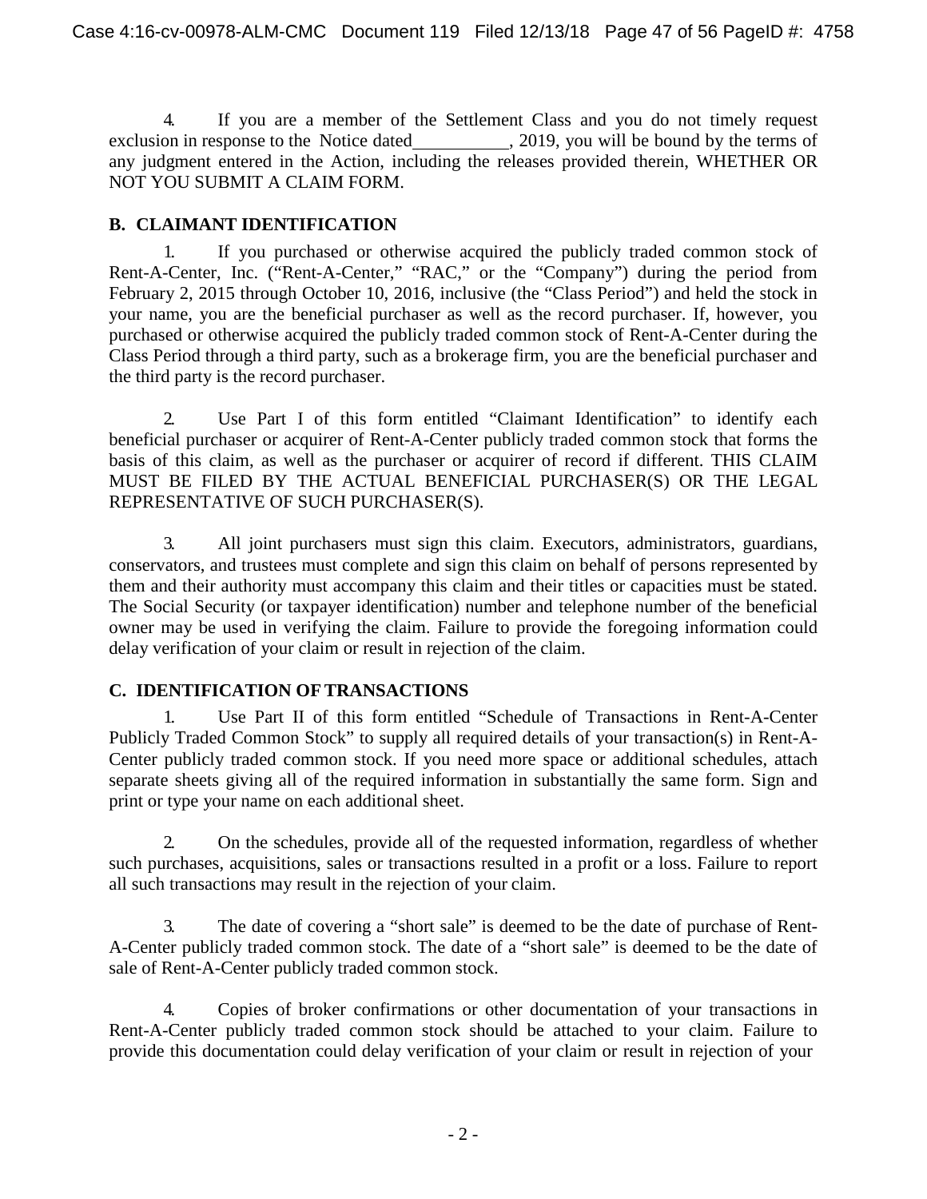4. If you are a member of the Settlement Class and you do not timely request exclusion in response to the Notice dated__________, 2019, you will be bound by the terms of any judgment entered in the Action, including the releases provided therein, WHETHER OR NOT YOU SUBMIT A CLAIM FORM.

## B. CLAIMANT IDENTIFICATION

1. If you purchased or otherwise acquired the publicly traded common stock of Rent-A-Center, Inc. ("Rent-A-Center," "RAC," or the "Company") during the period from February 2, 2015 through October 10, 2016, inclusive (the "Class Period") and held the stock in your name, you are the beneficial purchaser as well as the record purchaser. If, however, you purchased or otherwise acquired the publicly traded common stock of Rent-A-Center during the Class Period through a third party, such as a brokerage firm, you are the beneficial purchaser and the third party is the record purchaser.

2. Use Part I of this form entitled "Claimant Identification" to identify each beneficial purchaser or acquirer of Rent-A-Center publicly traded common stock that forms the basis of this claim, as well as the purchaser or acquirer of record if different. THIS CLAIM MUST BE FILED BY THE ACTUAL BENEFICIAL PURCHASER(S) OR THE LEGAL REPRESENTATIVE OF SUCH PURCHASER(S).

3. All joint purchasers must sign this claim. Executors, administrators, guardians, conservators, and trustees must complete and sign this claim on behalf of persons represented by them and their authority must accompany this claim and their titles or capacities must be stated. The Social Security (or taxpayer identification) number and telephone number of the beneficial owner may be used in verifying the claim. Failure to provide the foregoing information could delay verification of your claim or result in rejection of the claim.

## C. IDENTIFICATION OF TRANSACTIONS

1. Use Part II of this form entitled "Schedule of Transactions in Rent-A-Center Publicly Traded Common Stock" to supply all required details of your transaction(s) in Rent-A-Center publicly traded common stock. If you need more space or additional schedules, attach separate sheets giving all of the required information in substantially the same form. Sign and print or type your name on each additional sheet.

2. On the schedules, provide all of the requested information, regardless of whether such purchases, acquisitions, sales or transactions resulted in a profit or a loss. Failure to report all such transactions may result in the rejection of your claim.

3. The date of covering a "short sale" is deemed to be the date of purchase of Rent-A-Center publicly traded common stock. The date of a "short sale" is deemed to be the date of sale of Rent-A-Center publicly traded common stock.

4. Copies of broker confirmations or other documentation of your transactions in Rent-A-Center publicly traded common stock should be attached to your claim. Failure to provide this documentation could delay verification of your claim or result in rejection of your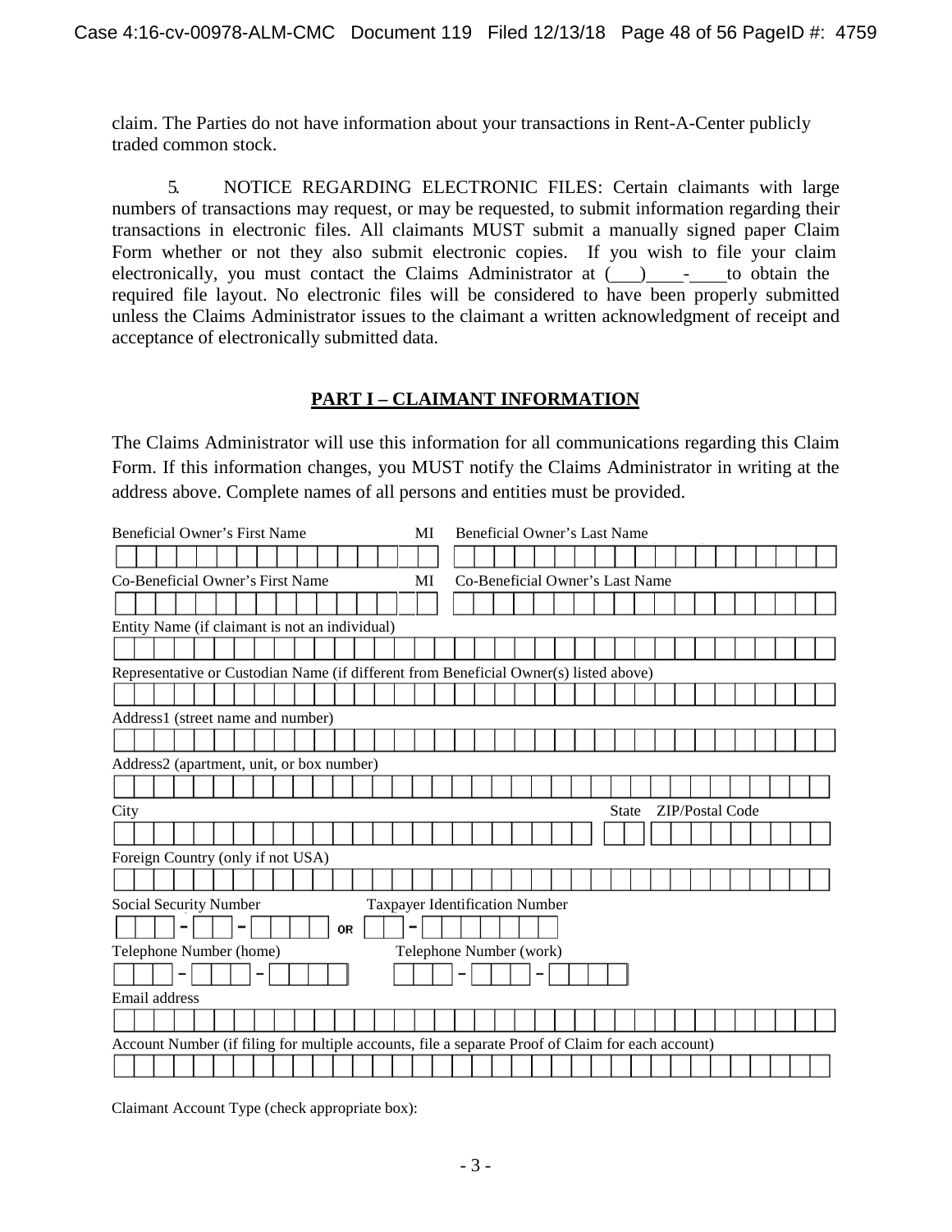claim. The Parties do not have information about your transactions in Rent-A-Center publicly traded common stock.

5. NOTICE REGARDING ELECTRONIC FILES: Certain claimants with large numbers of transactions may request, or may be requested, to submit information regarding their transactions in electronic files. All claimants MUST submit a manually signed paper Claim Form whether or not they also submit electronic copies. If you wish to file your claim electronically, you must contact the Claims Administrator at (___)____-____to obtain the required file layout. No electronic files will be considered to have been properly submitted unless the Claims Administrator issues to the claimant a written acknowledgment of receipt and acceptance of electronically submitted data.

## PART I – CLAIMANT INFORMATION

The Claims Administrator will use this information for all communications regarding this Claim Form. If this information changes, you MUST notify the Claims Administrator in writing at the address above. Complete names of all persons and entities must be provided.

Beneficial Owner's First Name ____________________ MI ___ Beneficial Owner's Last Name ____________________

Co-Beneficial Owner's First Name ____________________ MI ___ Co-Beneficial Owner's Last Name ____________________

Entity Name (if claimant is not an individual) ____________________

Representative or Custodian Name (if different from Beneficial Owner(s) listed above) ____________________

Address1 (street name and number) ____________________

Address2 (apartment, unit, or box number) ____________________

City ____________________ State ___ ZIP/Postal Code ____________________

Foreign Country (only if not USA) ____________________

Social Security Number ___ - ___ - ____ OR Taxpayer Identification Number ___ - _______

Telephone Number (home) ___ - ___ - ____ Telephone Number (work) ___ - ___ - ____

Email address ____________________

Account Number (if filing for multiple accounts, file a separate Proof of Claim for each account) ____________________

Claimant Account Type (check appropriate box):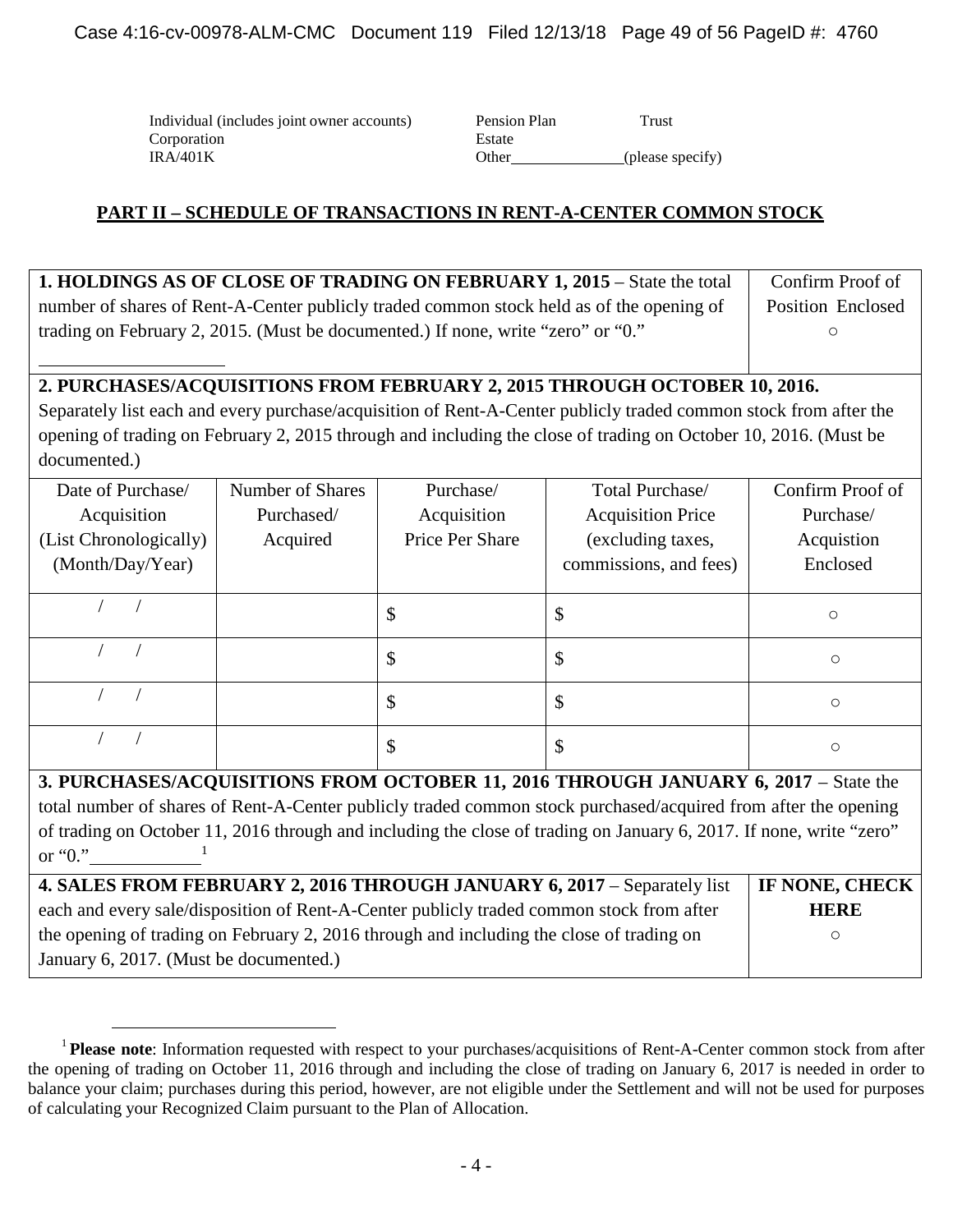Individual (includes joint owner accounts) Pension Plan Trust
Corporation Estate
IRA/401K Other______________(please specify)

## PART II – SCHEDULE OF TRANSACTIONS IN RENT-A-CENTER COMMON STOCK

| **1. HOLDINGS AS OF CLOSE OF TRADING ON FEBRUARY 1, 2015** – State the total number of shares of Rent-A-Center publicly traded common stock held as of the opening of trading on February 2, 2015. (Must be documented.) If none, write "zero" or "0." ____________ | Confirm Proof of Position Enclosed ○ |
|---|---|

**2. PURCHASES/ACQUISITIONS FROM FEBRUARY 2, 2015 THROUGH OCTOBER 10, 2016.** Separately list each and every purchase/acquisition of Rent-A-Center publicly traded common stock from after the opening of trading on February 2, 2015 through and including the close of trading on October 10, 2016. (Must be documented.)

| Date of Purchase/ Acquisition (List Chronologically) (Month/Day/Year) | Number of Shares Purchased/ Acquired | Purchase/ Acquisition Price Per Share | Total Purchase/ Acquisition Price (excluding taxes, commissions, and fees) | Confirm Proof of Purchase/ Acquistion Enclosed |
|---|---|---|---|---|
| / / | | $ | $ | ○ |
| / / | | $ | $ | ○ |
| / / | | $ | $ | ○ |
| / / | | $ | $ | ○ |

**3. PURCHASES/ACQUISITIONS FROM OCTOBER 11, 2016 THROUGH JANUARY 6, 2017** – State the total number of shares of Rent-A-Center publicly traded common stock purchased/acquired from after the opening of trading on October 11, 2016 through and including the close of trading on January 6, 2017. If none, write "zero" or "0." ____________[1]

| **4. SALES FROM FEBRUARY 2, 2016 THROUGH JANUARY 6, 2017** – Separately list each and every sale/disposition of Rent-A-Center publicly traded common stock from after the opening of trading on February 2, 2016 through and including the close of trading on January 6, 2017. (Must be documented.) | **IF NONE, CHECK HERE** ○ |
|---|---|

[1] **Please note**: Information requested with respect to your purchases/acquisitions of Rent-A-Center common stock from after the opening of trading on October 11, 2016 through and including the close of trading on January 6, 2017 is needed in order to balance your claim; purchases during this period, however, are not eligible under the Settlement and will not be used for purposes of calculating your Recognized Claim pursuant to the Plan of Allocation.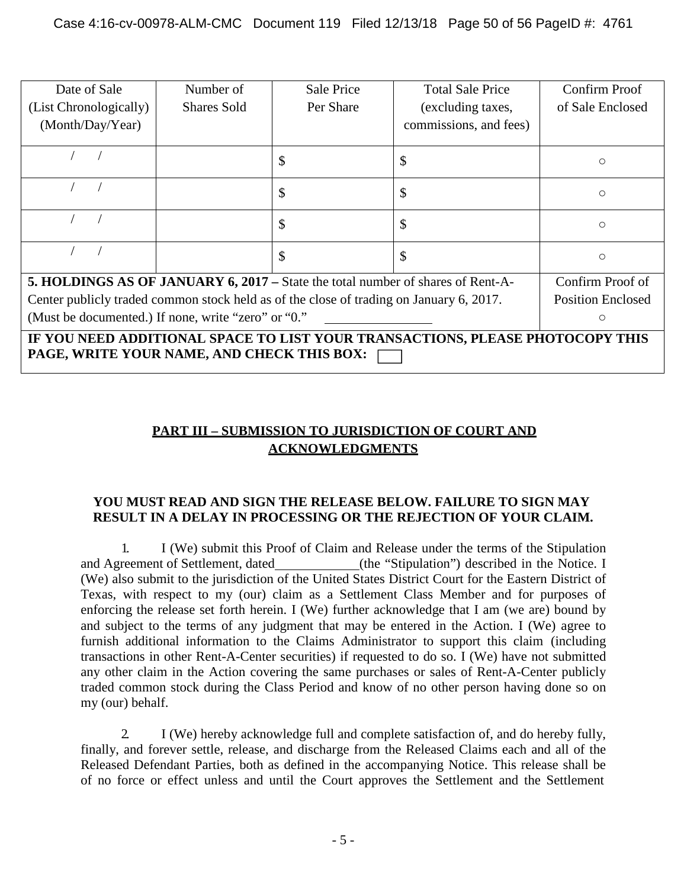| Date of Sale (List Chronologically) (Month/Day/Year) | Number of Shares Sold | Sale Price Per Share | Total Sale Price (excluding taxes, commissions, and fees) | Confirm Proof of Sale Enclosed |
|---|---|---|---|---|
| / / | | $ | $ | ○ |
| / / | | $ | $ | ○ |
| / / | | $ | $ | ○ |
| / / | | $ | $ | ○ |
| **5. HOLDINGS AS OF JANUARY 6, 2017 –** State the total number of shares of Rent-A-Center publicly traded common stock held as of the close of trading on January 6, 2017. (Must be documented.) If none, write "zero" or "0." ____________ | | | | Confirm Proof of Position Enclosed ○ |
| **IF YOU NEED ADDITIONAL SPACE TO LIST YOUR TRANSACTIONS, PLEASE PHOTOCOPY THIS PAGE, WRITE YOUR NAME, AND CHECK THIS BOX:** ☐ | | | | |

## PART III – SUBMISSION TO JURISDICTION OF COURT AND ACKNOWLEDGMENTS

**YOU MUST READ AND SIGN THE RELEASE BELOW. FAILURE TO SIGN MAY RESULT IN A DELAY IN PROCESSING OR THE REJECTION OF YOUR CLAIM.**

1. I (We) submit this Proof of Claim and Release under the terms of the Stipulation and Agreement of Settlement, dated____________(the "Stipulation") described in the Notice. I (We) also submit to the jurisdiction of the United States District Court for the Eastern District of Texas, with respect to my (our) claim as a Settlement Class Member and for purposes of enforcing the release set forth herein. I (We) further acknowledge that I am (we are) bound by and subject to the terms of any judgment that may be entered in the Action. I (We) agree to furnish additional information to the Claims Administrator to support this claim (including transactions in other Rent-A-Center securities) if requested to do so. I (We) have not submitted any other claim in the Action covering the same purchases or sales of Rent-A-Center publicly traded common stock during the Class Period and know of no other person having done so on my (our) behalf.

2. I (We) hereby acknowledge full and complete satisfaction of, and do hereby fully, finally, and forever settle, release, and discharge from the Released Claims each and all of the Released Defendant Parties, both as defined in the accompanying Notice. This release shall be of no force or effect unless and until the Court approves the Settlement and the Settlement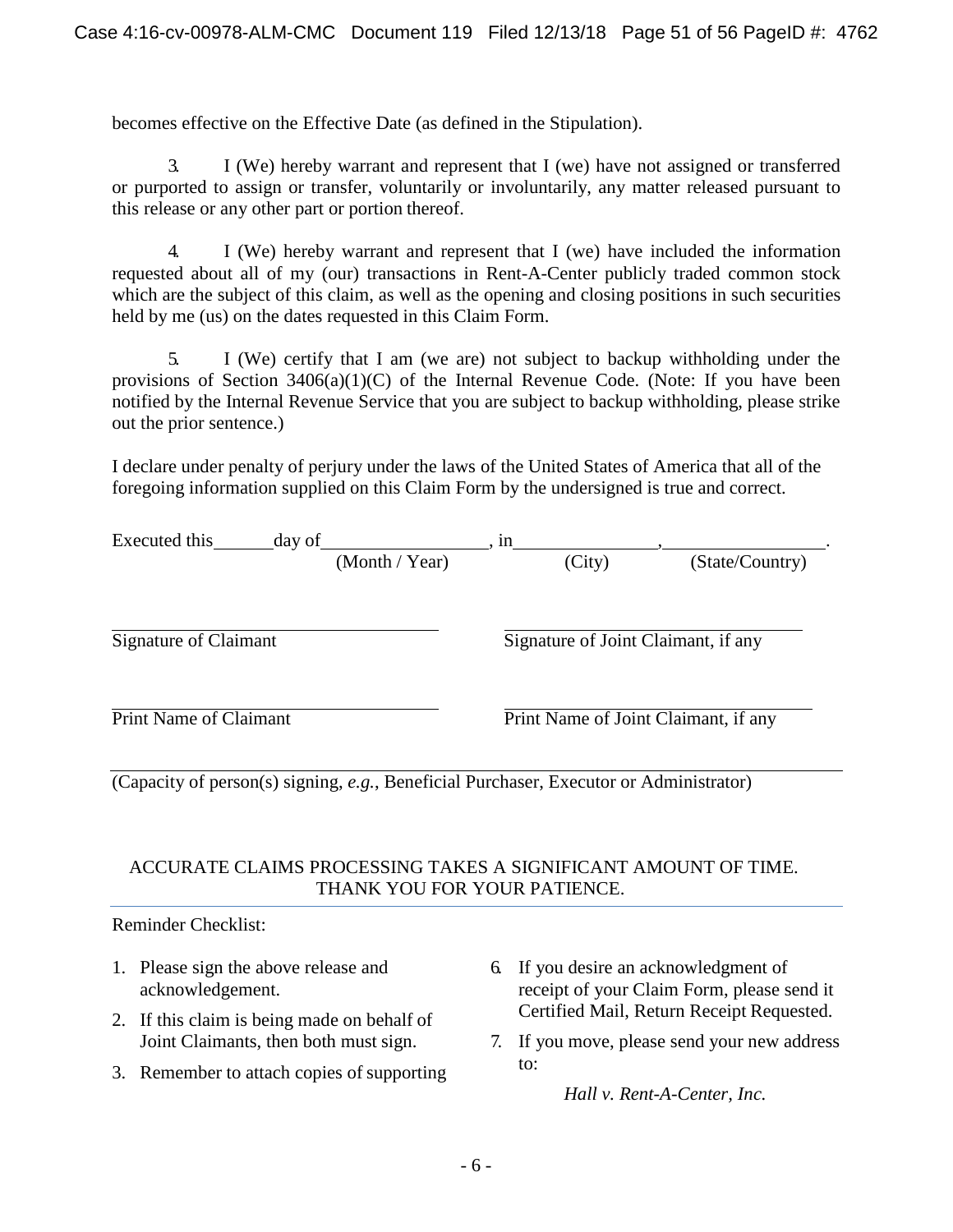becomes effective on the Effective Date (as defined in the Stipulation).

3. I (We) hereby warrant and represent that I (we) have not assigned or transferred or purported to assign or transfer, voluntarily or involuntarily, any matter released pursuant to this release or any other part or portion thereof.

4. I (We) hereby warrant and represent that I (we) have included the information requested about all of my (our) transactions in Rent-A-Center publicly traded common stock which are the subject of this claim, as well as the opening and closing positions in such securities held by me (us) on the dates requested in this Claim Form.

5. I (We) certify that I am (we are) not subject to backup withholding under the provisions of Section 3406(a)(1)(C) of the Internal Revenue Code. (Note: If you have been notified by the Internal Revenue Service that you are subject to backup withholding, please strike out the prior sentence.)

I declare under penalty of perjury under the laws of the United States of America that all of the foregoing information supplied on this Claim Form by the undersigned is true and correct.

Executed this\_\_\_\_\_\_day of\_\_\_\_\_\_\_\_\_\_\_\_\_\_\_\_\_\_, in\_\_\_\_\_\_\_\_\_\_\_\_\_\_\_\_,\_\_\_\_\_\_\_\_\_\_\_\_\_\_\_\_\_\_.
(Month / Year) (City) (State/Country)

\_\_\_\_\_\_\_\_\_\_\_\_\_\_\_\_\_\_\_\_\_\_\_\_\_\_\_\_\_\_\_\_
Signature of Claimant

\_\_\_\_\_\_\_\_\_\_\_\_\_\_\_\_\_\_\_\_\_\_\_\_\_\_\_\_\_\_\_\_
Signature of Joint Claimant, if any

\_\_\_\_\_\_\_\_\_\_\_\_\_\_\_\_\_\_\_\_\_\_\_\_\_\_\_\_\_\_\_\_
Print Name of Claimant

\_\_\_\_\_\_\_\_\_\_\_\_\_\_\_\_\_\_\_\_\_\_\_\_\_\_\_\_\_\_\_\_
Print Name of Joint Claimant, if any

\_\_\_\_\_\_\_\_\_\_\_\_\_\_\_\_\_\_\_\_\_\_\_\_\_\_\_\_\_\_\_\_\_\_\_\_\_\_\_\_\_\_\_\_\_\_\_\_\_\_\_\_\_\_\_\_\_\_\_\_\_\_\_\_\_\_\_\_
(Capacity of person(s) signing, *e.g.*, Beneficial Purchaser, Executor or Administrator)

ACCURATE CLAIMS PROCESSING TAKES A SIGNIFICANT AMOUNT OF TIME.
THANK YOU FOR YOUR PATIENCE.

---

Reminder Checklist:

1. Please sign the above release and acknowledgement.
2. If this claim is being made on behalf of Joint Claimants, then both must sign.
3. Remember to attach copies of supporting

6. If you desire an acknowledgment of receipt of your Claim Form, please send it Certified Mail, Return Receipt Requested.
7. If you move, please send your new address to:

   *Hall v. Rent-A-Center, Inc.*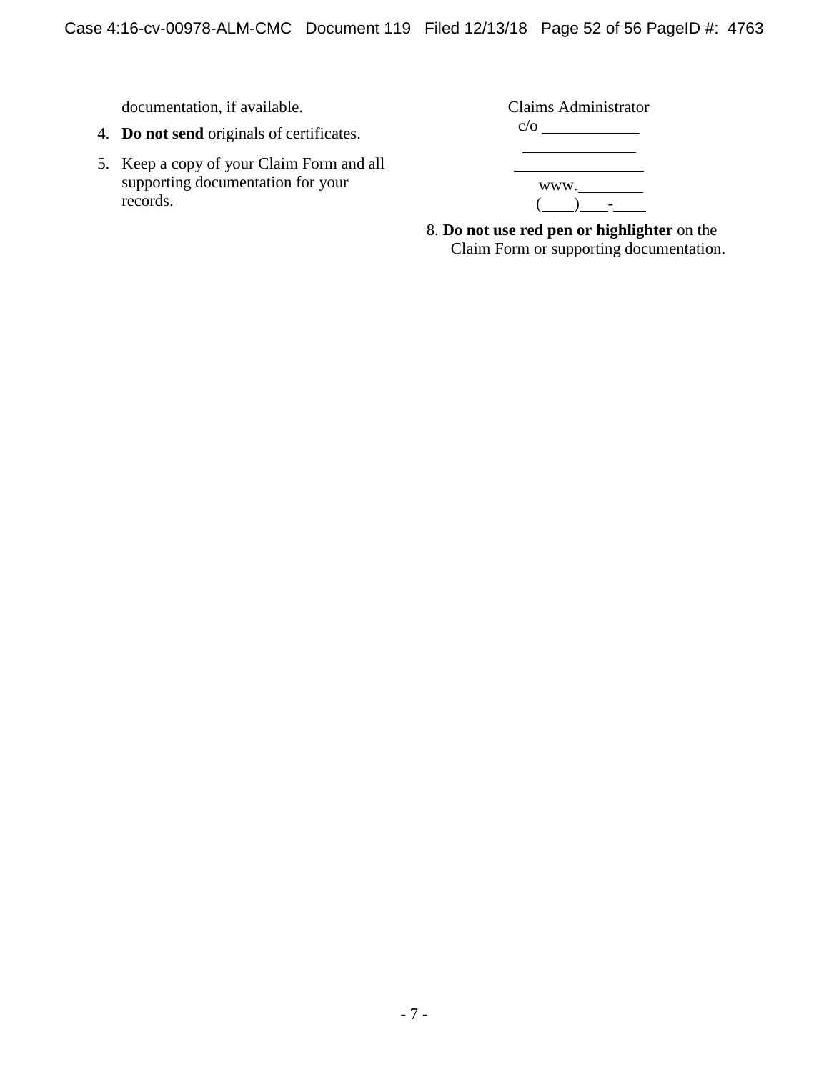documentation, if available.

4. **Do not send** originals of certificates.

5. Keep a copy of your Claim Form and all supporting documentation for your records.

Claims Administrator
c/o ____________
______________
________________
www.________
(____)____-____

8. **Do not use red pen or highlighter** on the Claim Form or supporting documentation.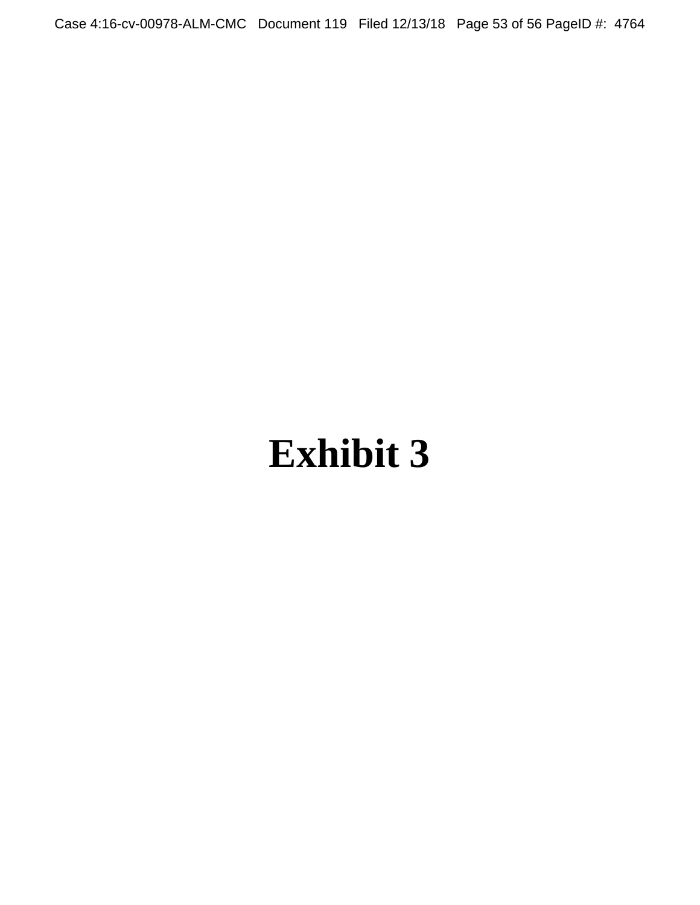# Exhibit 3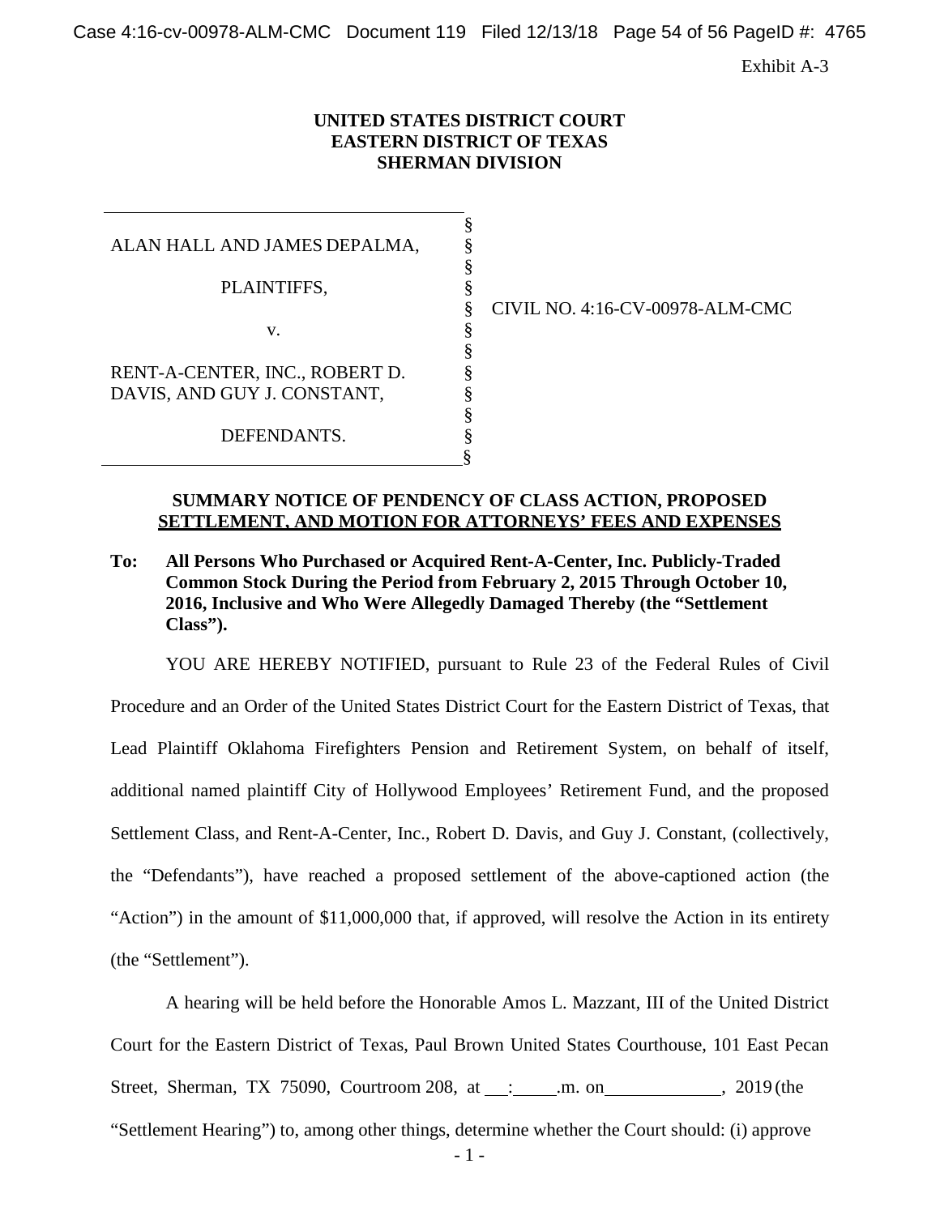Exhibit A-3

**UNITED STATES DISTRICT COURT**
**EASTERN DISTRICT OF TEXAS**
**SHERMAN DIVISION**

| | | |
|---|---|---|
| ALAN HALL AND JAMES DEPALMA, | § | |
| PLAINTIFFS, | § | CIVIL NO. 4:16-CV-00978-ALM-CMC |
| v. | § | |
| RENT-A-CENTER, INC., ROBERT D. DAVIS, AND GUY J. CONSTANT, | § | |
| DEFENDANTS. | § | |

**SUMMARY NOTICE OF PENDENCY OF CLASS ACTION, PROPOSED SETTLEMENT, AND MOTION FOR ATTORNEYS' FEES AND EXPENSES**

**To: All Persons Who Purchased or Acquired Rent-A-Center, Inc. Publicly-Traded Common Stock During the Period from February 2, 2015 Through October 10, 2016, Inclusive and Who Were Allegedly Damaged Thereby (the "Settlement Class").**

YOU ARE HEREBY NOTIFIED, pursuant to Rule 23 of the Federal Rules of Civil Procedure and an Order of the United States District Court for the Eastern District of Texas, that Lead Plaintiff Oklahoma Firefighters Pension and Retirement System, on behalf of itself, additional named plaintiff City of Hollywood Employees' Retirement Fund, and the proposed Settlement Class, and Rent-A-Center, Inc., Robert D. Davis, and Guy J. Constant, (collectively, the "Defendants"), have reached a proposed settlement of the above-captioned action (the "Action") in the amount of $11,000,000 that, if approved, will resolve the Action in its entirety (the "Settlement").

A hearing will be held before the Honorable Amos L. Mazzant, III of the United District Court for the Eastern District of Texas, Paul Brown United States Courthouse, 101 East Pecan Street, Sherman, TX 75090, Courtroom 208, at \_\_:\_\_\_\_.m. on\_\_\_\_\_\_\_\_\_\_\_\_, 2019 (the "Settlement Hearing") to, among other things, determine whether the Court should: (i) approve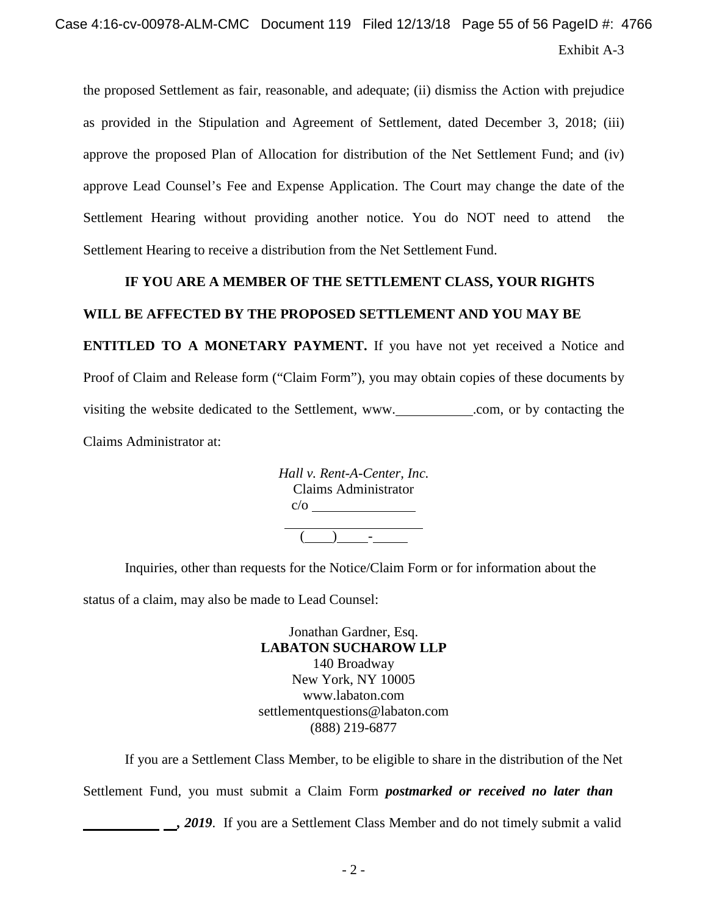Exhibit A-3

the proposed Settlement as fair, reasonable, and adequate; (ii) dismiss the Action with prejudice as provided in the Stipulation and Agreement of Settlement, dated December 3, 2018; (iii) approve the proposed Plan of Allocation for distribution of the Net Settlement Fund; and (iv) approve Lead Counsel's Fee and Expense Application. The Court may change the date of the Settlement Hearing without providing another notice. You do NOT need to attend the Settlement Hearing to receive a distribution from the Net Settlement Fund.

**IF YOU ARE A MEMBER OF THE SETTLEMENT CLASS, YOUR RIGHTS WILL BE AFFECTED BY THE PROPOSED SETTLEMENT AND YOU MAY BE ENTITLED TO A MONETARY PAYMENT.** If you have not yet received a Notice and Proof of Claim and Release form ("Claim Form"), you may obtain copies of these documents by visiting the website dedicated to the Settlement, www.___________.com, or by contacting the Claims Administrator at:

*Hall v. Rent-A-Center, Inc.*
Claims Administrator
c/o _______________
____________________
(____)____-_____

Inquiries, other than requests for the Notice/Claim Form or for information about the status of a claim, may also be made to Lead Counsel:

Jonathan Gardner, Esq.
**LABATON SUCHAROW LLP**
140 Broadway
New York, NY 10005
www.labaton.com
settlementquestions@labaton.com
(888) 219-6877

If you are a Settlement Class Member, to be eligible to share in the distribution of the Net Settlement Fund, you must submit a Claim Form ***postmarked or received no later than*** ***___________ __, 2019***. If you are a Settlement Class Member and do not timely submit a valid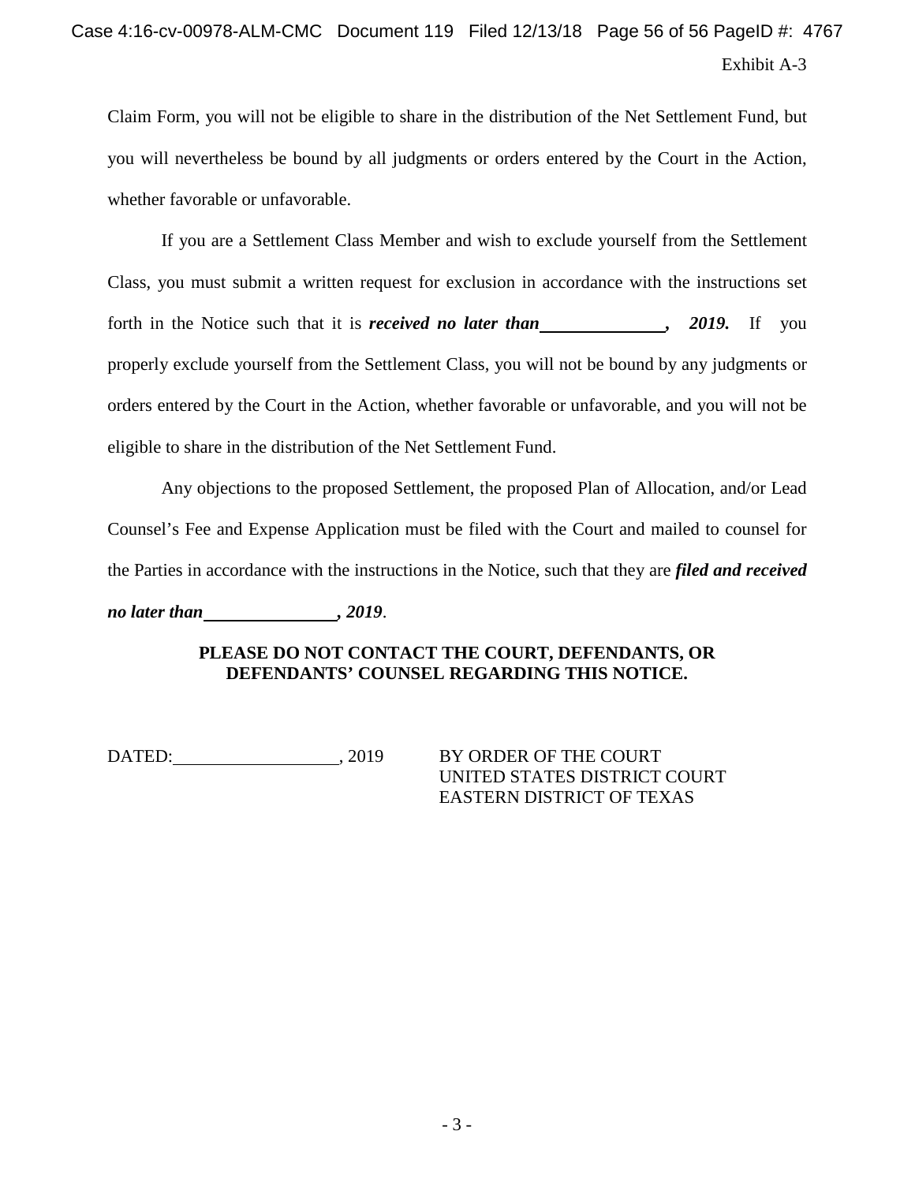Exhibit A-3

Claim Form, you will not be eligible to share in the distribution of the Net Settlement Fund, but you will nevertheless be bound by all judgments or orders entered by the Court in the Action, whether favorable or unfavorable.

If you are a Settlement Class Member and wish to exclude yourself from the Settlement Class, you must submit a written request for exclusion in accordance with the instructions set forth in the Notice such that it is ***received no later than \_\_\_\_\_\_\_\_\_\_\_\_\_\_, 2019.*** If you properly exclude yourself from the Settlement Class, you will not be bound by any judgments or orders entered by the Court in the Action, whether favorable or unfavorable, and you will not be eligible to share in the distribution of the Net Settlement Fund.

Any objections to the proposed Settlement, the proposed Plan of Allocation, and/or Lead Counsel's Fee and Expense Application must be filed with the Court and mailed to counsel for the Parties in accordance with the instructions in the Notice, such that they are ***filed and received no later than \_\_\_\_\_\_\_\_\_\_\_\_\_\_\_, 2019***.

**PLEASE DO NOT CONTACT THE COURT, DEFENDANTS, OR DEFENDANTS' COUNSEL REGARDING THIS NOTICE.**

DATED: \_\_\_\_\_\_\_\_\_\_\_\_\_\_\_\_\_\_, 2019

BY ORDER OF THE COURT
UNITED STATES DISTRICT COURT
EASTERN DISTRICT OF TEXAS